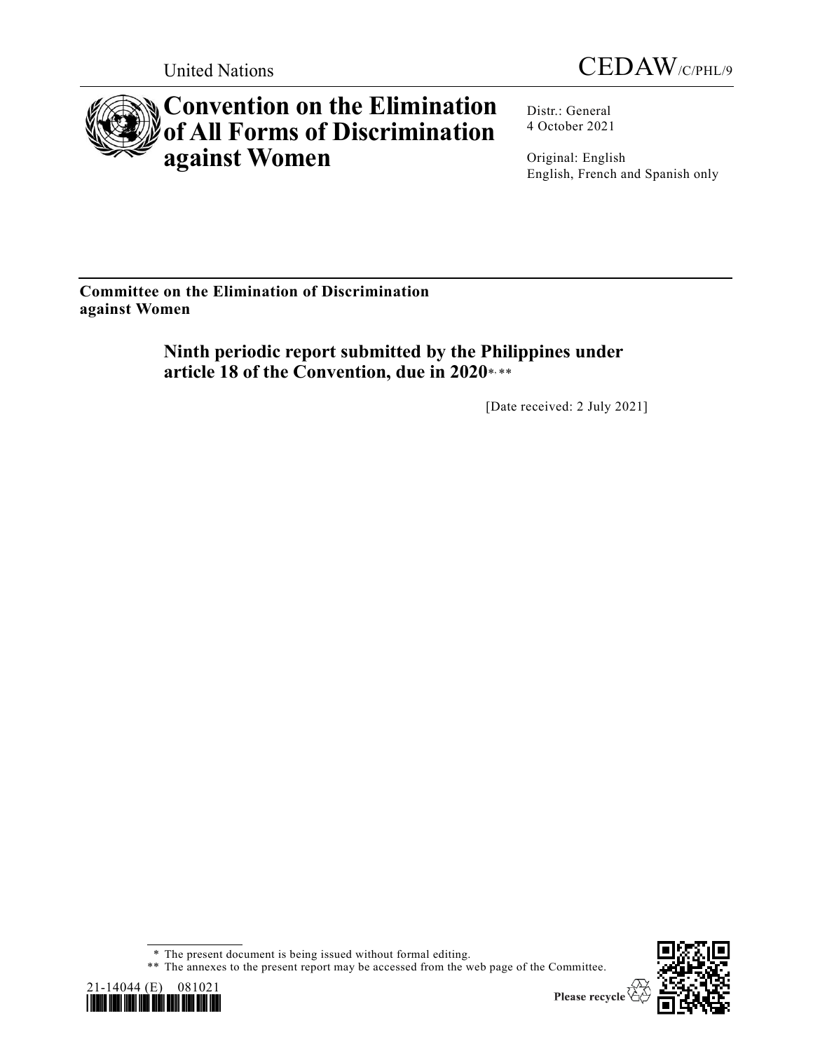United Nations

CEDAW/C/PHL/9

# Convention on the Elimination of All Forms of Discrimination against Women

Distr.: General
4 October 2021

Original: English
English, French and Spanish only

**Committee on the Elimination of Discrimination against Women**

## Ninth periodic report submitted by the Philippines under article 18 of the Convention, due in 2020*, **

[Date received: 2 July 2021]

\* The present document is being issued without formal editing.

\*\* The annexes to the present report may be accessed from the web page of the Committee.

21-14044 (E) 081021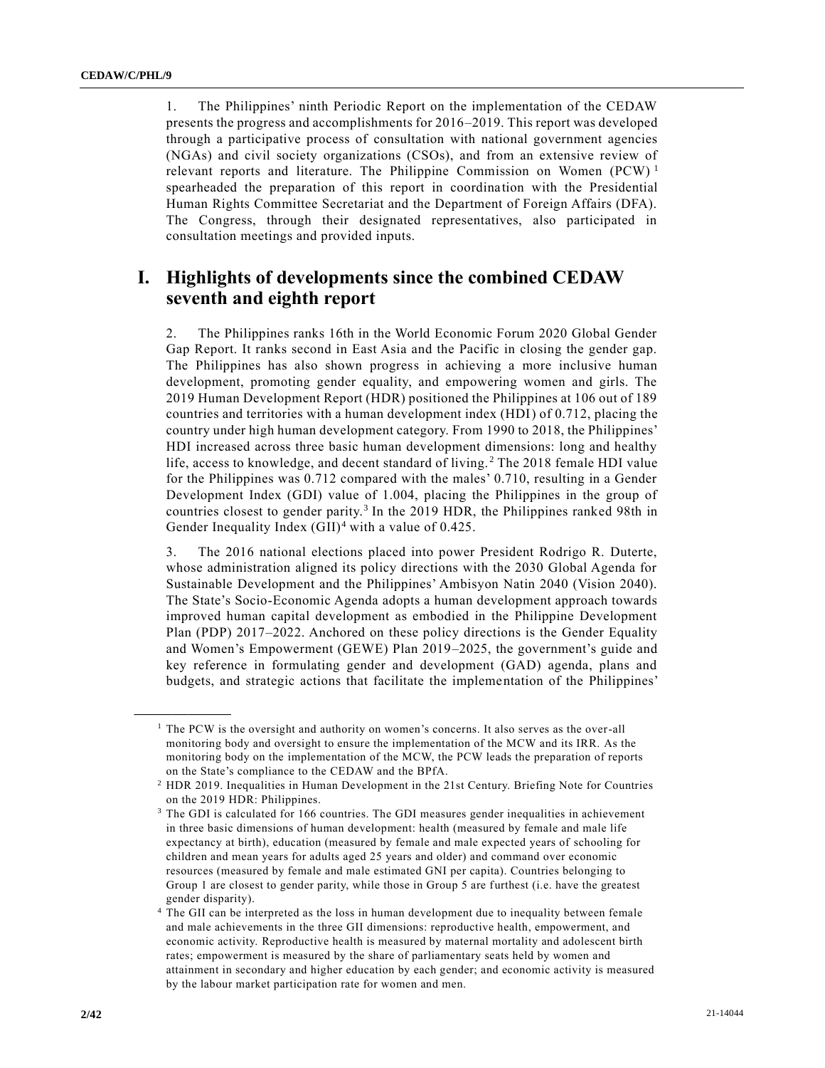1. The Philippines' ninth Periodic Report on the implementation of the CEDAW presents the progress and accomplishments for 2016–2019. This report was developed through a participative process of consultation with national government agencies (NGAs) and civil society organizations (CSOs), and from an extensive review of relevant reports and literature. The Philippine Commission on Women (PCW) [1] spearheaded the preparation of this report in coordination with the Presidential Human Rights Committee Secretariat and the Department of Foreign Affairs (DFA). The Congress, through their designated representatives, also participated in consultation meetings and provided inputs.

# I. Highlights of developments since the combined CEDAW seventh and eighth report

2. The Philippines ranks 16th in the World Economic Forum 2020 Global Gender Gap Report. It ranks second in East Asia and the Pacific in closing the gender gap. The Philippines has also shown progress in achieving a more inclusive human development, promoting gender equality, and empowering women and girls. The 2019 Human Development Report (HDR) positioned the Philippines at 106 out of 189 countries and territories with a human development index (HDI) of 0.712, placing the country under high human development category. From 1990 to 2018, the Philippines' HDI increased across three basic human development dimensions: long and healthy life, access to knowledge, and decent standard of living.[2] The 2018 female HDI value for the Philippines was 0.712 compared with the males' 0.710, resulting in a Gender Development Index (GDI) value of 1.004, placing the Philippines in the group of countries closest to gender parity.[3] In the 2019 HDR, the Philippines ranked 98th in Gender Inequality Index (GII)[4] with a value of 0.425.

3. The 2016 national elections placed into power President Rodrigo R. Duterte, whose administration aligned its policy directions with the 2030 Global Agenda for Sustainable Development and the Philippines' Ambisyon Natin 2040 (Vision 2040). The State's Socio-Economic Agenda adopts a human development approach towards improved human capital development as embodied in the Philippine Development Plan (PDP) 2017–2022. Anchored on these policy directions is the Gender Equality and Women's Empowerment (GEWE) Plan 2019–2025, the government's guide and key reference in formulating gender and development (GAD) agenda, plans and budgets, and strategic actions that facilitate the implementation of the Philippines'

---

[1] The PCW is the oversight and authority on women's concerns. It also serves as the over-all monitoring body and oversight to ensure the implementation of the MCW and its IRR. As the monitoring body on the implementation of the MCW, the PCW leads the preparation of reports on the State's compliance to the CEDAW and the BPfA.

[2] HDR 2019. Inequalities in Human Development in the 21st Century. Briefing Note for Countries on the 2019 HDR: Philippines.

[3] The GDI is calculated for 166 countries. The GDI measures gender inequalities in achievement in three basic dimensions of human development: health (measured by female and male life expectancy at birth), education (measured by female and male expected years of schooling for children and mean years for adults aged 25 years and older) and command over economic resources (measured by female and male estimated GNI per capita). Countries belonging to Group 1 are closest to gender parity, while those in Group 5 are furthest (i.e. have the greatest gender disparity).

[4] The GII can be interpreted as the loss in human development due to inequality between female and male achievements in the three GII dimensions: reproductive health, empowerment, and economic activity. Reproductive health is measured by maternal mortality and adolescent birth rates; empowerment is measured by the share of parliamentary seats held by women and attainment in secondary and higher education by each gender; and economic activity is measured by the labour market participation rate for women and men.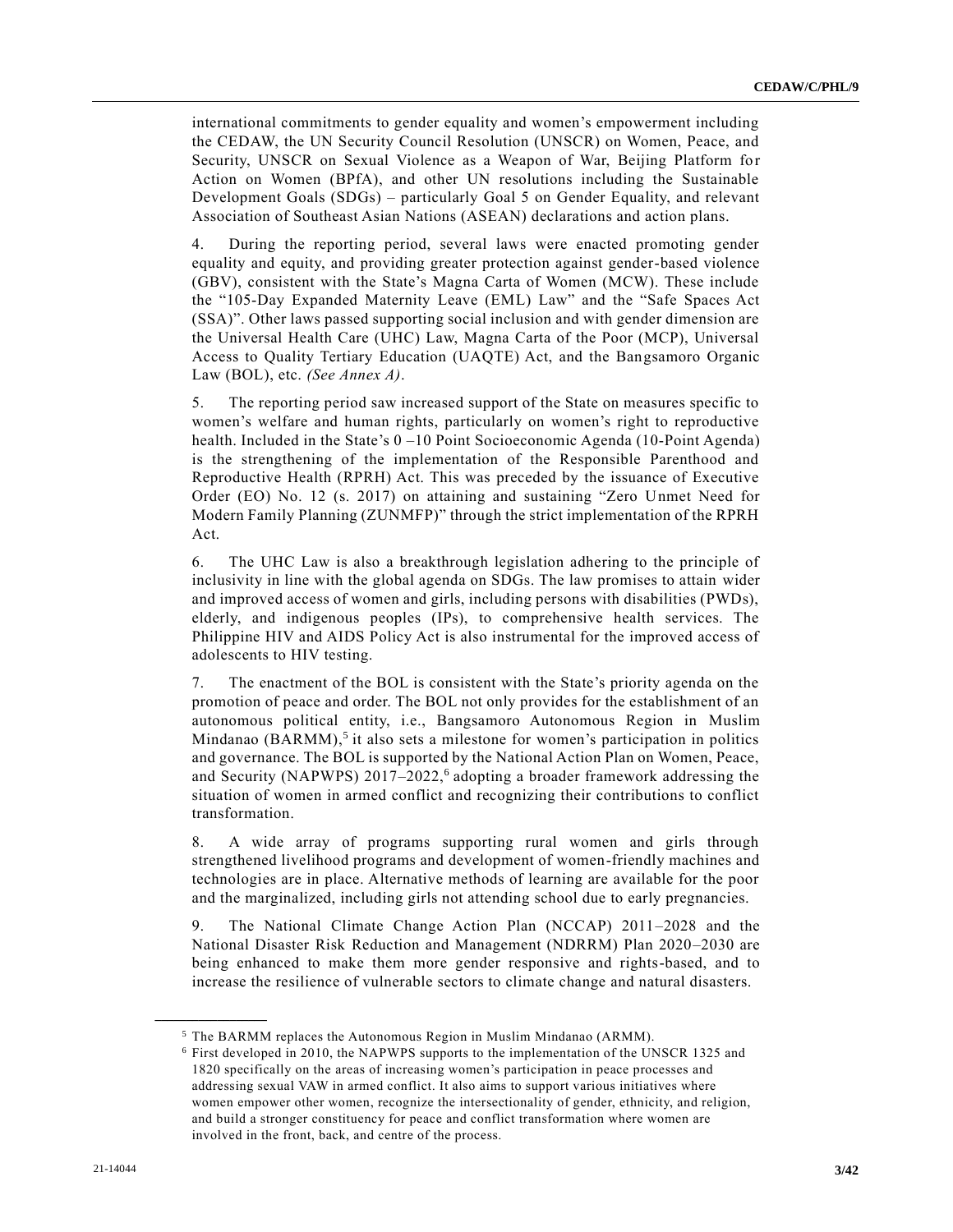international commitments to gender equality and women's empowerment including the CEDAW, the UN Security Council Resolution (UNSCR) on Women, Peace, and Security, UNSCR on Sexual Violence as a Weapon of War, Beijing Platform for Action on Women (BPfA), and other UN resolutions including the Sustainable Development Goals (SDGs) – particularly Goal 5 on Gender Equality, and relevant Association of Southeast Asian Nations (ASEAN) declarations and action plans.

4. During the reporting period, several laws were enacted promoting gender equality and equity, and providing greater protection against gender-based violence (GBV), consistent with the State's Magna Carta of Women (MCW). These include the "105-Day Expanded Maternity Leave (EML) Law" and the "Safe Spaces Act (SSA)". Other laws passed supporting social inclusion and with gender dimension are the Universal Health Care (UHC) Law, Magna Carta of the Poor (MCP), Universal Access to Quality Tertiary Education (UAQTE) Act, and the Bangsamoro Organic Law (BOL), etc. *(See Annex A)*.

5. The reporting period saw increased support of the State on measures specific to women's welfare and human rights, particularly on women's right to reproductive health. Included in the State's 0 –10 Point Socioeconomic Agenda (10-Point Agenda) is the strengthening of the implementation of the Responsible Parenthood and Reproductive Health (RPRH) Act. This was preceded by the issuance of Executive Order (EO) No. 12 (s. 2017) on attaining and sustaining "Zero Unmet Need for Modern Family Planning (ZUNMFP)" through the strict implementation of the RPRH Act.

6. The UHC Law is also a breakthrough legislation adhering to the principle of inclusivity in line with the global agenda on SDGs. The law promises to attain wider and improved access of women and girls, including persons with disabilities (PWDs), elderly, and indigenous peoples (IPs), to comprehensive health services. The Philippine HIV and AIDS Policy Act is also instrumental for the improved access of adolescents to HIV testing.

7. The enactment of the BOL is consistent with the State's priority agenda on the promotion of peace and order. The BOL not only provides for the establishment of an autonomous political entity, i.e., Bangsamoro Autonomous Region in Muslim Mindanao (BARMM),[5] it also sets a milestone for women's participation in politics and governance. The BOL is supported by the National Action Plan on Women, Peace, and Security (NAPWPS) 2017–2022,[6] adopting a broader framework addressing the situation of women in armed conflict and recognizing their contributions to conflict transformation.

8. A wide array of programs supporting rural women and girls through strengthened livelihood programs and development of women-friendly machines and technologies are in place. Alternative methods of learning are available for the poor and the marginalized, including girls not attending school due to early pregnancies.

9. The National Climate Change Action Plan (NCCAP) 2011–2028 and the National Disaster Risk Reduction and Management (NDRRM) Plan 2020–2030 are being enhanced to make them more gender responsive and rights-based, and to increase the resilience of vulnerable sectors to climate change and natural disasters.

---

[5] The BARMM replaces the Autonomous Region in Muslim Mindanao (ARMM).

[6] First developed in 2010, the NAPWPS supports to the implementation of the UNSCR 1325 and 1820 specifically on the areas of increasing women's participation in peace processes and addressing sexual VAW in armed conflict. It also aims to support various initiatives where women empower other women, recognize the intersectionality of gender, ethnicity, and religion, and build a stronger constituency for peace and conflict transformation where women are involved in the front, back, and centre of the process.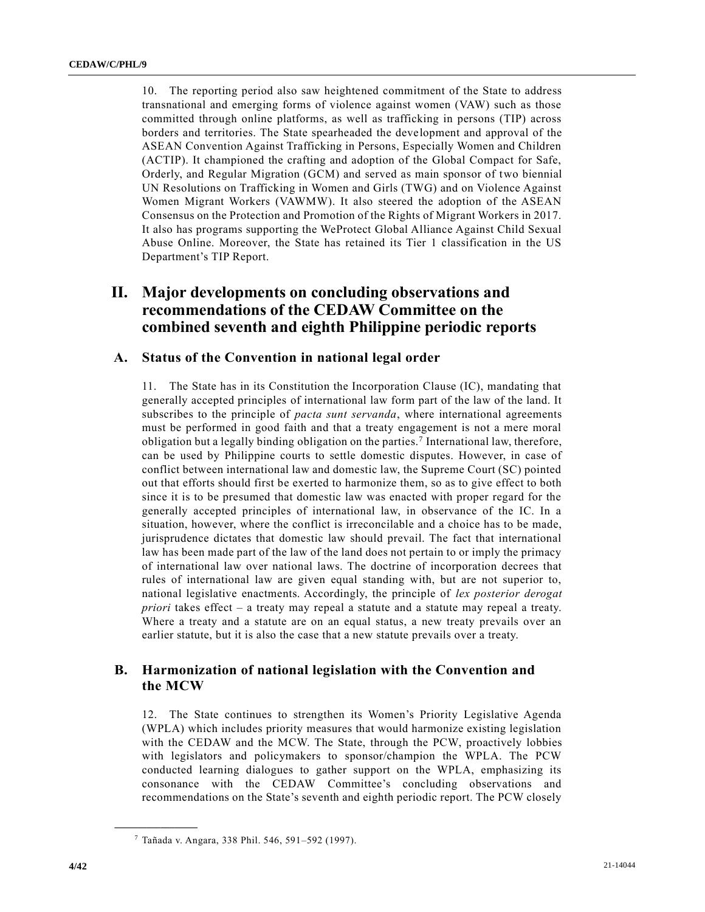10. The reporting period also saw heightened commitment of the State to address transnational and emerging forms of violence against women (VAW) such as those committed through online platforms, as well as trafficking in persons (TIP) across borders and territories. The State spearheaded the development and approval of the ASEAN Convention Against Trafficking in Persons, Especially Women and Children (ACTIP). It championed the crafting and adoption of the Global Compact for Safe, Orderly, and Regular Migration (GCM) and served as main sponsor of two biennial UN Resolutions on Trafficking in Women and Girls (TWG) and on Violence Against Women Migrant Workers (VAWMW). It also steered the adoption of the ASEAN Consensus on the Protection and Promotion of the Rights of Migrant Workers in 2017. It also has programs supporting the WeProtect Global Alliance Against Child Sexual Abuse Online. Moreover, the State has retained its Tier 1 classification in the US Department's TIP Report.

# II. Major developments on concluding observations and recommendations of the CEDAW Committee on the combined seventh and eighth Philippine periodic reports

## A. Status of the Convention in national legal order

11. The State has in its Constitution the Incorporation Clause (IC), mandating that generally accepted principles of international law form part of the law of the land. It subscribes to the principle of *pacta sunt servanda*, where international agreements must be performed in good faith and that a treaty engagement is not a mere moral obligation but a legally binding obligation on the parties.[7] International law, therefore, can be used by Philippine courts to settle domestic disputes. However, in case of conflict between international law and domestic law, the Supreme Court (SC) pointed out that efforts should first be exerted to harmonize them, so as to give effect to both since it is to be presumed that domestic law was enacted with proper regard for the generally accepted principles of international law, in observance of the IC. In a situation, however, where the conflict is irreconcilable and a choice has to be made, jurisprudence dictates that domestic law should prevail. The fact that international law has been made part of the law of the land does not pertain to or imply the primacy of international law over national laws. The doctrine of incorporation decrees that rules of international law are given equal standing with, but are not superior to, national legislative enactments. Accordingly, the principle of *lex posterior derogat priori* takes effect – a treaty may repeal a statute and a statute may repeal a treaty. Where a treaty and a statute are on an equal status, a new treaty prevails over an earlier statute, but it is also the case that a new statute prevails over a treaty.

## B. Harmonization of national legislation with the Convention and the MCW

12. The State continues to strengthen its Women's Priority Legislative Agenda (WPLA) which includes priority measures that would harmonize existing legislation with the CEDAW and the MCW. The State, through the PCW, proactively lobbies with legislators and policymakers to sponsor/champion the WPLA. The PCW conducted learning dialogues to gather support on the WPLA, emphasizing its consonance with the CEDAW Committee's concluding observations and recommendations on the State's seventh and eighth periodic report. The PCW closely

[7] Tañada v. Angara, 338 Phil. 546, 591–592 (1997).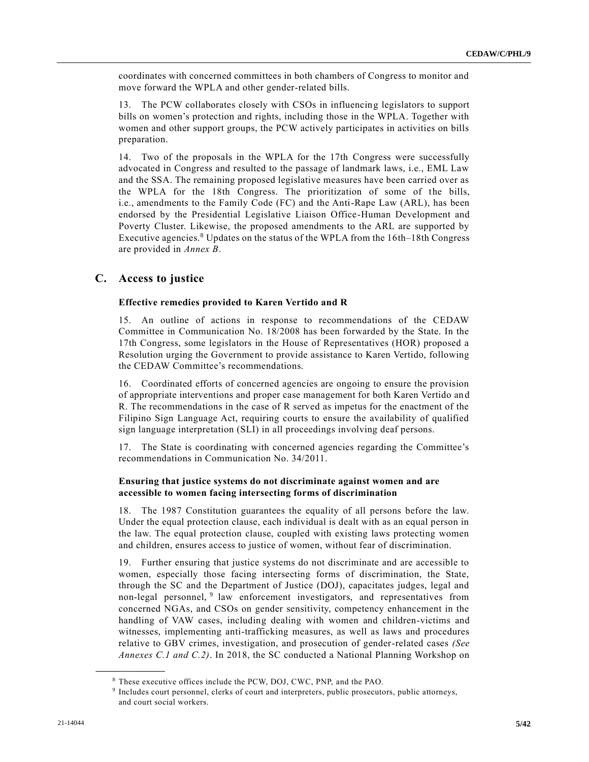coordinates with concerned committees in both chambers of Congress to monitor and move forward the WPLA and other gender-related bills.

13. The PCW collaborates closely with CSOs in influencing legislators to support bills on women's protection and rights, including those in the WPLA. Together with women and other support groups, the PCW actively participates in activities on bills preparation.

14. Two of the proposals in the WPLA for the 17th Congress were successfully advocated in Congress and resulted to the passage of landmark laws, i.e., EML Law and the SSA. The remaining proposed legislative measures have been carried over as the WPLA for the 18th Congress. The prioritization of some of the bills, i.e., amendments to the Family Code (FC) and the Anti-Rape Law (ARL), has been endorsed by the Presidential Legislative Liaison Office-Human Development and Poverty Cluster. Likewise, the proposed amendments to the ARL are supported by Executive agencies.[8] Updates on the status of the WPLA from the 16th–18th Congress are provided in *Annex B*.

## C. Access to justice

### Effective remedies provided to Karen Vertido and R

15. An outline of actions in response to recommendations of the CEDAW Committee in Communication No. 18/2008 has been forwarded by the State. In the 17th Congress, some legislators in the House of Representatives (HOR) proposed a Resolution urging the Government to provide assistance to Karen Vertido, following the CEDAW Committee's recommendations.

16. Coordinated efforts of concerned agencies are ongoing to ensure the provision of appropriate interventions and proper case management for both Karen Vertido and R. The recommendations in the case of R served as impetus for the enactment of the Filipino Sign Language Act, requiring courts to ensure the availability of qualified sign language interpretation (SLI) in all proceedings involving deaf persons.

17. The State is coordinating with concerned agencies regarding the Committee's recommendations in Communication No. 34/2011.

### Ensuring that justice systems do not discriminate against women and are accessible to women facing intersecting forms of discrimination

18. The 1987 Constitution guarantees the equality of all persons before the law. Under the equal protection clause, each individual is dealt with as an equal person in the law. The equal protection clause, coupled with existing laws protecting women and children, ensures access to justice of women, without fear of discrimination.

19. Further ensuring that justice systems do not discriminate and are accessible to women, especially those facing intersecting forms of discrimination, the State, through the SC and the Department of Justice (DOJ), capacitates judges, legal and non-legal personnel,[9] law enforcement investigators, and representatives from concerned NGAs, and CSOs on gender sensitivity, competency enhancement in the handling of VAW cases, including dealing with women and children-victims and witnesses, implementing anti-trafficking measures, as well as laws and procedures relative to GBV crimes, investigation, and prosecution of gender-related cases *(See Annexes C.1 and C.2)*. In 2018, the SC conducted a National Planning Workshop on

---

[8] These executive offices include the PCW, DOJ, CWC, PNP, and the PAO.

[9] Includes court personnel, clerks of court and interpreters, public prosecutors, public attorneys, and court social workers.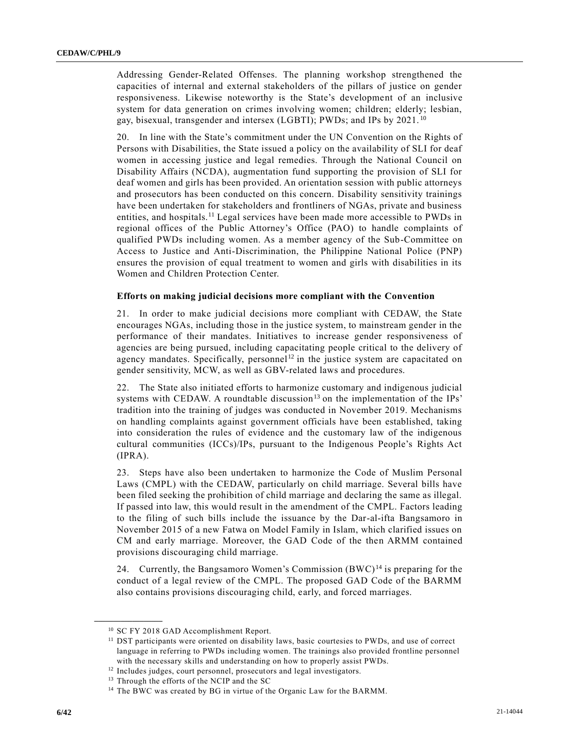Addressing Gender-Related Offenses. The planning workshop strengthened the capacities of internal and external stakeholders of the pillars of justice on gender responsiveness. Likewise noteworthy is the State's development of an inclusive system for data generation on crimes involving women; children; elderly; lesbian, gay, bisexual, transgender and intersex (LGBTI); PWDs; and IPs by 2021.[10]

20. In line with the State's commitment under the UN Convention on the Rights of Persons with Disabilities, the State issued a policy on the availability of SLI for deaf women in accessing justice and legal remedies. Through the National Council on Disability Affairs (NCDA), augmentation fund supporting the provision of SLI for deaf women and girls has been provided. An orientation session with public attorneys and prosecutors has been conducted on this concern. Disability sensitivity trainings have been undertaken for stakeholders and frontliners of NGAs, private and business entities, and hospitals.[11] Legal services have been made more accessible to PWDs in regional offices of the Public Attorney's Office (PAO) to handle complaints of qualified PWDs including women. As a member agency of the Sub-Committee on Access to Justice and Anti-Discrimination, the Philippine National Police (PNP) ensures the provision of equal treatment to women and girls with disabilities in its Women and Children Protection Center.

### Efforts on making judicial decisions more compliant with the Convention

21. In order to make judicial decisions more compliant with CEDAW, the State encourages NGAs, including those in the justice system, to mainstream gender in the performance of their mandates. Initiatives to increase gender responsiveness of agencies are being pursued, including capacitating people critical to the delivery of agency mandates. Specifically, personnel[12] in the justice system are capacitated on gender sensitivity, MCW, as well as GBV-related laws and procedures.

22. The State also initiated efforts to harmonize customary and indigenous judicial systems with CEDAW. A roundtable discussion[13] on the implementation of the IPs' tradition into the training of judges was conducted in November 2019. Mechanisms on handling complaints against government officials have been established, taking into consideration the rules of evidence and the customary law of the indigenous cultural communities (ICCs)/IPs, pursuant to the Indigenous People's Rights Act (IPRA).

23. Steps have also been undertaken to harmonize the Code of Muslim Personal Laws (CMPL) with the CEDAW, particularly on child marriage. Several bills have been filed seeking the prohibition of child marriage and declaring the same as illegal. If passed into law, this would result in the amendment of the CMPL. Factors leading to the filing of such bills include the issuance by the Dar-al-ifta Bangsamoro in November 2015 of a new Fatwa on Model Family in Islam, which clarified issues on CM and early marriage. Moreover, the GAD Code of the then ARMM contained provisions discouraging child marriage.

24. Currently, the Bangsamoro Women's Commission (BWC)[14] is preparing for the conduct of a legal review of the CMPL. The proposed GAD Code of the BARMM also contains provisions discouraging child, early, and forced marriages.

---

[10] SC FY 2018 GAD Accomplishment Report.

[11] DST participants were oriented on disability laws, basic courtesies to PWDs, and use of correct language in referring to PWDs including women. The trainings also provided frontline personnel with the necessary skills and understanding on how to properly assist PWDs.

[12] Includes judges, court personnel, prosecutors and legal investigators.

[13] Through the efforts of the NCIP and the SC

[14] The BWC was created by BG in virtue of the Organic Law for the BARMM.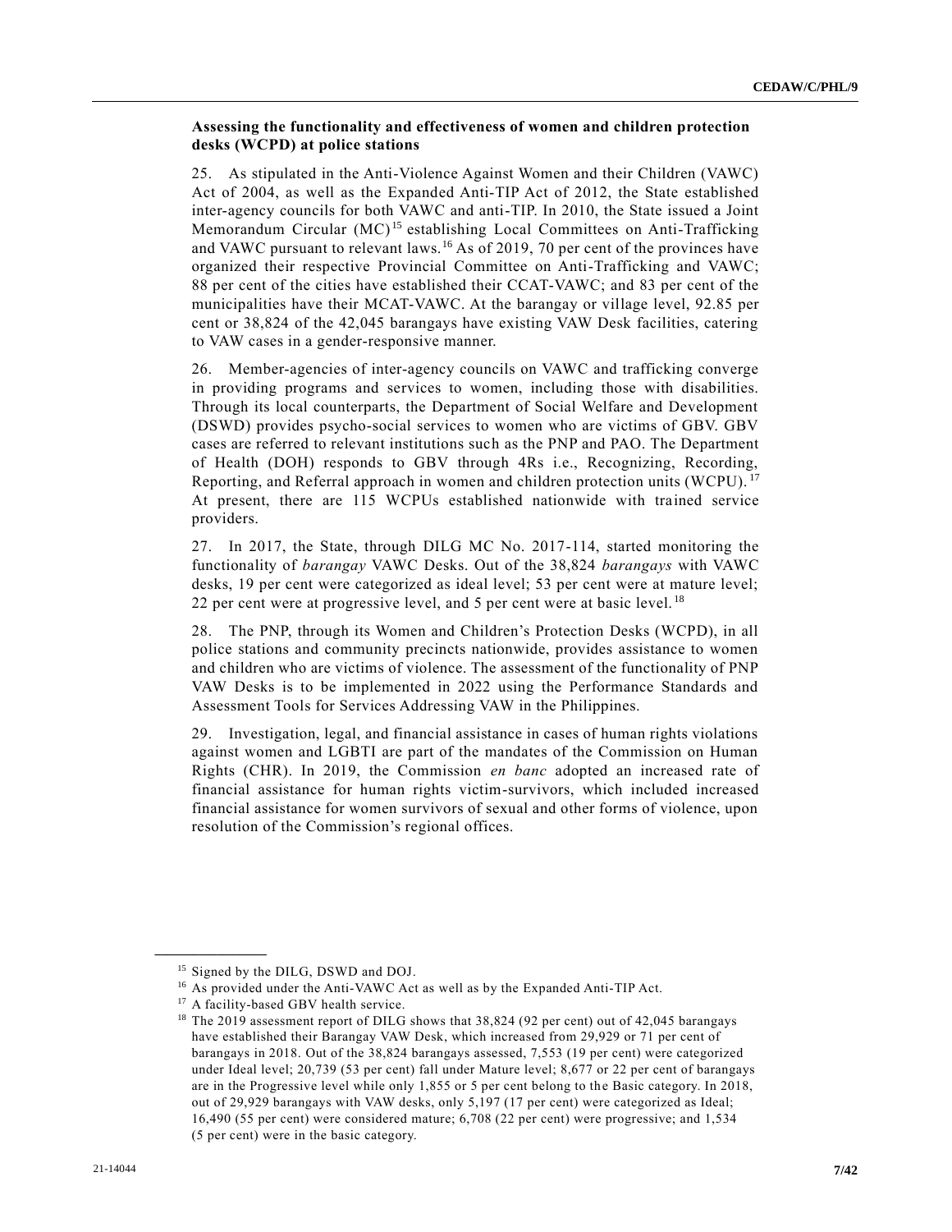**Assessing the functionality and effectiveness of women and children protection desks (WCPD) at police stations**

25. As stipulated in the Anti-Violence Against Women and their Children (VAWC) Act of 2004, as well as the Expanded Anti-TIP Act of 2012, the State established inter-agency councils for both VAWC and anti-TIP. In 2010, the State issued a Joint Memorandum Circular (MC)[15] establishing Local Committees on Anti-Trafficking and VAWC pursuant to relevant laws.[16] As of 2019, 70 per cent of the provinces have organized their respective Provincial Committee on Anti-Trafficking and VAWC; 88 per cent of the cities have established their CCAT-VAWC; and 83 per cent of the municipalities have their MCAT-VAWC. At the barangay or village level, 92.85 per cent or 38,824 of the 42,045 barangays have existing VAW Desk facilities, catering to VAW cases in a gender-responsive manner.

26. Member-agencies of inter-agency councils on VAWC and trafficking converge in providing programs and services to women, including those with disabilities. Through its local counterparts, the Department of Social Welfare and Development (DSWD) provides psycho-social services to women who are victims of GBV. GBV cases are referred to relevant institutions such as the PNP and PAO. The Department of Health (DOH) responds to GBV through 4Rs i.e., Recognizing, Recording, Reporting, and Referral approach in women and children protection units (WCPU).[17] At present, there are 115 WCPUs established nationwide with trained service providers.

27. In 2017, the State, through DILG MC No. 2017-114, started monitoring the functionality of *barangay* VAWC Desks. Out of the 38,824 *barangays* with VAWC desks, 19 per cent were categorized as ideal level; 53 per cent were at mature level; 22 per cent were at progressive level, and 5 per cent were at basic level.[18]

28. The PNP, through its Women and Children's Protection Desks (WCPD), in all police stations and community precincts nationwide, provides assistance to women and children who are victims of violence. The assessment of the functionality of PNP VAW Desks is to be implemented in 2022 using the Performance Standards and Assessment Tools for Services Addressing VAW in the Philippines.

29. Investigation, legal, and financial assistance in cases of human rights violations against women and LGBTI are part of the mandates of the Commission on Human Rights (CHR). In 2019, the Commission *en banc* adopted an increased rate of financial assistance for human rights victim-survivors, which included increased financial assistance for women survivors of sexual and other forms of violence, upon resolution of the Commission's regional offices.

---

[15] Signed by the DILG, DSWD and DOJ.

[16] As provided under the Anti-VAWC Act as well as by the Expanded Anti-TIP Act.

[17] A facility-based GBV health service.

[18] The 2019 assessment report of DILG shows that 38,824 (92 per cent) out of 42,045 barangays have established their Barangay VAW Desk, which increased from 29,929 or 71 per cent of barangays in 2018. Out of the 38,824 barangays assessed, 7,553 (19 per cent) were categorized under Ideal level; 20,739 (53 per cent) fall under Mature level; 8,677 or 22 per cent of barangays are in the Progressive level while only 1,855 or 5 per cent belong to the Basic category. In 2018, out of 29,929 barangays with VAW desks, only 5,197 (17 per cent) were categorized as Ideal; 16,490 (55 per cent) were considered mature; 6,708 (22 per cent) were progressive; and 1,534 (5 per cent) were in the basic category.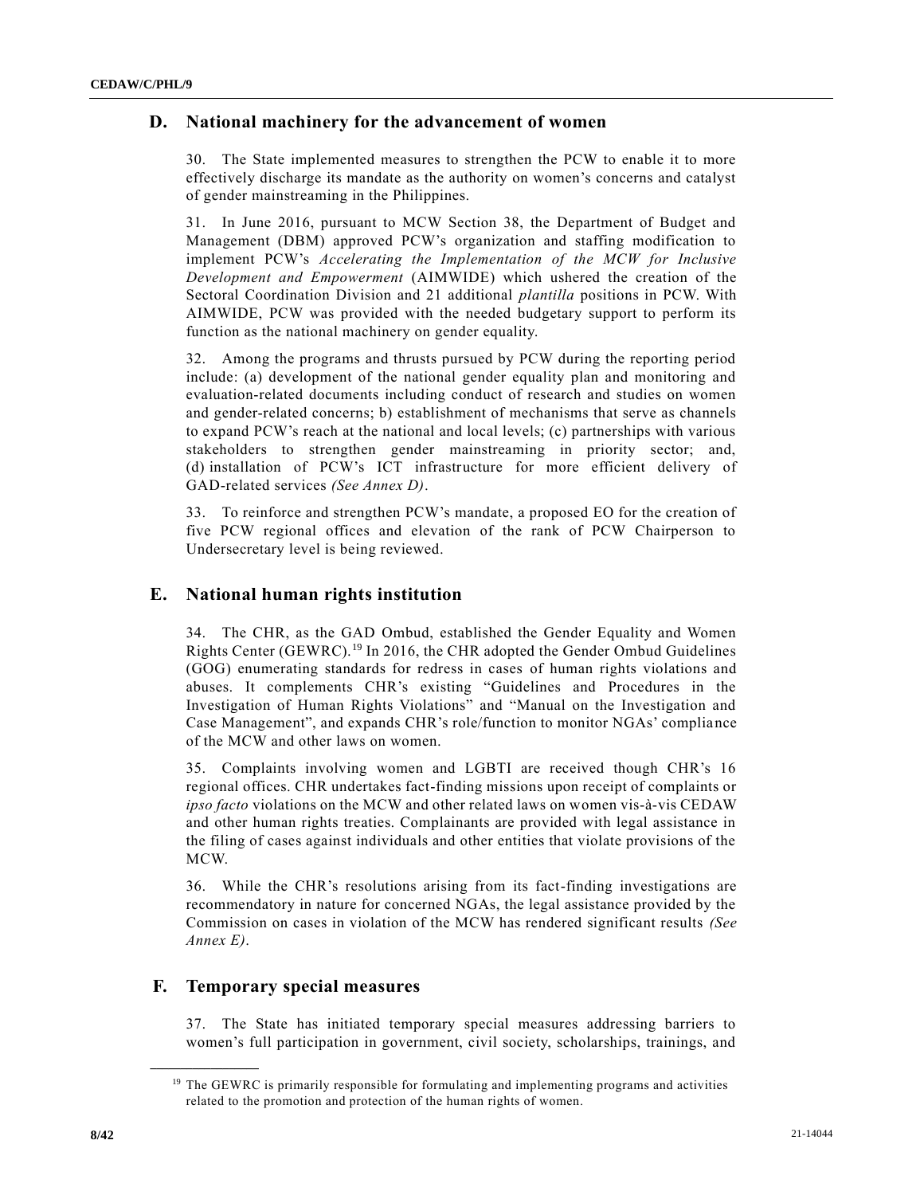## D. National machinery for the advancement of women

30. The State implemented measures to strengthen the PCW to enable it to more effectively discharge its mandate as the authority on women's concerns and catalyst of gender mainstreaming in the Philippines.

31. In June 2016, pursuant to MCW Section 38, the Department of Budget and Management (DBM) approved PCW's organization and staffing modification to implement PCW's *Accelerating the Implementation of the MCW for Inclusive Development and Empowerment* (AIMWIDE) which ushered the creation of the Sectoral Coordination Division and 21 additional *plantilla* positions in PCW. With AIMWIDE, PCW was provided with the needed budgetary support to perform its function as the national machinery on gender equality.

32. Among the programs and thrusts pursued by PCW during the reporting period include: (a) development of the national gender equality plan and monitoring and evaluation-related documents including conduct of research and studies on women and gender-related concerns; b) establishment of mechanisms that serve as channels to expand PCW's reach at the national and local levels; (c) partnerships with various stakeholders to strengthen gender mainstreaming in priority sector; and, (d) installation of PCW's ICT infrastructure for more efficient delivery of GAD-related services *(See Annex D)*.

33. To reinforce and strengthen PCW's mandate, a proposed EO for the creation of five PCW regional offices and elevation of the rank of PCW Chairperson to Undersecretary level is being reviewed.

## E. National human rights institution

34. The CHR, as the GAD Ombud, established the Gender Equality and Women Rights Center (GEWRC).[19] In 2016, the CHR adopted the Gender Ombud Guidelines (GOG) enumerating standards for redress in cases of human rights violations and abuses. It complements CHR's existing "Guidelines and Procedures in the Investigation of Human Rights Violations" and "Manual on the Investigation and Case Management", and expands CHR's role/function to monitor NGAs' compliance of the MCW and other laws on women.

35. Complaints involving women and LGBTI are received though CHR's 16 regional offices. CHR undertakes fact-finding missions upon receipt of complaints or *ipso facto* violations on the MCW and other related laws on women vis-à-vis CEDAW and other human rights treaties. Complainants are provided with legal assistance in the filing of cases against individuals and other entities that violate provisions of the MCW.

36. While the CHR's resolutions arising from its fact-finding investigations are recommendatory in nature for concerned NGAs, the legal assistance provided by the Commission on cases in violation of the MCW has rendered significant results *(See Annex E)*.

## F. Temporary special measures

37. The State has initiated temporary special measures addressing barriers to women's full participation in government, civil society, scholarships, trainings, and

---

[19] The GEWRC is primarily responsible for formulating and implementing programs and activities related to the promotion and protection of the human rights of women.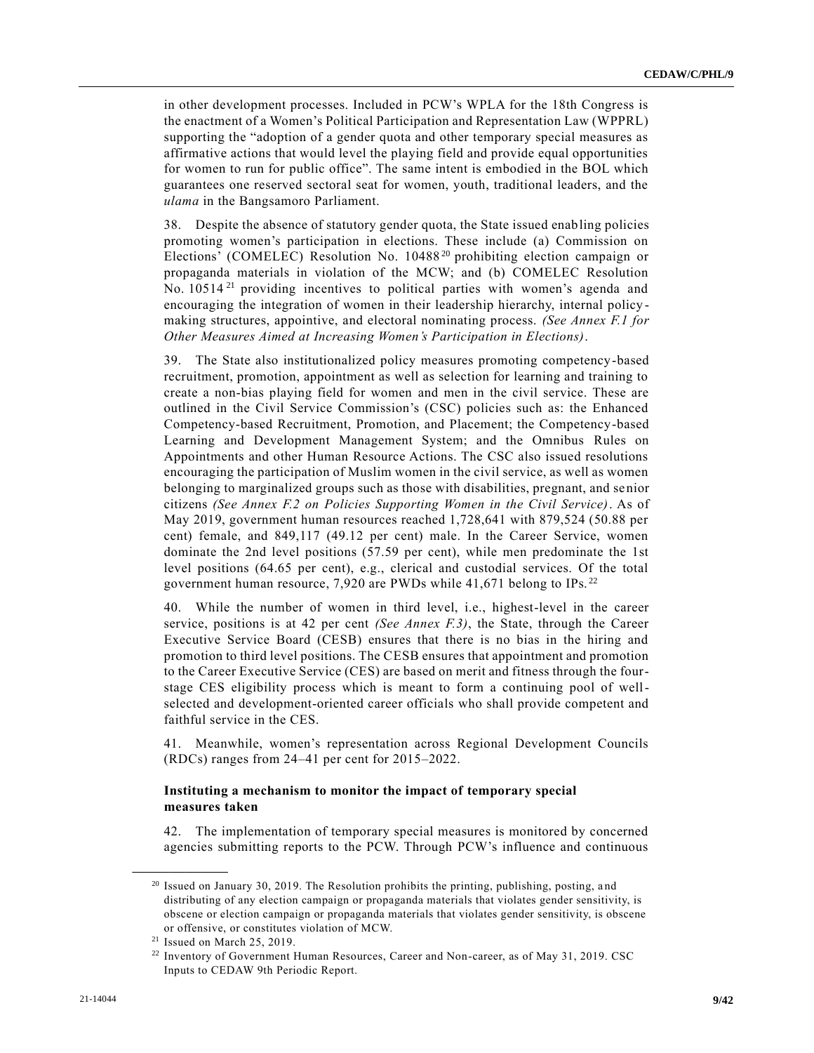in other development processes. Included in PCW's WPLA for the 18th Congress is the enactment of a Women's Political Participation and Representation Law (WPPRL) supporting the "adoption of a gender quota and other temporary special measures as affirmative actions that would level the playing field and provide equal opportunities for women to run for public office". The same intent is embodied in the BOL which guarantees one reserved sectoral seat for women, youth, traditional leaders, and the *ulama* in the Bangsamoro Parliament.

38. Despite the absence of statutory gender quota, the State issued enabling policies promoting women's participation in elections. These include (a) Commission on Elections' (COMELEC) Resolution No. 10488[20] prohibiting election campaign or propaganda materials in violation of the MCW; and (b) COMELEC Resolution No. 10514[21] providing incentives to political parties with women's agenda and encouraging the integration of women in their leadership hierarchy, internal policy-making structures, appointive, and electoral nominating process. *(See Annex F.1 for Other Measures Aimed at Increasing Women's Participation in Elections)*.

39. The State also institutionalized policy measures promoting competency-based recruitment, promotion, appointment as well as selection for learning and training to create a non-bias playing field for women and men in the civil service. These are outlined in the Civil Service Commission's (CSC) policies such as: the Enhanced Competency-based Recruitment, Promotion, and Placement; the Competency-based Learning and Development Management System; and the Omnibus Rules on Appointments and other Human Resource Actions. The CSC also issued resolutions encouraging the participation of Muslim women in the civil service, as well as women belonging to marginalized groups such as those with disabilities, pregnant, and senior citizens *(See Annex F.2 on Policies Supporting Women in the Civil Service)*. As of May 2019, government human resources reached 1,728,641 with 879,524 (50.88 per cent) female, and 849,117 (49.12 per cent) male. In the Career Service, women dominate the 2nd level positions (57.59 per cent), while men predominate the 1st level positions (64.65 per cent), e.g., clerical and custodial services. Of the total government human resource, 7,920 are PWDs while 41,671 belong to IPs.[22]

40. While the number of women in third level, i.e., highest-level in the career service, positions is at 42 per cent *(See Annex F.3)*, the State, through the Career Executive Service Board (CESB) ensures that there is no bias in the hiring and promotion to third level positions. The CESB ensures that appointment and promotion to the Career Executive Service (CES) are based on merit and fitness through the four-stage CES eligibility process which is meant to form a continuing pool of well-selected and development-oriented career officials who shall provide competent and faithful service in the CES.

41. Meanwhile, women's representation across Regional Development Councils (RDCs) ranges from 24–41 per cent for 2015–2022.

**Instituting a mechanism to monitor the impact of temporary special measures taken**

42. The implementation of temporary special measures is monitored by concerned agencies submitting reports to the PCW. Through PCW's influence and continuous

---

[20] Issued on January 30, 2019. The Resolution prohibits the printing, publishing, posting, and distributing of any election campaign or propaganda materials that violates gender sensitivity, is obscene or election campaign or propaganda materials that violates gender sensitivity, is obscene or offensive, or constitutes violation of MCW.

[21] Issued on March 25, 2019.

[22] Inventory of Government Human Resources, Career and Non-career, as of May 31, 2019. CSC Inputs to CEDAW 9th Periodic Report.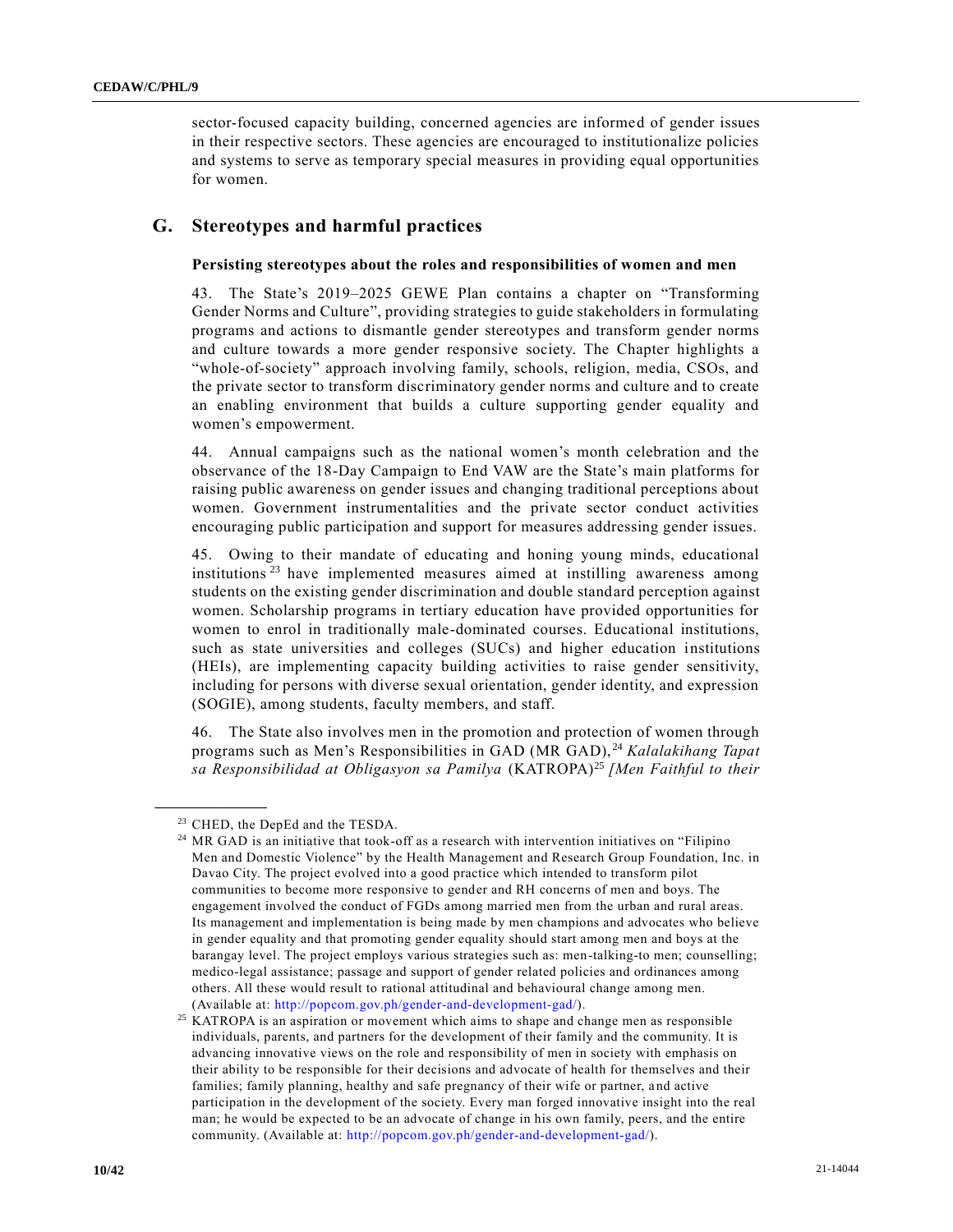sector-focused capacity building, concerned agencies are informed of gender issues in their respective sectors. These agencies are encouraged to institutionalize policies and systems to serve as temporary special measures in providing equal opportunities for women.

## G. Stereotypes and harmful practices

### Persisting stereotypes about the roles and responsibilities of women and men

43. The State's 2019–2025 GEWE Plan contains a chapter on "Transforming Gender Norms and Culture", providing strategies to guide stakeholders in formulating programs and actions to dismantle gender stereotypes and transform gender norms and culture towards a more gender responsive society. The Chapter highlights a "whole-of-society" approach involving family, schools, religion, media, CSOs, and the private sector to transform discriminatory gender norms and culture and to create an enabling environment that builds a culture supporting gender equality and women's empowerment.

44. Annual campaigns such as the national women's month celebration and the observance of the 18-Day Campaign to End VAW are the State's main platforms for raising public awareness on gender issues and changing traditional perceptions about women. Government instrumentalities and the private sector activities encouraging public participation and support for measures addressing gender issues.

45. Owing to their mandate of educating and honing young minds, educational institutions [23] have implemented measures aimed at instilling awareness among students on the existing gender discrimination and double standard perception against women. Scholarship programs in tertiary education have provided opportunities for women to enrol in traditionally male-dominated courses. Educational institutions, such as state universities and colleges (SUCs) and higher education institutions (HEIs), are implementing capacity building activities to raise gender sensitivity, including for persons with diverse sexual orientation, gender identity, and expression (SOGIE), among students, faculty members, and staff.

46. The State also involves men in the promotion and protection of women through programs such as Men's Responsibilities in GAD (MR GAD), [24] *Kalalakihang Tapat sa Responsibilidad at Obligasyon sa Pamilya* (KATROPA)[25] *[Men Faithful to their*

---

[23] CHED, the DepEd and the TESDA.

[24] MR GAD is an initiative that took-off as a research with intervention initiatives on "Filipino Men and Domestic Violence" by the Health Management and Research Group Foundation, Inc. in Davao City. The project evolved into a good practice which intended to transform pilot communities to become more responsive to gender and RH concerns of men and boys. The engagement involved the conduct of FGDs among married men from the urban and rural areas. Its management and implementation is being made by men champions and advocates who believe in gender equality and that promoting gender equality should start among men and boys at the barangay level. The project employs various strategies such as: men-talking-to men; counselling; medico-legal assistance; passage and support of gender related policies and ordinances among others. All these would result to rational attitudinal and behavioural change among men. (Available at: http://popcom.gov.ph/gender-and-development-gad/).

[25] KATROPA is an aspiration or movement which aims to shape and change men as responsible individuals, parents, and partners for the development of their family and the community. It is advancing innovative views on the role and responsibility of men in society with emphasis on their ability to be responsible for their decisions and advocate of health for themselves and their families; family planning, healthy and safe pregnancy of their wife or partner, and active participation in the development of the society. Every man forged innovative insight into the real man; he would be expected to be an advocate of change in his own family, peers, and the entire community. (Available at: http://popcom.gov.ph/gender-and-development-gad/).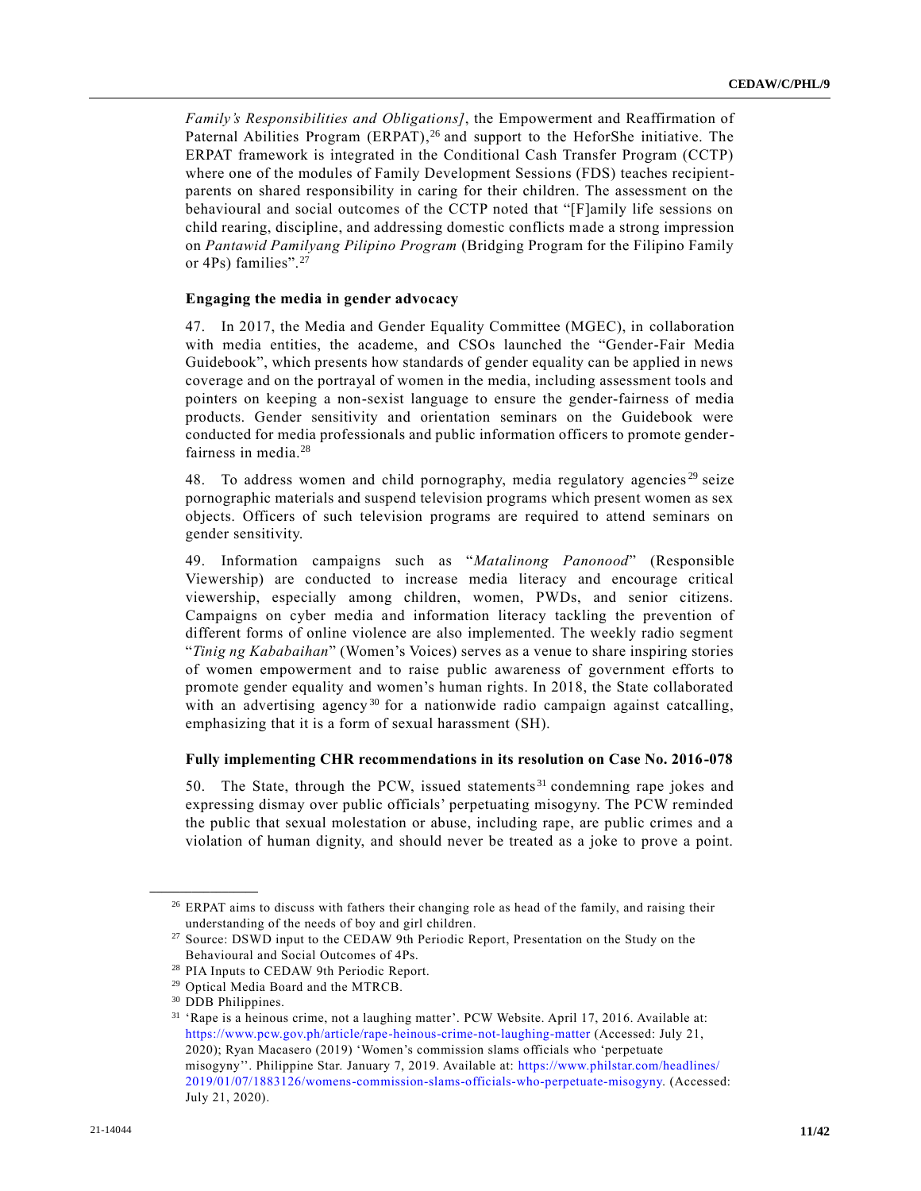*Family's Responsibilities and Obligations]*, the Empowerment and Reaffirmation of Paternal Abilities Program (ERPAT),[26] and support to the HeforShe initiative. The ERPAT framework is integrated in the Conditional Cash Transfer Program (CCTP) where one of the modules of Family Development Sessions (FDS) teaches recipient-parents on shared responsibility in caring for their children. The assessment on the behavioural and social outcomes of the CCTP noted that "[F]amily life sessions on child rearing, discipline, and addressing domestic conflicts made a strong impression on *Pantawid Pamilyang Pilipino Program* (Bridging Program for the Filipino Family or 4Ps) families".[27]

### Engaging the media in gender advocacy

47. In 2017, the Media and Gender Equality Committee (MGEC), in collaboration with media entities, the academe, and CSOs launched the "Gender-Fair Media Guidebook", which presents how standards of gender equality can be applied in news coverage and on the portrayal of women in the media, including assessment tools and pointers on keeping a non-sexist language to ensure the gender-fairness of media products. Gender sensitivity and orientation seminars on the Guidebook were conducted for media professionals and public information officers to promote gender-fairness in media.[28]

48. To address women and child pornography, media regulatory agencies[29] seize pornographic materials and suspend television programs which present women as sex objects. Officers of such television programs are required to attend seminars on gender sensitivity.

49. Information campaigns such as "*Matalinong Panonood*" (Responsible Viewership) are conducted to increase media literacy and encourage critical viewership, especially among children, women, PWDs, and senior citizens. Campaigns on cyber media and information literacy tackling the prevention of different forms of online violence are also implemented. The weekly radio segment "*Tinig ng Kababaihan*" (Women's Voices) serves as a venue to share inspiring stories of women empowerment and to raise public awareness of government efforts to promote gender equality and women's human rights. In 2018, the State collaborated with an advertising agency[30] for a nationwide radio campaign against catcalling, emphasizing that it is a form of sexual harassment (SH).

### Fully implementing CHR recommendations in its resolution on Case No. 2016-078

50. The State, through the PCW, issued statements[31] condemning rape jokes and expressing dismay over public officials' perpetuating misogyny. The PCW reminded the public that sexual molestation or abuse, including rape, are public crimes and a violation of human dignity, and should never be treated as a joke to prove a point.

---

[26] ERPAT aims to discuss with fathers their changing role as head of the family, and raising their understanding of the needs of boy and girl children.

[27] Source: DSWD input to the CEDAW 9th Periodic Report, Presentation on the Study on the Behavioural and Social Outcomes of 4Ps.

[28] PIA Inputs to CEDAW 9th Periodic Report.

[29] Optical Media Board and the MTRCB.

[30] DDB Philippines.

[31] 'Rape is a heinous crime, not a laughing matter'. PCW Website. April 17, 2016. Available at: https://www.pcw.gov.ph/article/rape-heinous-crime-not-laughing-matter (Accessed: July 21, 2020); Ryan Macasero (2019) 'Women's commission slams officials who 'perpetuate misogyny''. Philippine Star. January 7, 2019. Available at: https://www.philstar.com/headlines/2019/01/07/1883126/womens-commission-slams-officials-who-perpetuate-misogyny. (Accessed: July 21, 2020).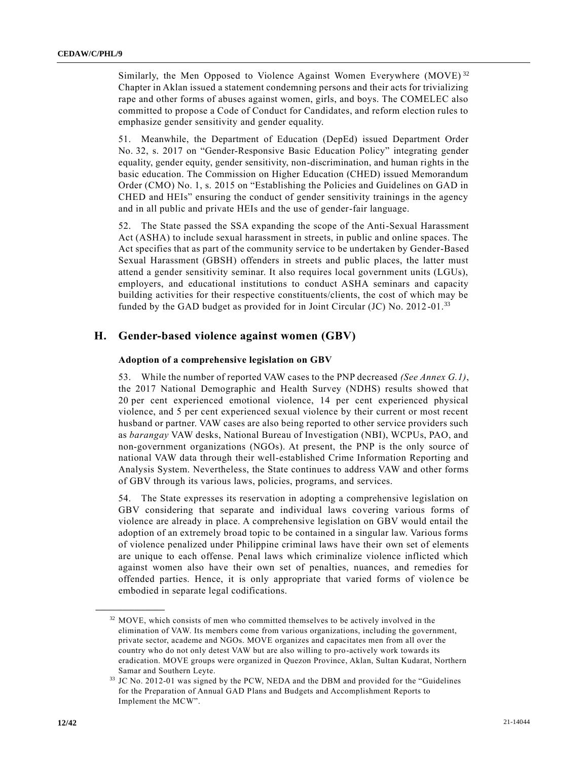Similarly, the Men Opposed to Violence Against Women Everywhere (MOVE)[32] Chapter in Aklan issued a statement condemning persons and their acts for trivializing rape and other forms of abuses against women, girls, and boys. The COMELEC also committed to propose a Code of Conduct for Candidates, and reform election rules to emphasize gender sensitivity and gender equality.

51. Meanwhile, the Department of Education (DepEd) issued Department Order No. 32, s. 2017 on "Gender-Responsive Basic Education Policy" integrating gender equality, gender equity, gender sensitivity, non-discrimination, and human rights in the basic education. The Commission on Higher Education (CHED) issued Memorandum Order (CMO) No. 1, s. 2015 on "Establishing the Policies and Guidelines on GAD in CHED and HEIs" ensuring the conduct of gender sensitivity trainings in the agency and in all public and private HEIs and the use of gender-fair language.

52. The State passed the SSA expanding the scope of the Anti-Sexual Harassment Act (ASHA) to include sexual harassment in streets, in public and online spaces. The Act specifies that as part of the community service to be undertaken by Gender-Based Sexual Harassment (GBSH) offenders in streets and public places, the latter must attend a gender sensitivity seminar. It also requires local government units (LGUs), employers, and educational institutions to conduct ASHA seminars and capacity building activities for their respective constituents/clients, the cost of which may be funded by the GAD budget as provided for in Joint Circular (JC) No. 2012-01.[33]

## H. Gender-based violence against women (GBV)

### Adoption of a comprehensive legislation on GBV

53. While the number of reported VAW cases to the PNP decreased *(See Annex G.1)*, the 2017 National Demographic and Health Survey (NDHS) results showed that 20 per cent experienced emotional violence, 14 per cent experienced physical violence, and 5 per cent experienced sexual violence by their current or most recent husband or partner. VAW cases are also being reported to other service providers such as *barangay* VAW desks, National Bureau of Investigation (NBI), WCPUs, PAO, and non-government organizations (NGOs). At present, the PNP is the only source of national VAW data through their well-established Crime Information Reporting and Analysis System. Nevertheless, the State continues to address VAW and other forms of GBV through its various laws, policies, programs, and services.

54. The State expresses its reservation in adopting a comprehensive legislation on GBV considering that separate and individual laws covering various forms of violence are already in place. A comprehensive legislation on GBV would entail the adoption of an extremely broad topic to be contained in a singular law. Various forms of violence penalized under Philippine criminal laws have their own set of elements are unique to each offense. Penal laws which criminalize violence inflicted which against women also have their own set of penalties, nuances, and remedies for offended parties. Hence, it is only appropriate that varied forms of violence be embodied in separate legal codifications.

---

[32] MOVE, which consists of men who committed themselves to be actively involved in the elimination of VAW. Its members come from various organizations, including the government, private sector, academe and NGOs. MOVE organizes and capacitates men from all over the country who do not only detest VAW but are also willing to pro-actively work towards its eradication. MOVE groups were organized in Quezon Province, Aklan, Sultan Kudarat, Northern Samar and Southern Leyte.

[33] JC No. 2012-01 was signed by the PCW, NEDA and the DBM and provided for the "Guidelines for the Preparation of Annual GAD Plans and Budgets and Accomplishment Reports to Implement the MCW".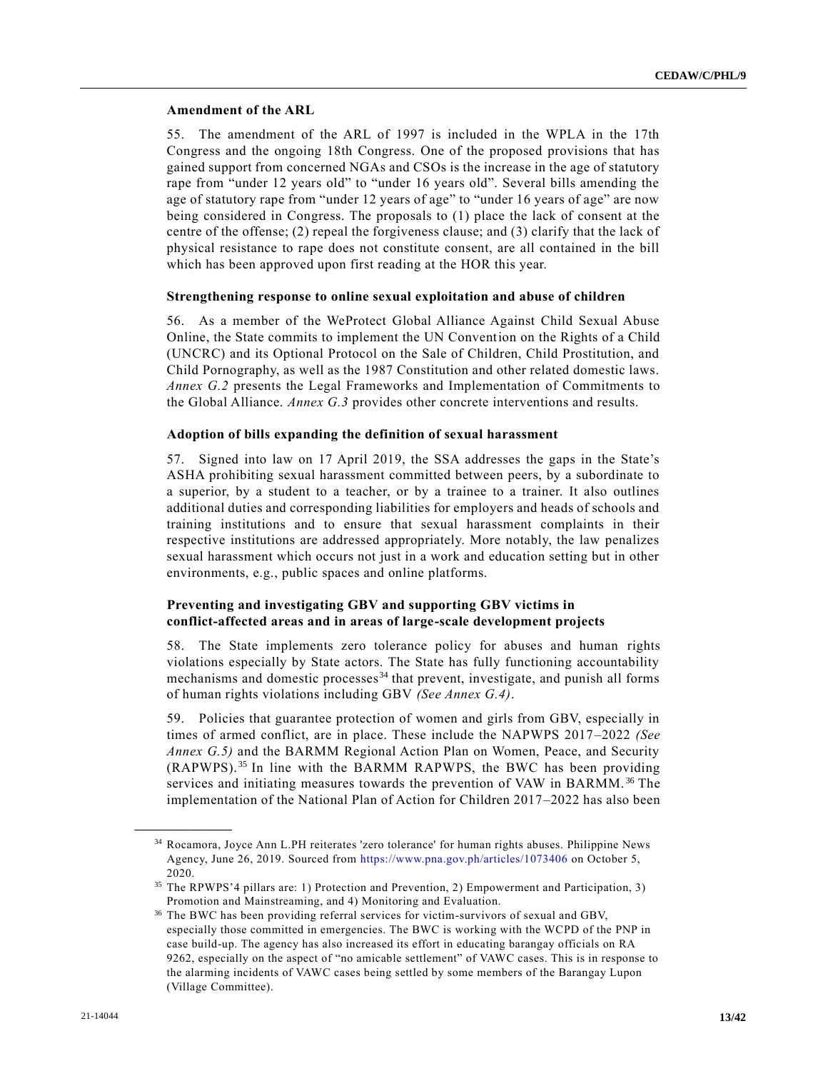**Amendment of the ARL**

55. The amendment of the ARL of 1997 is included in the WPLA in the 17th Congress and the ongoing 18th Congress. One of the proposed provisions that has gained support from concerned NGAs and CSOs is the increase in the age of statutory rape from "under 12 years old" to "under 16 years old". Several bills amending the age of statutory rape from "under 12 years of age" to "under 16 years of age" are now being considered in Congress. The proposals to (1) place the lack of consent at the centre of the offense; (2) repeal the forgiveness clause; and (3) clarify that the lack of physical resistance to rape does not constitute consent, are all contained in the bill which has been approved upon first reading at the HOR this year.

**Strengthening response to online sexual exploitation and abuse of children**

56. As a member of the WeProtect Global Alliance Against Child Sexual Abuse Online, the State commits to implement the UN Convention on the Rights of a Child (UNCRC) and its Optional Protocol on the Sale of Children, Child Prostitution, and Child Pornography, as well as the 1987 Constitution and other related domestic laws. *Annex G.2* presents the Legal Frameworks and Implementation of Commitments to the Global Alliance. *Annex G.3* provides other concrete interventions and results.

**Adoption of bills expanding the definition of sexual harassment**

57. Signed into law on 17 April 2019, the SSA addresses the gaps in the State's ASHA prohibiting sexual harassment committed between peers, by a subordinate to a superior, by a student to a teacher, or by a trainee to a trainer. It also outlines additional duties and corresponding liabilities for employers and heads of schools and training institutions and to ensure that sexual harassment complaints in their respective institutions are addressed appropriately. More notably, the law penalizes sexual harassment which occurs not just in a work and education setting but in other environments, e.g., public spaces and online platforms.

**Preventing and investigating GBV and supporting GBV victims in conflict-affected areas and in areas of large-scale development projects**

58. The State implements zero tolerance policy for abuses and human rights violations especially by State actors. The State has fully functioning accountability mechanisms and domestic processes[34] that prevent, investigate, and punish all forms of human rights violations including GBV *(See Annex G.4)*.

59. Policies that guarantee protection of women and girls from GBV, especially in times of armed conflict, are in place. These include the NAPWPS 2017–2022 *(See Annex G.5)* and the BARMM Regional Action Plan on Women, Peace, and Security (RAPWPS).[35] In line with the BARMM RAPWPS, the BWC has been providing services and initiating measures towards the prevention of VAW in BARMM.[36] The implementation of the National Plan of Action for Children 2017–2022 has also been

---

[34] Rocamora, Joyce Ann L.PH reiterates 'zero tolerance' for human rights abuses. Philippine News Agency, June 26, 2019. Sourced from https://www.pna.gov.ph/articles/1073406 on October 5, 2020.

[35] The RPWPS'4 pillars are: 1) Protection and Prevention, 2) Empowerment and Participation, 3) Promotion and Mainstreaming, and 4) Monitoring and Evaluation.

[36] The BWC has been providing referral services for victim-survivors of sexual and GBV, especially those committed in emergencies. The BWC is working with the WCPD of the PNP in case build-up. The agency has also increased its effort in educating barangay officials on RA 9262, especially on the aspect of "no amicable settlement" of VAWC cases. This is in response to the alarming incidents of VAWC cases being settled by some members of the Barangay Lupon (Village Committee).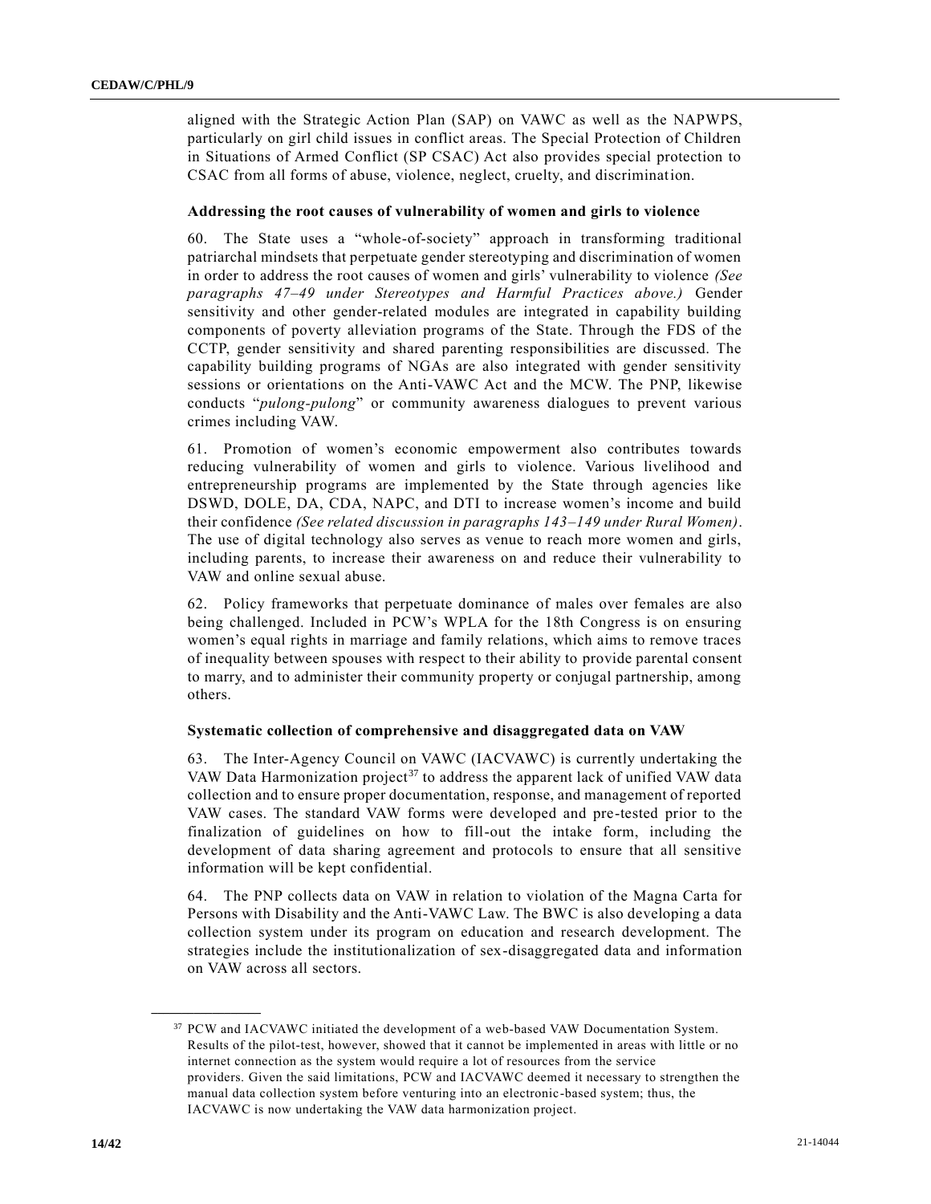aligned with the Strategic Action Plan (SAP) on VAWC as well as the NAPWPS, particularly on girl child issues in conflict areas. The Special Protection of Children in Situations of Armed Conflict (SP CSAC) Act also provides special protection to CSAC from all forms of abuse, violence, neglect, cruelty, and discrimination.

### Addressing the root causes of vulnerability of women and girls to violence

60. The State uses a "whole-of-society" approach in transforming traditional patriarchal mindsets that perpetuate gender stereotyping and discrimination of women in order to address the root causes of women and girls' vulnerability to violence *(See paragraphs 47–49 under Stereotypes and Harmful Practices above.)* Gender sensitivity and other gender-related modules are integrated in capability building components of poverty alleviation programs of the State. Through the FDS of the CCTP, gender sensitivity and shared parenting responsibilities are discussed. The capability building programs of NGAs are also integrated with gender sensitivity sessions or orientations on the Anti-VAWC Act and the MCW. The PNP, likewise conducts "*pulong-pulong*" or community awareness dialogues to prevent various crimes including VAW.

61. Promotion of women's economic empowerment also contributes towards reducing vulnerability of women and girls to violence. Various livelihood and entrepreneurship programs are implemented by the State through agencies like DSWD, DOLE, DA, CDA, NAPC, and DTI to increase women's income and build their confidence *(See related discussion in paragraphs 143–149 under Rural Women)*. The use of digital technology also serves as venue to reach more women and girls, including parents, to increase their awareness on and reduce their vulnerability to VAW and online sexual abuse.

62. Policy frameworks that perpetuate dominance of males over females are also being challenged. Included in PCW's WPLA for the 18th Congress is on ensuring women's equal rights in marriage and family relations, which aims to remove traces of inequality between spouses with respect to their ability to provide parental consent to marry, and to administer their community property or conjugal partnership, among others.

### Systematic collection of comprehensive and disaggregated data on VAW

63. The Inter-Agency Council on VAWC (IACVAWC) is currently undertaking the VAW Data Harmonization project[37] to address the apparent lack of unified VAW data collection and to ensure proper documentation, response, and management of reported VAW cases. The standard VAW forms were developed and pre-tested prior to the finalization of guidelines on how to fill-out the intake form, including the development of data sharing agreement and protocols to ensure that all sensitive information will be kept confidential.

64. The PNP collects data on VAW in relation to violation of the Magna Carta for Persons with Disability and the Anti-VAWC Law. The BWC is also developing a data collection system under its program on education and research development. The strategies include the institutionalization of sex-disaggregated data and information on VAW across all sectors.

---

[37] PCW and IACVAWC initiated the development of a web-based VAW Documentation System. Results of the pilot-test, however, showed that it cannot be implemented in areas with little or no internet connection as the system would require a lot of resources from the service providers. Given the said limitations, PCW and IACVAWC deemed it necessary to strengthen the manual data collection system before venturing into an electronic-based system; thus, the IACVAWC is now undertaking the VAW data harmonization project.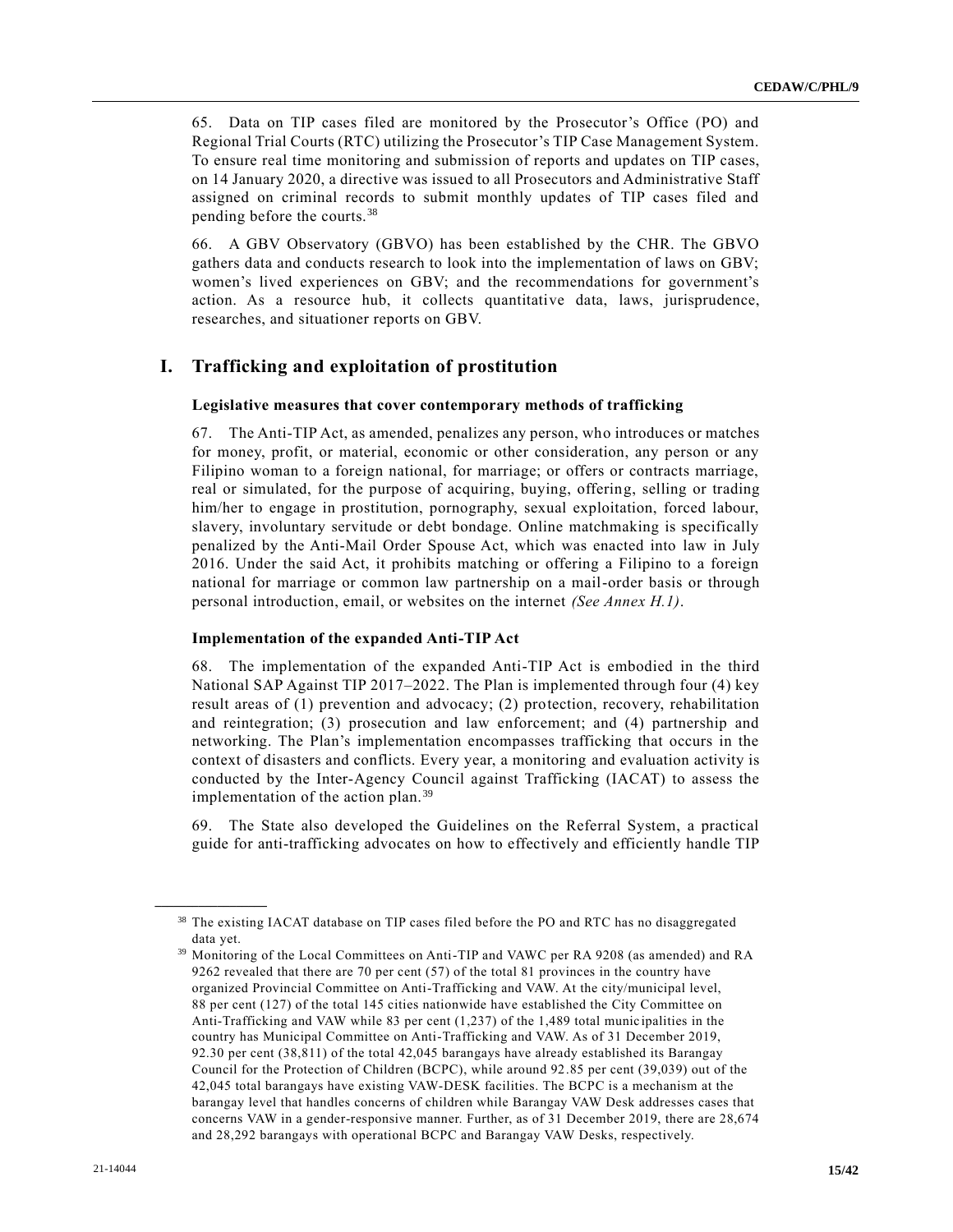65. Data on TIP cases filed are monitored by the Prosecutor's Office (PO) and Regional Trial Courts (RTC) utilizing the Prosecutor's TIP Case Management System. To ensure real time monitoring and submission of reports and updates on TIP cases, on 14 January 2020, a directive was issued to all Prosecutors and Administrative Staff assigned on criminal records to submit monthly updates of TIP cases filed and pending before the courts.[38]

66. A GBV Observatory (GBVO) has been established by the CHR. The GBVO gathers data and conducts research to look into the implementation of laws on GBV; women's lived experiences on GBV; and the recommendations for government's action. As a resource hub, it collects quantitative data, laws, jurisprudence, researches, and situationer reports on GBV.

## I. Trafficking and exploitation of prostitution

### Legislative measures that cover contemporary methods of trafficking

67. The Anti-TIP Act, as amended, penalizes any person, who introduces or matches for money, profit, or material, economic or other consideration, any person or any Filipino woman to a foreign national, for marriage; or offers or contracts marriage, real or simulated, for the purpose of acquiring, buying, offering, selling or trading him/her to engage in prostitution, pornography, sexual exploitation, forced labour, slavery, involuntary servitude or debt bondage. Online matchmaking is specifically penalized by the Anti-Mail Order Spouse Act, which was enacted into law in July 2016. Under the said Act, it prohibits matching or offering a Filipino to a foreign national for marriage or common law partnership on a mail-order basis or through personal introduction, email, or websites on the internet *(See Annex H.1)*.

### Implementation of the expanded Anti-TIP Act

68. The implementation of the expanded Anti-TIP Act is embodied in the third National SAP Against TIP 2017–2022. The Plan is implemented through four (4) key result areas of (1) prevention and advocacy; (2) protection, recovery, rehabilitation and reintegration; (3) prosecution and law enforcement; and (4) partnership and networking. The Plan's implementation encompasses trafficking that occurs in the context of disasters and conflicts. Every year, a monitoring and evaluation activity is conducted by the Inter-Agency Council against Trafficking (IACAT) to assess the implementation of the action plan.[39]

69. The State also developed the Guidelines on the Referral System, a practical guide for anti-trafficking advocates on how to effectively and efficiently handle TIP

---

[38] The existing IACAT database on TIP cases filed before the PO and RTC has no disaggregated data yet.

[39] Monitoring of the Local Committees on Anti-TIP and VAWC per RA 9208 (as amended) and RA 9262 revealed that there are 70 per cent (57) of the total 81 provinces in the country have organized Provincial Committee on Anti-Trafficking and VAW. At the city/municipal level, 88 per cent (127) of the total 145 cities nationwide have established the City Committee on Anti-Trafficking and VAW while 83 per cent (1,237) of the 1,489 total municipalities in the country has Municipal Committee on Anti-Trafficking and VAW. As of 31 December 2019, 92.30 per cent (38,811) of the total 42,045 barangays have already established its Barangay Council for the Protection of Children (BCPC), while around 92.85 per cent (39,039) out of the 42,045 total barangays have existing VAW-DESK facilities. The BCPC is a mechanism at the barangay level that handles concerns of children while Barangay VAW Desk addresses cases that concerns VAW in a gender-responsive manner. Further, as of 31 December 2019, there are 28,674 and 28,292 barangays with operational BCPC and Barangay VAW Desks, respectively.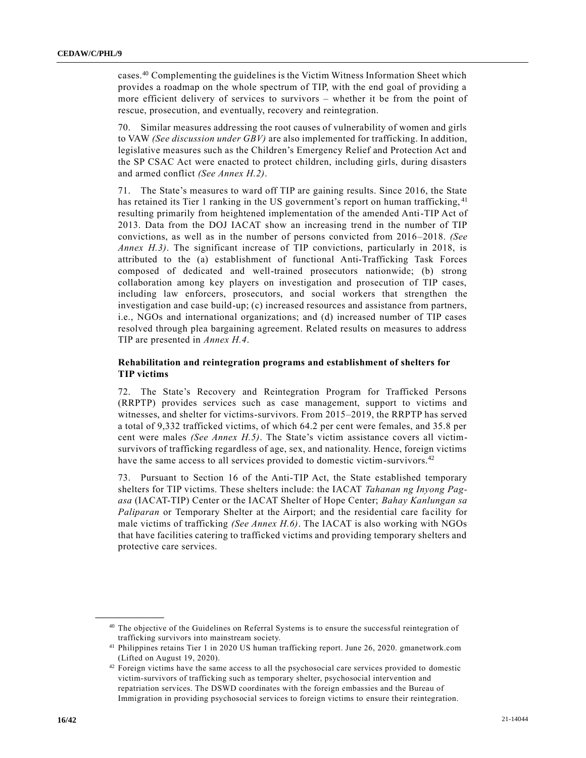cases.[40] Complementing the guidelines is the Victim Witness Information Sheet which provides a roadmap on the whole spectrum of TIP, with the end goal of providing a more efficient delivery of services to survivors – whether it be from the point of rescue, prosecution, and eventually, recovery and reintegration.

70. Similar measures addressing the root causes of vulnerability of women and girls to VAW *(See discussion under GBV)* are also implemented for trafficking. In addition, legislative measures such as the Children's Emergency Relief and Protection Act and the SP CSAC Act were enacted to protect children, including girls, during disasters and armed conflict *(See Annex H.2)*.

71. The State's measures to ward off TIP are gaining results. Since 2016, the State has retained its Tier 1 ranking in the US government's report on human trafficking,[41] resulting primarily from heightened implementation of the amended Anti-TIP Act of 2013. Data from the DOJ IACAT show an increasing trend in the number of TIP convictions, as well as in the number of persons convicted from 2016–2018. *(See Annex H.3)*. The significant increase of TIP convictions, particularly in 2018, is attributed to the (a) establishment of functional Anti-Trafficking Task Forces composed of dedicated and well-trained prosecutors nationwide; (b) strong collaboration among key players on investigation and prosecution of TIP cases, including law enforcers, prosecutors, and social workers that strengthen the investigation and case build-up; (c) increased resources and assistance from partners, i.e., NGOs and international organizations; and (d) increased number of TIP cases resolved through plea bargaining agreement. Related results on measures to address TIP are presented in *Annex H.4*.

### Rehabilitation and reintegration programs and establishment of shelters for TIP victims

72. The State's Recovery and Reintegration Program for Trafficked Persons (RRPTP) provides services such as case management, support to victims and witnesses, and shelter for victims-survivors. From 2015–2019, the RRPTP has served a total of 9,332 trafficked victims, of which 64.2 per cent were females, and 35.8 per cent were males *(See Annex H.5)*. The State's victim assistance covers all victim-survivors of trafficking regardless of age, sex, and nationality. Hence, foreign victims have the same access to all services provided to domestic victim-survivors.[42]

73. Pursuant to Section 16 of the Anti-TIP Act, the State established temporary shelters for TIP victims. These shelters include: the IACAT *Tahanan ng Inyong Pag-asa* (IACAT-TIP) Center or the IACAT Shelter of Hope Center; *Bahay Kanlungan sa Paliparan* or Temporary Shelter at the Airport; and the residential care facility for male victims of trafficking *(See Annex H.6)*. The IACAT is also working with NGOs that have facilities catering to trafficked victims and providing temporary shelters and protective care services.

---

[40] The objective of the Guidelines on Referral Systems is to ensure the successful reintegration of trafficking survivors into mainstream society.

[41] Philippines retains Tier 1 in 2020 US human trafficking report. June 26, 2020. gmanetwork.com (Lifted on August 19, 2020).

[42] Foreign victims have the same access to all the psychosocial care services provided to domestic victim-survivors of trafficking such as temporary shelter, psychosocial intervention and repatriation services. The DSWD coordinates with the foreign embassies and the Bureau of Immigration in providing psychosocial services to foreign victims to ensure their reintegration.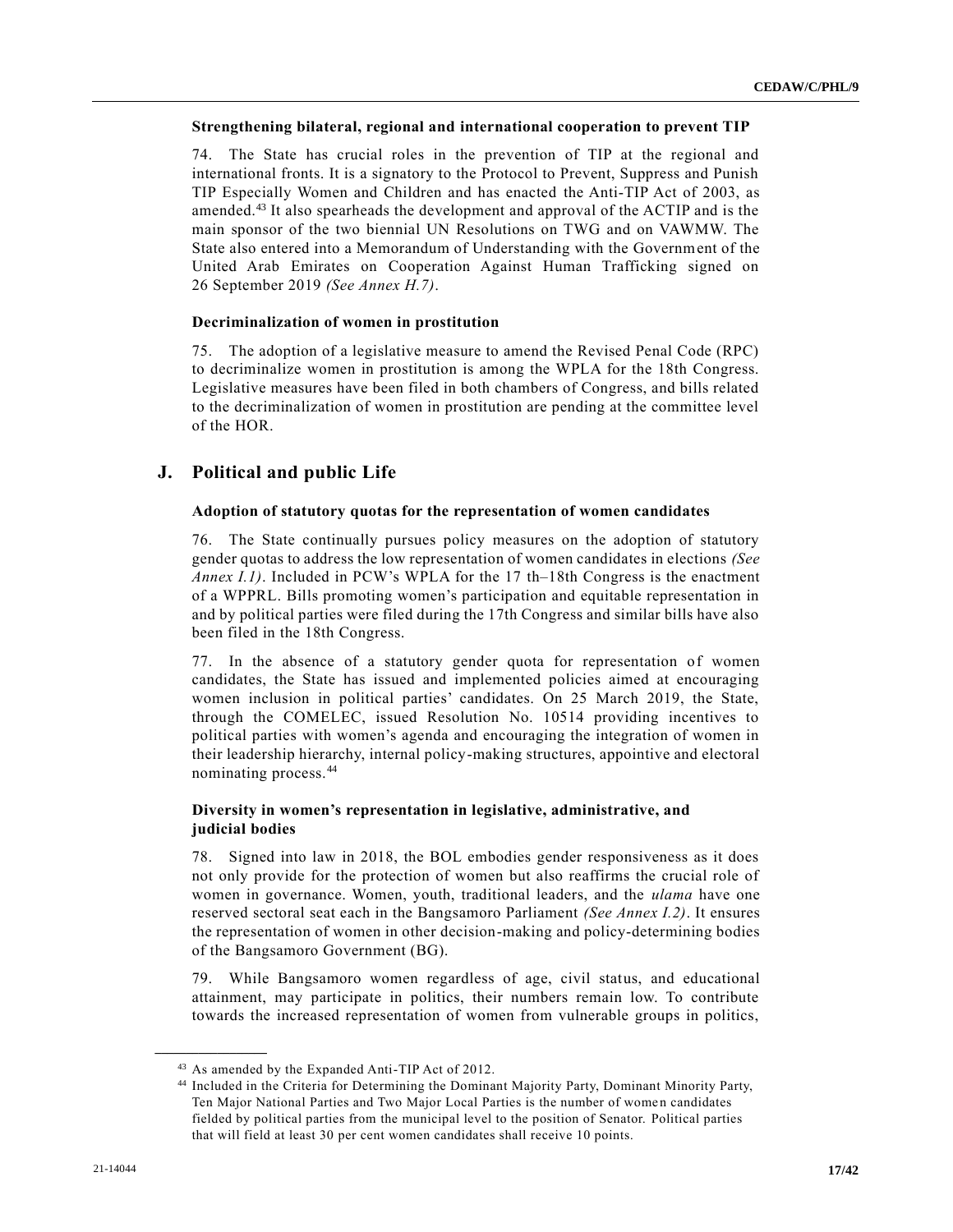#### Strengthening bilateral, regional and international cooperation to prevent TIP

74. The State has crucial roles in the prevention of TIP at the regional and international fronts. It is a signatory to the Protocol to Prevent, Suppress and Punish TIP Especially Women and Children and has enacted the Anti-TIP Act of 2003, as amended.[43] It also spearheads the development and approval of the ACTIP and is the main sponsor of the two biennial UN Resolutions on TWG and on VAWMW. The State also entered into a Memorandum of Understanding with the Government of the United Arab Emirates on Cooperation Against Human Trafficking signed on 26 September 2019 *(See Annex H.7)*.

#### Decriminalization of women in prostitution

75. The adoption of a legislative measure to amend the Revised Penal Code (RPC) to decriminalize women in prostitution is among the WPLA for the 18th Congress. Legislative measures have been filed in both chambers of Congress, and bills related to the decriminalization of women in prostitution are pending at the committee level of the HOR.

## J. Political and public Life

#### Adoption of statutory quotas for the representation of women candidates

76. The State continually pursues policy measures on the adoption of statutory gender quotas to address the low representation of women candidates in elections *(See Annex I.1)*. Included in PCW's WPLA for the 17 th–18th Congress is the enactment of a WPPRL. Bills promoting women's participation and equitable representation in and by political parties were filed during the 17th Congress and similar bills have also been filed in the 18th Congress.

77. In the absence of a statutory gender quota for representation of women candidates, the State has issued and implemented policies aimed at encouraging women inclusion in political parties' candidates. On 25 March 2019, the State, through the COMELEC, issued Resolution No. 10514 providing incentives to political parties with women's agenda and encouraging the integration of women in their leadership hierarchy, internal policy-making structures, appointive and electoral nominating process.[44]

#### Diversity in women's representation in legislative, administrative, and judicial bodies

78. Signed into law in 2018, the BOL embodies gender responsiveness as it does not only provide for the protection of women but also reaffirms the crucial role of women in governance. Women, youth, traditional leaders, and the *ulama* have one reserved sectoral seat each in the Bangsamoro Parliament *(See Annex I.2)*. It ensures the representation of women in other decision-making and policy-determining bodies of the Bangsamoro Government (BG).

79. While Bangsamoro women regardless of age, civil status, and educational attainment, may participate in politics, their numbers remain low. To contribute towards the increased representation of women from vulnerable groups in politics,

---

[43] As amended by the Expanded Anti-TIP Act of 2012.

[44] Included in the Criteria for Determining the Dominant Majority Party, Dominant Minority Party, Ten Major National Parties and Two Major Local Parties is the number of women candidates fielded by political parties from the municipal level to the position of Senator. Political parties that will field at least 30 per cent women candidates shall receive 10 points.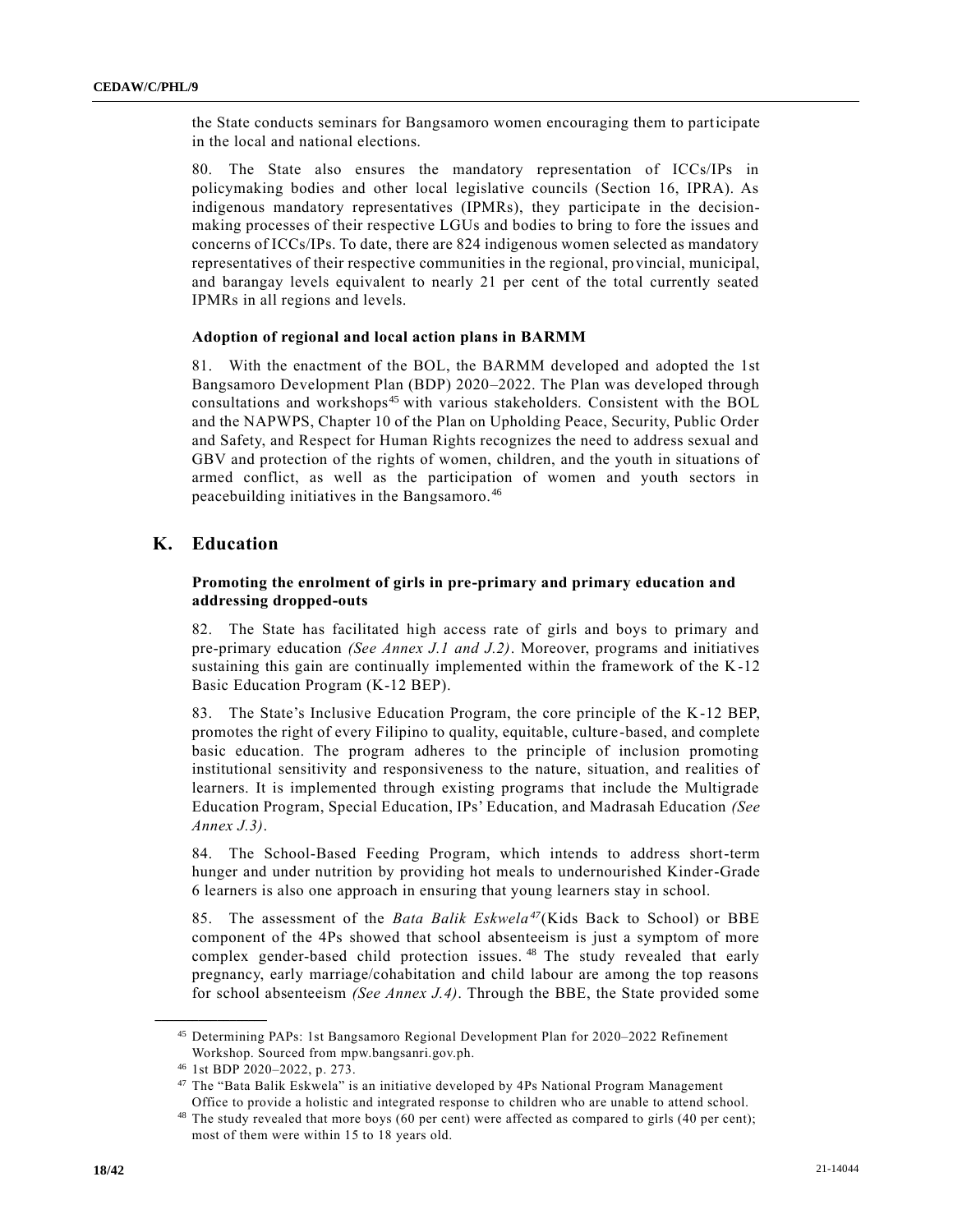the State conducts seminars for Bangsamoro women encouraging them to participate in the local and national elections.

80. The State also ensures the mandatory representation of ICCs/IPs in policymaking bodies and other local legislative councils (Section 16, IPRA). As indigenous mandatory representatives (IPMRs), they participate in the decision-making processes of their respective LGUs and bodies to bring to fore the issues and concerns of ICCs/IPs. To date, there are 824 indigenous women selected as mandatory representatives of their respective communities in the regional, provincial, municipal, and barangay levels equivalent to nearly 21 per cent of the total currently seated IPMRs in all regions and levels.

### Adoption of regional and local action plans in BARMM

81. With the enactment of the BOL, the BARMM developed and adopted the 1st Bangsamoro Development Plan (BDP) 2020–2022. The Plan was developed through consultations and workshops[45] with various stakeholders. Consistent with the BOL and the NAPWPS, Chapter 10 of the Plan on Upholding Peace, Security, Public Order and Safety, and Respect for Human Rights recognizes the need to address sexual and GBV and protection of the rights of women, children, and the youth in situations of armed conflict, as well as the participation of women and youth sectors in peacebuilding initiatives in the Bangsamoro.[46]

## K. Education

### Promoting the enrolment of girls in pre-primary and primary education and addressing dropped-outs

82. The State has facilitated high access rate of girls and boys to primary and pre-primary education *(See Annex J.1 and J.2)*. Moreover, programs and initiatives sustaining this gain are continually implemented within the framework of the K-12 Basic Education Program (K-12 BEP).

83. The State's Inclusive Education Program, the core principle of the K-12 BEP, promotes the right of every Filipino to quality, equitable, culture-based, and complete basic education. The program adheres to the principle of inclusion promoting institutional sensitivity and responsiveness to the nature, situation, and realities of learners. It is implemented through existing programs that include the Multigrade Education Program, Special Education, IPs' Education, and Madrasah Education *(See Annex J.3)*.

84. The School-Based Feeding Program, which intends to address short-term hunger and under nutrition by providing hot meals to undernourished Kinder-Grade 6 learners is also one approach in ensuring that young learners stay in school.

85. The assessment of the *Bata Balik Eskwela*[47] (Kids Back to School) or BBE component of the 4Ps showed that school absenteeism is just a symptom of more complex gender-based child protection issues.[48] The study revealed that early pregnancy, early marriage/cohabitation and child labour are among the top reasons for school absenteeism *(See Annex J.4)*. Through the BBE, the State provided some

---

[45] Determining PAPs: 1st Bangsamoro Regional Development Plan for 2020–2022 Refinement Workshop. Sourced from mpw.bangsanri.gov.ph.

[46] 1st BDP 2020–2022, p. 273.

[47] The "Bata Balik Eskwela" is an initiative developed by 4Ps National Program Management Office to provide a holistic and integrated response to children who are unable to attend school.

[48] The study revealed that more boys (60 per cent) were affected as compared to girls (40 per cent); most of them were within 15 to 18 years old.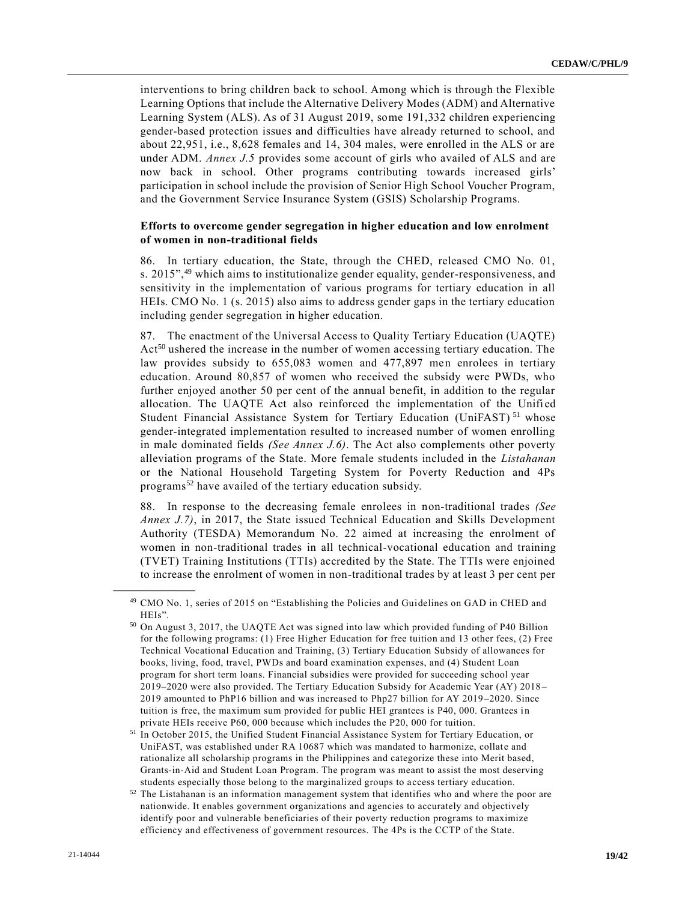interventions to bring children back to school. Among which is through the Flexible Learning Options that include the Alternative Delivery Modes (ADM) and Alternative Learning System (ALS). As of 31 August 2019, some 191,332 children experiencing gender-based protection issues and difficulties have already returned to school, and about 22,951, i.e., 8,628 females and 14, 304 males, were enrolled in the ALS or are under ADM. *Annex J.5* provides some account of girls who availed of ALS and are now back in school. Other programs contributing towards increased girls' participation in school include the provision of Senior High School Voucher Program, and the Government Service Insurance System (GSIS) Scholarship Programs.

**Efforts to overcome gender segregation in higher education and low enrolment of women in non-traditional fields**

86. In tertiary education, the State, through the CHED, released CMO No. 01, s. 2015",[49] which aims to institutionalize gender equality, gender-responsiveness, and sensitivity in the implementation of various programs for tertiary education in all HEIs. CMO No. 1 (s. 2015) also aims to address gender gaps in the tertiary education including gender segregation in higher education.

87. The enactment of the Universal Access to Quality Tertiary Education (UAQTE) Act[50] ushered the increase in the number of women accessing tertiary education. The law provides subsidy to 655,083 women and 477,897 men enrolees in tertiary education. Around 80,857 of women who received the subsidy were PWDs, who further enjoyed another 50 per cent of the annual benefit, in addition to the regular allocation. The UAQTE Act also reinforced the implementation of the Unified Student Financial Assistance System for Tertiary Education (UniFAST)[51] whose gender-integrated implementation resulted to increased number of women enrolling in male dominated fields *(See Annex J.6)*. The Act also complements other poverty alleviation programs of the State. More female students included in the *Listahanan* or the National Household Targeting System for Poverty Reduction and 4Ps programs[52] have availed of the tertiary education subsidy.

88. In response to the decreasing female enrolees in non-traditional trades *(See Annex J.7)*, in 2017, the State issued Technical Education and Skills Development Authority (TESDA) Memorandum No. 22 aimed at increasing the enrolment of women in non-traditional trades in all technical-vocational education and training (TVET) Training Institutions (TTIs) accredited by the State. The TTIs were enjoined to increase the enrolment of women in non-traditional trades by at least 3 per cent per

---

[49] CMO No. 1, series of 2015 on "Establishing the Policies and Guidelines on GAD in CHED and HEIs".

[50] On August 3, 2017, the UAQTE Act was signed into law which provided funding of P40 Billion for the following programs: (1) Free Higher Education for free tuition and 13 other fees, (2) Free Technical Vocational Education and Training, (3) Tertiary Education Subsidy of allowances for books, living, food, travel, PWDs and board examination expenses, and (4) Student Loan program for short term loans. Financial subsidies were provided for succeeding school year 2019–2020 were also provided. The Tertiary Education Subsidy for Academic Year (AY) 2018–2019 amounted to PhP16 billion and was increased to Php27 billion for AY 2019–2020. Since tuition is free, the maximum sum provided for public HEI grantees is P40, 000. Grantees in private HEIs receive P60, 000 because which includes the P20, 000 for tuition.

[51] In October 2015, the Unified Student Financial Assistance System for Tertiary Education, or UniFAST, was established under RA 10687 which was mandated to harmonize, collate and rationalize all scholarship programs in the Philippines and categorize these into Merit based, Grants-in-Aid and Student Loan Program. The program was meant to assist the most deserving students especially those belong to the marginalized groups to access tertiary education.

[52] The Listahanan is an information management system that identifies who and where the poor are nationwide. It enables government organizations and agencies to accurately and objectively identify poor and vulnerable beneficiaries of their poverty reduction programs to maximize efficiency and effectiveness of government resources. The 4Ps is the CCTP of the State.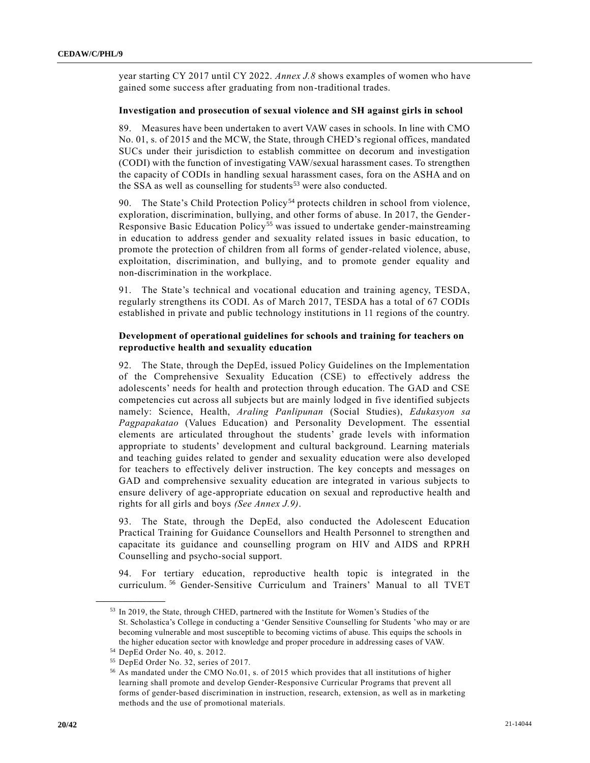year starting CY 2017 until CY 2022. *Annex J.8* shows examples of women who have gained some success after graduating from non-traditional trades.

### Investigation and prosecution of sexual violence and SH against girls in school

89. Measures have been undertaken to avert VAW cases in schools. In line with CMO No. 01, s. of 2015 and the MCW, the State, through CHED's regional offices, mandated SUCs under their jurisdiction to establish committee on decorum and investigation (CODI) with the function of investigating VAW/sexual harassment cases. To strengthen the capacity of CODIs in handling sexual harassment cases, fora on the ASHA and on the SSA as well as counselling for students[53] were also conducted.

90. The State's Child Protection Policy[54] protects children in school from violence, exploration, discrimination, bullying, and other forms of abuse. In 2017, the Gender-Responsive Basic Education Policy[55] was issued to undertake gender-mainstreaming in education to address gender and sexuality related issues in basic education, to promote the protection of children from all forms of gender-related violence, abuse, exploitation, discrimination, and bullying, and to promote gender equality and non-discrimination in the workplace.

91. The State's technical and vocational education and training agency, TESDA, regularly strengthens its CODI. As of March 2017, TESDA has a total of 67 CODIs established in private and public technology institutions in 11 regions of the country.

### Development of operational guidelines for schools and training for teachers on reproductive health and sexuality education

92. The State, through the DepEd, issued Policy Guidelines on the Implementation of the Comprehensive Sexuality Education (CSE) to effectively address the adolescents' needs for health and protection through education. The GAD and CSE competencies cut across all subjects but are mainly lodged in five identified subjects namely: Science, Health, *Araling Panlipunan* (Social Studies), *Edukasyon sa Pagpapakatao* (Values Education) and Personality Development. The essential elements are articulated throughout the students' grade levels with information appropriate to students' development and cultural background. Learning materials and teaching guides related to gender and sexuality education were also developed for teachers to effectively deliver instruction. The key concepts and messages on GAD and comprehensive sexuality education are integrated in various subjects to ensure delivery of age-appropriate education on sexual and reproductive health and rights for all girls and boys *(See Annex J.9)*.

93. The State, through the DepEd, also conducted the Adolescent Education Practical Training for Guidance Counsellors and Health Personnel to strengthen and capacitate its guidance and counselling program on HIV and AIDS and RPRH Counselling and psycho-social support.

94. For tertiary education, reproductive health topic is integrated in the curriculum.[56] Gender-Sensitive Curriculum and Trainers' Manual to all TVET

---

[53] In 2019, the State, through CHED, partnered with the Institute for Women's Studies of the St. Scholastica's College in conducting a 'Gender Sensitive Counselling for Students 'who may or are becoming vulnerable and most susceptible to becoming victims of abuse. This equips the schools in the higher education sector with knowledge and proper procedure in addressing cases of VAW.

[54] DepEd Order No. 40, s. 2012.

[55] DepEd Order No. 32, series of 2017.

[56] As mandated under the CMO No.01, s. of 2015 which provides that all institutions of higher learning shall promote and develop Gender-Responsive Curricular Programs that prevent all forms of gender-based discrimination in instruction, research, extension, as well as in marketing methods and the use of promotional materials.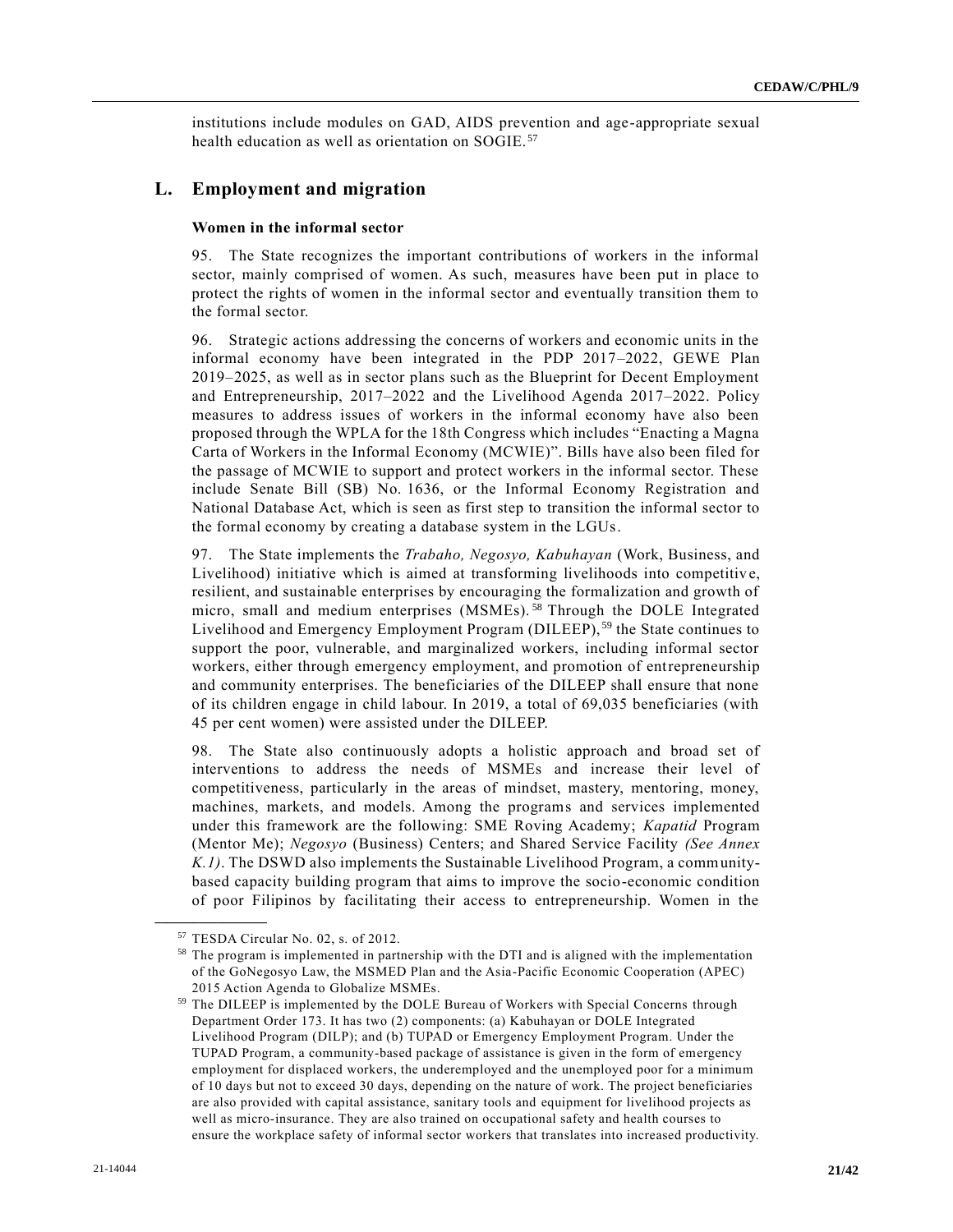institutions include modules on GAD, AIDS prevention and age-appropriate sexual health education as well as orientation on SOGIE.[57]

## L. Employment and migration

### Women in the informal sector

95. The State recognizes the important contributions of workers in the informal sector, mainly comprised of women. As such, measures have been put in place to protect the rights of women in the informal sector and eventually transition them to the formal sector.

96. Strategic actions addressing the concerns of workers and economic units in the informal economy have been integrated in the PDP 2017–2022, GEWE Plan 2019–2025, as well as in sector plans such as the Blueprint for Decent Employment and Entrepreneurship, 2017–2022 and the Livelihood Agenda 2017–2022. Policy measures to address issues of workers in the informal economy have also been proposed through the WPLA for the 18th Congress which includes "Enacting a Magna Carta of Workers in the Informal Economy (MCWIE)". Bills have also been filed for the passage of MCWIE to support and protect workers in the informal sector. These include Senate Bill (SB) No. 1636, or the Informal Economy Registration and National Database Act, which is seen as first step to transition the informal sector to the formal economy by creating a database system in the LGUs.

97. The State implements the *Trabaho, Negosyo, Kabuhayan* (Work, Business, and Livelihood) initiative which is aimed at transforming livelihoods into competitive, resilient, and sustainable enterprises by encouraging the formalization and growth of micro, small and medium enterprises (MSMEs).[58] Through the DOLE Integrated Livelihood and Emergency Employment Program (DILEEP),[59] the State continues to support the poor, vulnerable, and marginalized workers, including informal sector workers, either through emergency employment, and promotion of entrepreneurship and community enterprises. The beneficiaries of the DILEEP shall ensure that none of its children engage in child labour. In 2019, a total of 69,035 beneficiaries (with 45 per cent women) were assisted under the DILEEP.

98. The State also continuously adopts a holistic approach and broad set of interventions to address the needs of MSMEs and increase their level of competitiveness, particularly in the areas of mindset, mastery, mentoring, money, machines, markets, and models. Among the programs and services implemented under this framework are the following: SME Roving Academy; *Kapatid* Program (Mentor Me); *Negosyo* (Business) Centers; and Shared Service Facility *(See Annex K.1)*. The DSWD also implements the Sustainable Livelihood Program, a community-based capacity building program that aims to improve the socio-economic condition of poor Filipinos by facilitating their access to entrepreneurship. Women in the

---

[57] TESDA Circular No. 02, s. of 2012.

[58] The program is implemented in partnership with the DTI and is aligned with the implementation of the GoNegosyo Law, the MSMED Plan and the Asia-Pacific Economic Cooperation (APEC) 2015 Action Agenda to Globalize MSMEs.

[59] The DILEEP is implemented by the DOLE Bureau of Workers with Special Concerns through Department Order 173. It has two (2) components: (a) Kabuhayan or DOLE Integrated Livelihood Program (DILP); and (b) TUPAD or Emergency Employment Program. Under the TUPAD Program, a community-based package of assistance is given in the form of emergency employment for displaced workers, the underemployed and the unemployed poor for a minimum of 10 days but not to exceed 30 days, depending on the nature of work. The project beneficiaries are also provided with capital assistance, sanitary tools and equipment for livelihood projects as well as micro-insurance. They are also trained on occupational safety and health courses to ensure the workplace safety of informal sector workers that translates into increased productivity.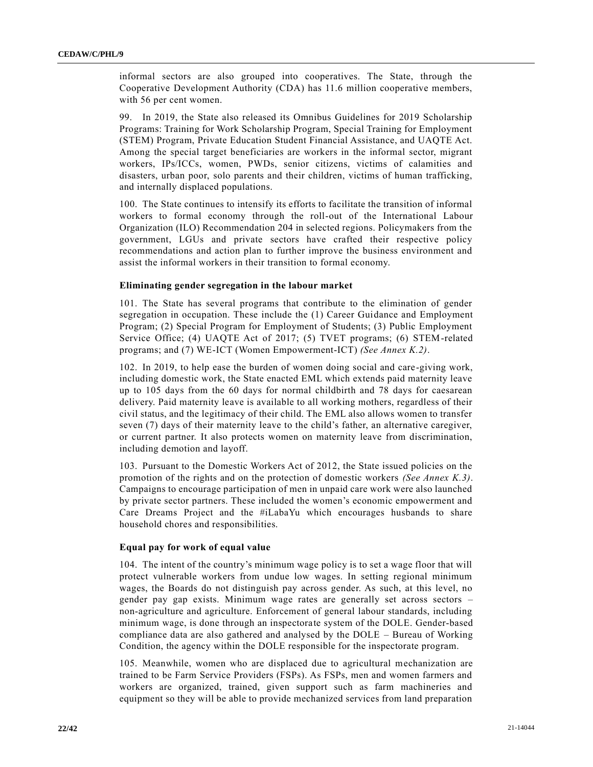informal sectors are also grouped into cooperatives. The State, through the Cooperative Development Authority (CDA) has 11.6 million cooperative members, with 56 per cent women.

99. In 2019, the State also released its Omnibus Guidelines for 2019 Scholarship Programs: Training for Work Scholarship Program, Special Training for Employment (STEM) Program, Private Education Student Financial Assistance, and UAQTE Act. Among the special target beneficiaries are workers in the informal sector, migrant workers, IPs/ICCs, women, PWDs, senior citizens, victims of calamities and disasters, urban poor, solo parents and their children, victims of human trafficking, and internally displaced populations.

100. The State continues to intensify its efforts to facilitate the transition of informal workers to formal economy through the roll-out of the International Labour Organization (ILO) Recommendation 204 in selected regions. Policymakers from the government, LGUs and private sectors have crafted their respective policy recommendations and action plan to further improve the business environment and assist the informal workers in their transition to formal economy.

### Eliminating gender segregation in the labour market

101. The State has several programs that contribute to the elimination of gender segregation in occupation. These include the (1) Career Guidance and Employment Program; (2) Special Program for Employment of Students; (3) Public Employment Service Office; (4) UAQTE Act of 2017; (5) TVET programs; (6) STEM-related programs; and (7) WE-ICT (Women Empowerment-ICT) *(See Annex K.2)*.

102. In 2019, to help ease the burden of women doing social and care-giving work, including domestic work, the State enacted EML which extends paid maternity leave up to 105 days from the 60 days for normal childbirth and 78 days for caesarean delivery. Paid maternity leave is available to all working mothers, regardless of their civil status, and the legitimacy of their child. The EML also allows women to transfer seven (7) days of their maternity leave to the child's father, an alternative caregiver, or current partner. It also protects women on maternity leave from discrimination, including demotion and layoff.

103. Pursuant to the Domestic Workers Act of 2012, the State issued policies on the promotion of the rights and on the protection of domestic workers *(See Annex K.3)*. Campaigns to encourage participation of men in unpaid care work were also launched by private sector partners. These included the women's economic empowerment and Care Dreams Project and the #iLabaYu which encourages husbands to share household chores and responsibilities.

### Equal pay for work of equal value

104. The intent of the country's minimum wage policy is to set a wage floor that will protect vulnerable workers from undue low wages. In setting regional minimum wages, the Boards do not distinguish pay across gender. As such, at this level, no gender pay gap exists. Minimum wage rates are generally set across sectors – non-agriculture and agriculture. Enforcement of general labour standards, including minimum wage, is done through an inspectorate system of the DOLE. Gender-based compliance data are also gathered and analysed by the DOLE – Bureau of Working Condition, the agency within the DOLE responsible for the inspectorate program.

105. Meanwhile, women who are displaced due to agricultural mechanization are trained to be Farm Service Providers (FSPs). As FSPs, men and women farmers and workers are organized, trained, given support such as farm machineries and equipment so they will be able to provide mechanized services from land preparation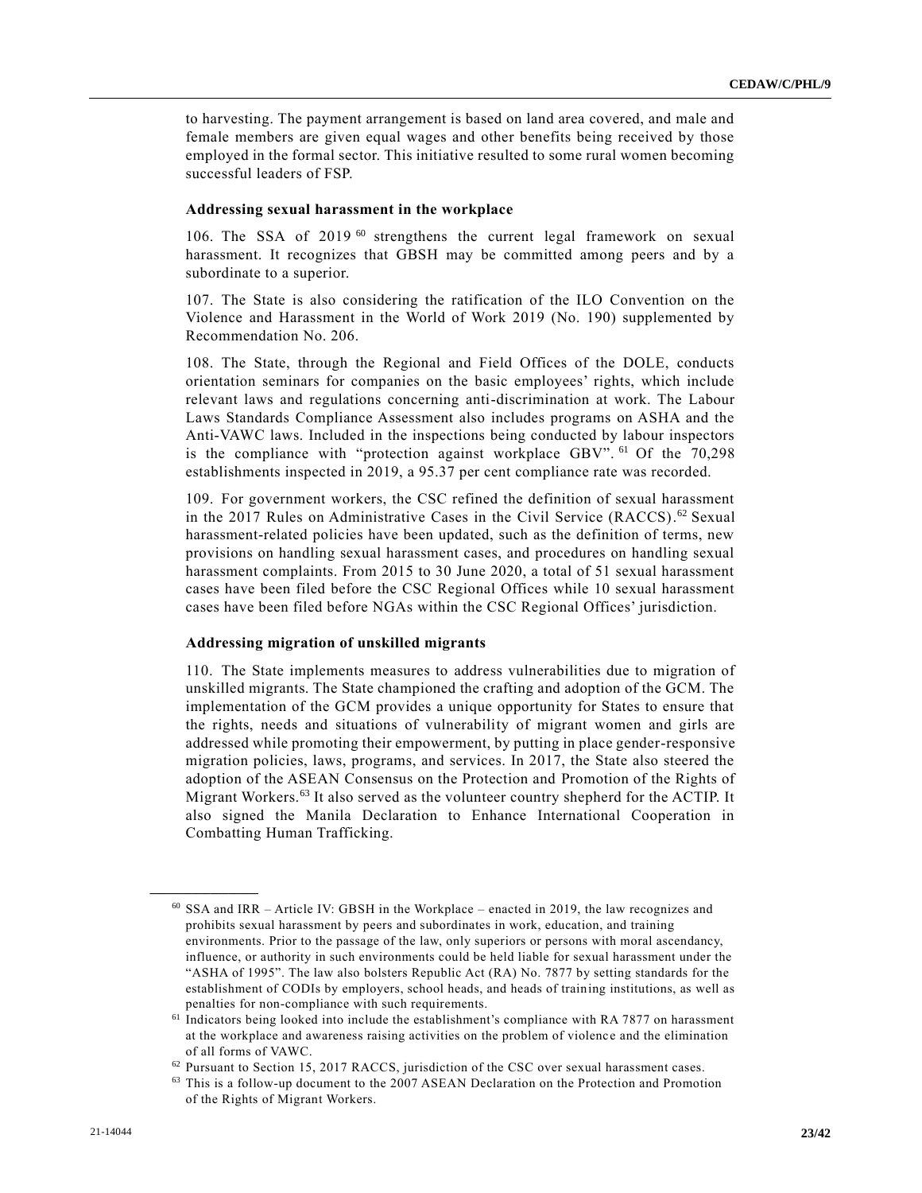to harvesting. The payment arrangement is based on land area covered, and male and female members are given equal wages and other benefits being received by those employed in the formal sector. This initiative resulted to some rural women becoming successful leaders of FSP.

### Addressing sexual harassment in the workplace

106. The SSA of 2019 [60] strengthens the current legal framework on sexual harassment. It recognizes that GBSH may be committed among peers and by a subordinate to a superior.

107. The State is also considering the ratification of the ILO Convention on the Violence and Harassment in the World of Work 2019 (No. 190) supplemented by Recommendation No. 206.

108. The State, through the Regional and Field Offices of the DOLE, conducts orientation seminars for companies on the basic employees' rights, which include relevant laws and regulations concerning anti-discrimination at work. The Labour Laws Standards Compliance Assessment also includes programs on ASHA and the Anti-VAWC laws. Included in the inspections being conducted by labour inspectors is the compliance with "protection against workplace GBV". [61] Of the 70,298 establishments inspected in 2019, a 95.37 per cent compliance rate was recorded.

109. For government workers, the CSC refined the definition of sexual harassment in the 2017 Rules on Administrative Cases in the Civil Service (RACCS).[62] Sexual harassment-related policies have been updated, such as the definition of terms, new provisions on handling sexual harassment cases, and procedures on handling sexual harassment complaints. From 2015 to 30 June 2020, a total of 51 sexual harassment cases have been filed before the CSC Regional Offices while 10 sexual harassment cases have been filed before NGAs within the CSC Regional Offices' jurisdiction.

### Addressing migration of unskilled migrants

110. The State implements measures to address vulnerabilities due to migration of unskilled migrants. The State championed the crafting and adoption of the GCM. The implementation of the GCM provides a unique opportunity for States to ensure that the rights, needs and situations of vulnerability of migrant women and girls are addressed while promoting their empowerment, by putting in place gender-responsive migration policies, laws, programs, and services. In 2017, the State also steered the adoption of the ASEAN Consensus on the Protection and Promotion of the Rights of Migrant Workers.[63] It also served as the volunteer country shepherd for the ACTIP. It also signed the Manila Declaration to Enhance International Cooperation in Combatting Human Trafficking.

---

[60] SSA and IRR – Article IV: GBSH in the Workplace – enacted in 2019, the law recognizes and prohibits sexual harassment by peers and subordinates in work, education, and training environments. Prior to the passage of the law, only superiors or persons with moral ascendancy, influence, or authority in such environments could be held liable for sexual harassment under the "ASHA of 1995". The law also bolsters Republic Act (RA) No. 7877 by setting standards for the establishment of CODIs by employers, school heads, and heads of training institutions, as well as penalties for non-compliance with such requirements.

[61] Indicators being looked into include the establishment's compliance with RA 7877 on harassment at the workplace and awareness raising activities on the problem of violence and the elimination of all forms of VAWC.

[62] Pursuant to Section 15, 2017 RACCS, jurisdiction of the CSC over sexual harassment cases.

[63] This is a follow-up document to the 2007 ASEAN Declaration on the Protection and Promotion of the Rights of Migrant Workers.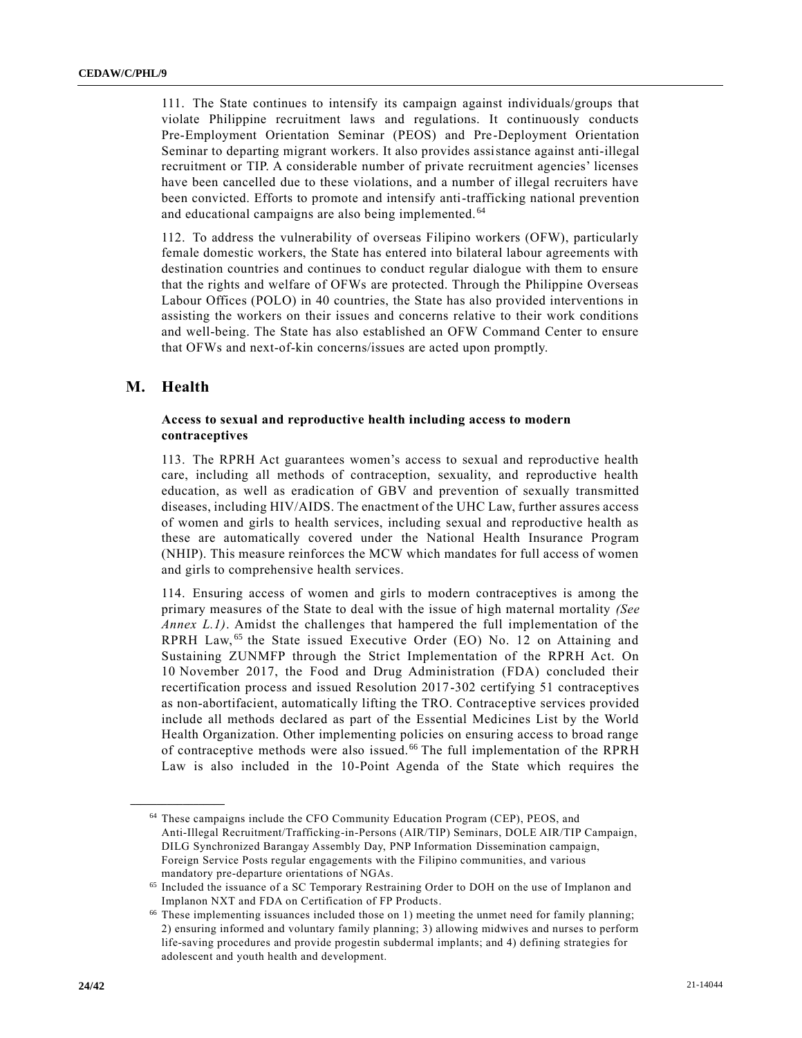111. The State continues to intensify its campaign against individuals/groups that violate Philippine recruitment laws and regulations. It continuously conducts Pre-Employment Orientation Seminar (PEOS) and Pre-Deployment Orientation Seminar to departing migrant workers. It also provides assistance against anti-illegal recruitment or TIP. A considerable number of private recruitment agencies' licenses have been cancelled due to these violations, and a number of illegal recruiters have been convicted. Efforts to promote and intensify anti-trafficking national prevention and educational campaigns are also being implemented.[64]

112. To address the vulnerability of overseas Filipino workers (OFW), particularly female domestic workers, the State has entered into bilateral labour agreements with destination countries and continues to conduct regular dialogue with them to ensure that the rights and welfare of OFWs are protected. Through the Philippine Overseas Labour Offices (POLO) in 40 countries, the State has also provided interventions in assisting the workers on their issues and concerns relative to their work conditions and well-being. The State has also established an OFW Command Center to ensure that OFWs and next-of-kin concerns/issues are acted upon promptly.

## M. Health

### Access to sexual and reproductive health including access to modern contraceptives

113. The RPRH Act guarantees women's access to sexual and reproductive health care, including all methods of contraception, sexuality, and reproductive health education, as well as eradication of GBV and prevention of sexually transmitted diseases, including HIV/AIDS. The enactment of the UHC Law, further assures access of women and girls to health services, including sexual and reproductive health as these are automatically covered under the National Health Insurance Program (NHIP). This measure reinforces the MCW which mandates for full access of women and girls to comprehensive health services.

114. Ensuring access of women and girls to modern contraceptives is among the primary measures of the State to deal with the issue of high maternal mortality *(See Annex L.1)*. Amidst the challenges that hampered the full implementation of the RPRH Law,[65] the State issued Executive Order (EO) No. 12 on Attaining and Sustaining ZUNMFP through the Strict Implementation of the RPRH Act. On 10 November 2017, the Food and Drug Administration (FDA) concluded their recertification process and issued Resolution 2017-302 certifying 51 contraceptives as non-abortifacient, automatically lifting the TRO. Contraceptive services provided include all methods declared as part of the Essential Medicines List by the World Health Organization. Other implementing policies on ensuring access to broad range of contraceptive methods were also issued.[66] The full implementation of the RPRH Law is also included in the 10-Point Agenda of the State which requires the

---

[64] These campaigns include the CFO Community Education Program (CEP), PEOS, and Anti-Illegal Recruitment/Trafficking-in-Persons (AIR/TIP) Seminars, DOLE AIR/TIP Campaign, DILG Synchronized Barangay Assembly Day, PNP Information Dissemination campaign, Foreign Service Posts regular engagements with the Filipino communities, and various mandatory pre-departure orientations of NGAs.

[65] Included the issuance of a SC Temporary Restraining Order to DOH on the use of Implanon and Implanon NXT and FDA on Certification of FP Products.

[66] These implementing issuances included those on 1) meeting the unmet need for family planning; 2) ensuring informed and voluntary family planning; 3) allowing midwives and nurses to perform life-saving procedures and provide progestin subdermal implants; and 4) defining strategies for adolescent and youth health and development.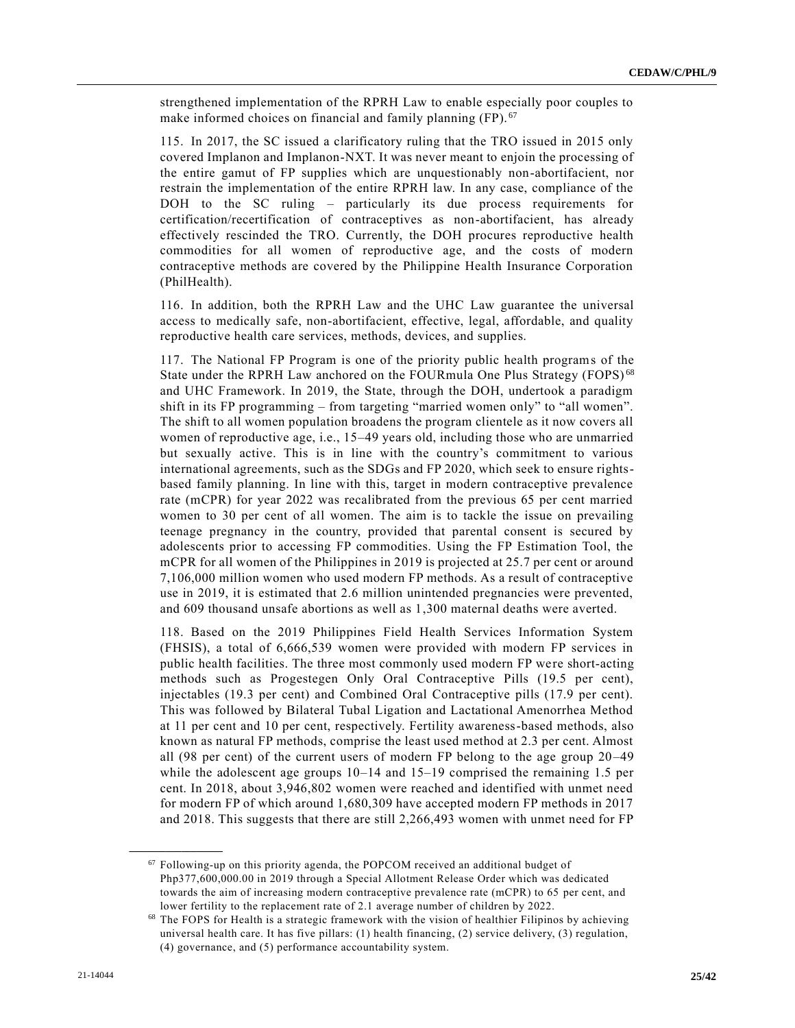strengthened implementation of the RPRH Law to enable especially poor couples to make informed choices on financial and family planning (FP).[67]

115. In 2017, the SC issued a clarificatory ruling that the TRO issued in 2015 only covered Implanon and Implanon-NXT. It was never meant to enjoin the processing of the entire gamut of FP supplies which are unquestionably non-abortifacient, nor restrain the implementation of the entire RPRH law. In any case, compliance of the DOH to the SC ruling – particularly its due process requirements for certification/recertification of contraceptives as non-abortifacient, has already effectively rescinded the TRO. Currently, the DOH procures reproductive health commodities for all women of reproductive age, and the costs of modern contraceptive methods are covered by the Philippine Health Insurance Corporation (PhilHealth).

116. In addition, both the RPRH Law and the UHC Law guarantee the universal access to medically safe, non-abortifacient, effective, legal, affordable, and quality reproductive health care services, methods, devices, and supplies.

117. The National FP Program is one of the priority public health programs of the State under the RPRH Law anchored on the FOURmula One Plus Strategy (FOPS)[68] and UHC Framework. In 2019, the State, through the DOH, undertook a paradigm shift in its FP programming – from targeting "married women only" to "all women". The shift to all women population broadens the program clientele as it now covers all women of reproductive age, i.e., 15–49 years old, including those who are unmarried but sexually active. This is in line with the country's commitment to various international agreements, such as the SDGs and FP 2020, which seek to ensure rights-based family planning. In line with this, target in modern contraceptive prevalence rate (mCPR) for year 2022 was recalibrated from the previous 65 per cent married women to 30 per cent of all women. The aim is to tackle the issue on prevailing teenage pregnancy in the country, provided that parental consent is secured by adolescents prior to accessing FP commodities. Using the FP Estimation Tool, the mCPR for all women of the Philippines in 2019 is projected at 25.7 per cent or around 7,106,000 million women who used modern FP methods. As a result of contraceptive use in 2019, it is estimated that 2.6 million unintended pregnancies were prevented, and 609 thousand unsafe abortions as well as 1,300 maternal deaths were averted.

118. Based on the 2019 Philippines Field Health Services Information System (FHSIS), a total of 6,666,539 women were provided with modern FP services in public health facilities. The three most commonly used modern FP were short-acting methods such as Progestegen Only Oral Contraceptive Pills (19.5 per cent), injectables (19.3 per cent) and Combined Oral Contraceptive pills (17.9 per cent). This was followed by Bilateral Tubal Ligation and Lactational Amenorrhea Method at 11 per cent and 10 per cent, respectively. Fertility awareness-based methods, also known as natural FP methods, comprise the least used method at 2.3 per cent. Almost all (98 per cent) of the current users of modern FP belong to the age group 20–49 while the adolescent age groups 10–14 and 15–19 comprised the remaining 1.5 per cent. In 2018, about 3,946,802 women were reached and identified with unmet need for modern FP of which around 1,680,309 have accepted modern FP methods in 2017 and 2018. This suggests that there are still 2,266,493 women with unmet need for FP

---

[67] Following-up on this priority agenda, the POPCOM received an additional budget of Php377,600,000.00 in 2019 through a Special Allotment Release Order which was dedicated towards the aim of increasing modern contraceptive prevalence rate (mCPR) to 65 per cent, and lower fertility to the replacement rate of 2.1 average number of children by 2022.

[68] The FOPS for Health is a strategic framework with the vision of healthier Filipinos by achieving universal health care. It has five pillars: (1) health financing, (2) service delivery, (3) regulation, (4) governance, and (5) performance accountability system.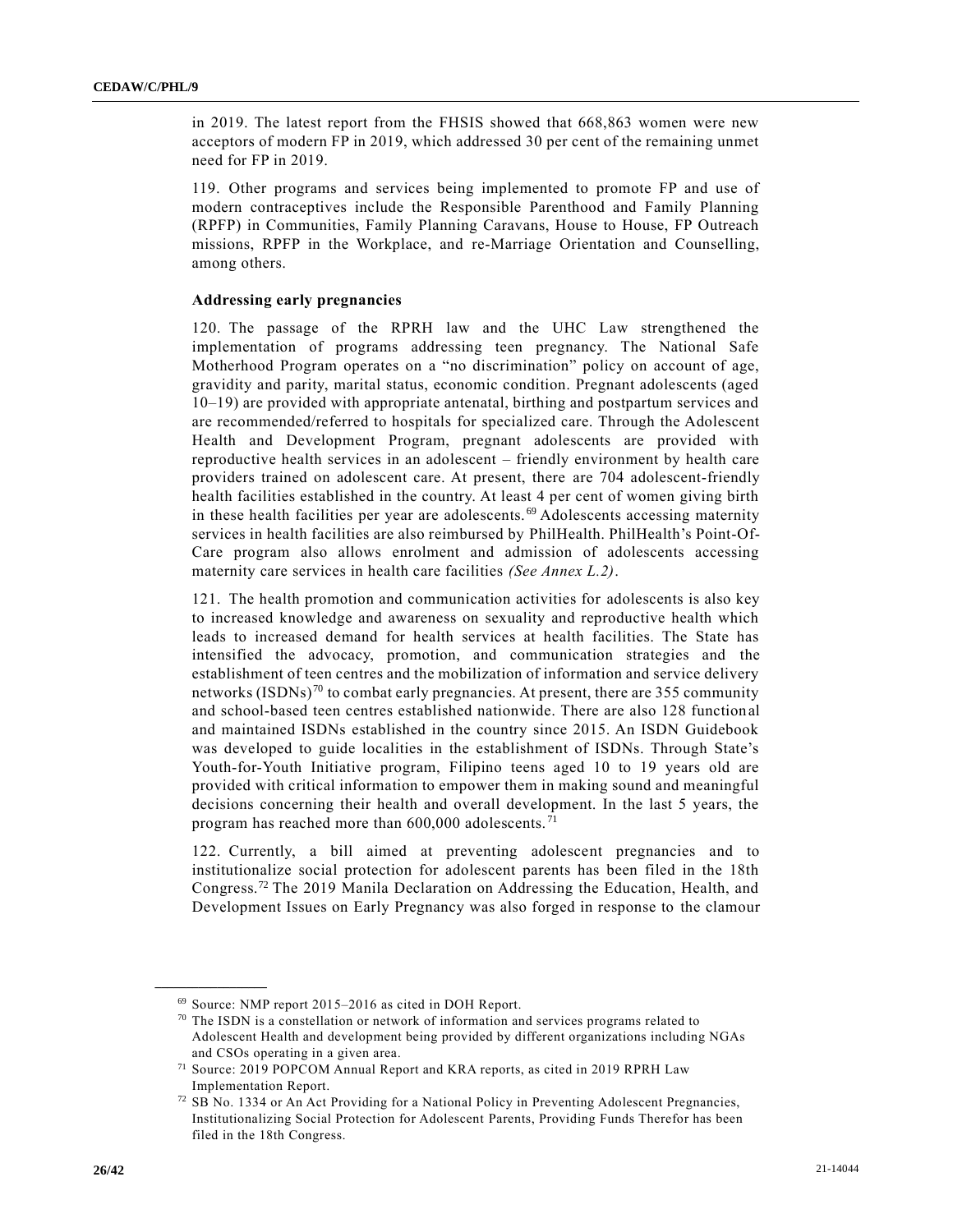in 2019. The latest report from the FHSIS showed that 668,863 women were new acceptors of modern FP in 2019, which addressed 30 per cent of the remaining unmet need for FP in 2019.

119. Other programs and services being implemented to promote FP and use of modern contraceptives include the Responsible Parenthood and Family Planning (RPFP) in Communities, Family Planning Caravans, House to House, FP Outreach missions, RPFP in the Workplace, and re-Marriage Orientation and Counselling, among others.

**Addressing early pregnancies**

120. The passage of the RPRH law and the UHC Law strengthened the implementation of programs addressing teen pregnancy. The National Safe Motherhood Program operates on a "no discrimination" policy on account of age, gravidity and parity, marital status, economic condition. Pregnant adolescents (aged 10–19) are provided with appropriate antenatal, birthing and postpartum services and are recommended/referred to hospitals for specialized care. Through the Adolescent Health and Development Program, pregnant adolescents are provided with reproductive health services in an adolescent – friendly environment by health care providers trained on adolescent care. At present, there are 704 adolescent-friendly health facilities established in the country. At least 4 per cent of women giving birth in these health facilities per year are adolescents.[69] Adolescents accessing maternity services in health facilities are also reimbursed by PhilHealth. PhilHealth's Point-Of-Care program also allows enrolment and admission of adolescents accessing maternity care services in health care facilities *(See Annex L.2)*.

121. The health promotion and communication activities for adolescents is also key to increased knowledge and awareness on sexuality and reproductive health which leads to increased demand for health services at health facilities. The State has intensified the advocacy, promotion, and communication strategies and the establishment of teen centres and the mobilization of information and service delivery networks (ISDNs)[70] to combat early pregnancies. At present, there are 355 community and school-based teen centres established nationwide. There are also 128 functional and maintained ISDNs established in the country since 2015. An ISDN Guidebook was developed to guide localities in the establishment of ISDNs. Through State's Youth-for-Youth Initiative program, Filipino teens aged 10 to 19 years old are provided with critical information to empower them in making sound and meaningful decisions concerning their health and overall development. In the last 5 years, the program has reached more than 600,000 adolescents.[71]

122. Currently, a bill aimed at preventing adolescent pregnancies and to institutionalize social protection for adolescent parents has been filed in the 18th Congress.[72] The 2019 Manila Declaration on Addressing the Education, Health, and Development Issues on Early Pregnancy was also forged in response to the clamour

---

[69] Source: NMP report 2015–2016 as cited in DOH Report.

[70] The ISDN is a constellation or network of information and services programs related to Adolescent Health and development being provided by different organizations including NGAs and CSOs operating in a given area.

[71] Source: 2019 POPCOM Annual Report and KRA reports, as cited in 2019 RPRH Law Implementation Report.

[72] SB No. 1334 or An Act Providing for a National Policy in Preventing Adolescent Pregnancies, Institutionalizing Social Protection for Adolescent Parents, Providing Funds Therefor has been filed in the 18th Congress.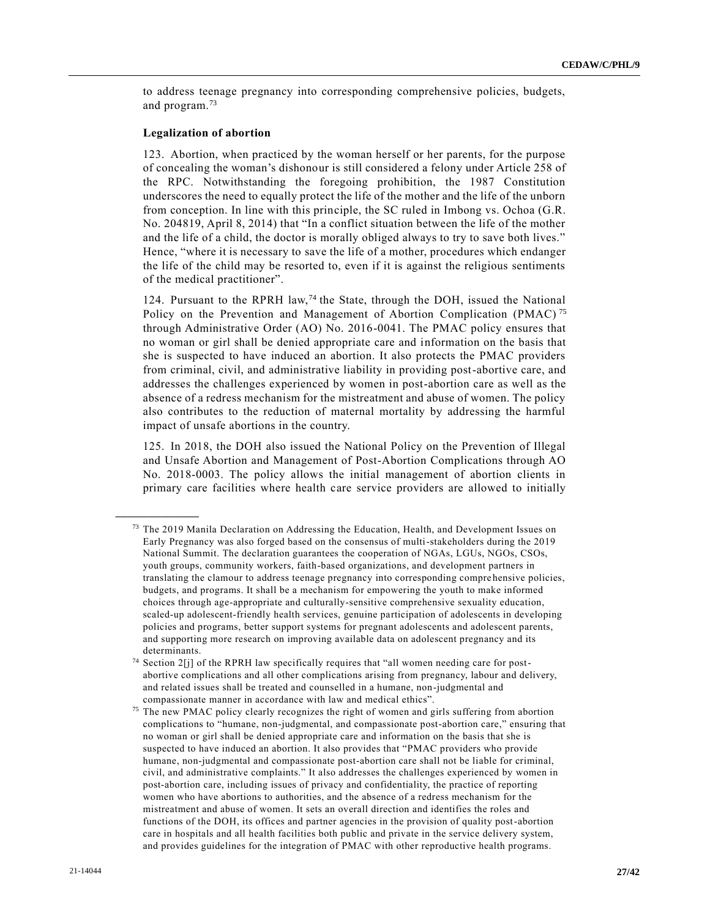to address teenage pregnancy into corresponding comprehensive policies, budgets, and program.[73]

**Legalization of abortion**

123. Abortion, when practiced by the woman herself or her parents, for the purpose of concealing the woman's dishonour is still considered a felony under Article 258 of the RPC. Notwithstanding the foregoing prohibition, the 1987 Constitution underscores the need to equally protect the life of the mother and the life of the unborn from conception. In line with this principle, the SC ruled in Imbong vs. Ochoa (G.R. No. 204819, April 8, 2014) that "In a conflict situation between the life of the mother and the life of a child, the doctor is morally obliged always to try to save both lives." Hence, "where it is necessary to save the life of a mother, procedures which endanger the life of the child may be resorted to, even if it is against the religious sentiments of the medical practitioner".

124. Pursuant to the RPRH law,[74] the State, through the DOH, issued the National Policy on the Prevention and Management of Abortion Complication (PMAC)[75] through Administrative Order (AO) No. 2016-0041. The PMAC policy ensures that no woman or girl shall be denied appropriate care and information on the basis that she is suspected to have induced an abortion. It also protects the PMAC providers from criminal, civil, and administrative liability in providing post-abortive care, and addresses the challenges experienced by women in post-abortion care as well as the absence of a redress mechanism for the mistreatment and abuse of women. The policy also contributes to the reduction of maternal mortality by addressing the harmful impact of unsafe abortions in the country.

125. In 2018, the DOH also issued the National Policy on the Prevention of Illegal and Unsafe Abortion and Management of Post-Abortion Complications through AO No. 2018-0003. The policy allows the initial management of abortion clients in primary care facilities where health care service providers are allowed to initially

---

[73] The 2019 Manila Declaration on Addressing the Education, Health, and Development Issues on Early Pregnancy was also forged based on the consensus of multi-stakeholders during the 2019 National Summit. The declaration guarantees the cooperation of NGAs, LGUs, NGOs, CSOs, youth groups, community workers, faith-based organizations, and development partners in translating the clamour to address teenage pregnancy into corresponding comprehensive policies, budgets, and programs. It shall be a mechanism for empowering the youth to make informed choices through age-appropriate and culturally-sensitive comprehensive sexuality education, scaled-up adolescent-friendly health services, genuine participation of adolescents in developing policies and programs, better support systems for pregnant adolescents and adolescent parents, and supporting more research on improving available data on adolescent pregnancy and its determinants.

[74] Section 2[j] of the RPRH law specifically requires that "all women needing care for post-abortive complications and all other complications arising from pregnancy, labour and delivery, and related issues shall be treated and counselled in a humane, non-judgmental and compassionate manner in accordance with law and medical ethics".

[75] The new PMAC policy clearly recognizes the right of women and girls suffering from abortion complications to "humane, non-judgmental, and compassionate post-abortion care," ensuring that no woman or girl shall be denied appropriate care and information on the basis that she is suspected to have induced an abortion. It also provides that "PMAC providers who provide humane, non-judgmental and compassionate post-abortion care shall not be liable for criminal, civil, and administrative complaints." It also addresses the challenges experienced by women in post-abortion care, including issues of privacy and confidentiality, the practice of reporting women who have abortions to authorities, and the absence of a redress mechanism for the mistreatment and abuse of women. It sets an overall direction and identifies the roles and functions of the DOH, its offices and partner agencies in the provision of quality post-abortion care in hospitals and all health facilities both public and private in the service delivery system, and provides guidelines for the integration of PMAC with other reproductive health programs.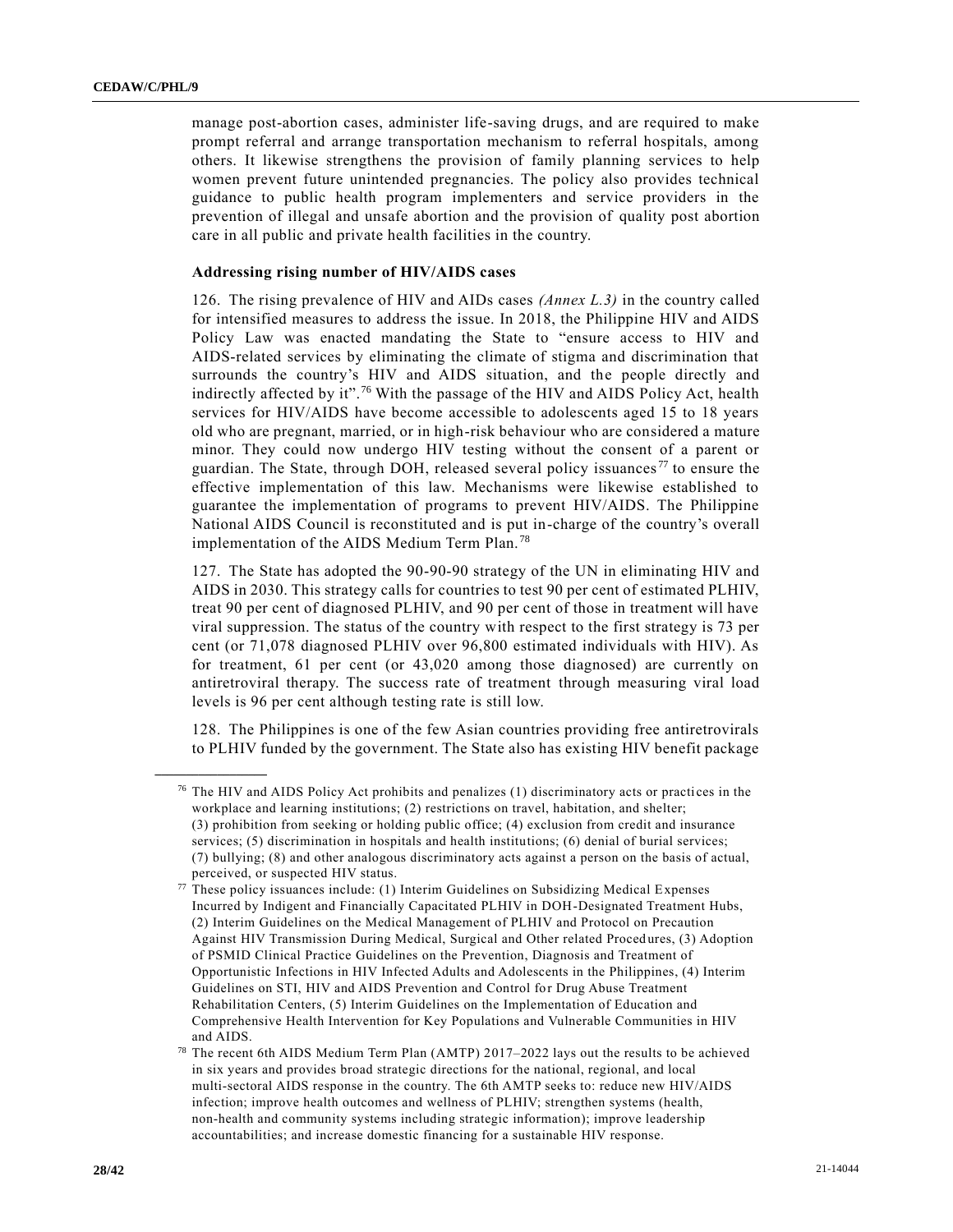manage post-abortion cases, administer life-saving drugs, and are required to make prompt referral and arrange transportation mechanism to referral hospitals, among others. It likewise strengthens the provision of family planning services to help women prevent future unintended pregnancies. The policy also provides technical guidance to public health program implementers and service providers in the prevention of illegal and unsafe abortion and the provision of quality post abortion care in all public and private health facilities in the country.

### Addressing rising number of HIV/AIDS cases

126. The rising prevalence of HIV and AIDs cases *(Annex L.3)* in the country called for intensified measures to address the issue. In 2018, the Philippine HIV and AIDS Policy Law was enacted mandating the State to "ensure access to HIV and AIDS-related services by eliminating the climate of stigma and discrimination that surrounds the country's HIV and AIDS situation, and the people directly and indirectly affected by it".[76] With the passage of the HIV and AIDS Policy Act, health services for HIV/AIDS have become accessible to adolescents aged 15 to 18 years old who are pregnant, married, or in high-risk behaviour who are considered a mature minor. They could now undergo HIV testing without the consent of a parent or guardian. The State, through DOH, released several policy issuances[77] to ensure the effective implementation of this law. Mechanisms were likewise established to guarantee the implementation of programs to prevent HIV/AIDS. The Philippine National AIDS Council is reconstituted and is put in-charge of the country's overall implementation of the AIDS Medium Term Plan.[78]

127. The State has adopted the 90-90-90 strategy of the UN in eliminating HIV and AIDS in 2030. This strategy calls for countries to test 90 per cent of estimated PLHIV, treat 90 per cent of diagnosed PLHIV, and 90 per cent of those in treatment will have viral suppression. The status of the country with respect to the first strategy is 73 per cent (or 71,078 diagnosed PLHIV over 96,800 estimated individuals with HIV). As for treatment, 61 per cent (or 43,020 among those diagnosed) are currently on antiretroviral therapy. The success rate of treatment through measuring viral load levels is 96 per cent although testing rate is still low.

128. The Philippines is one of the few Asian countries providing free antiretrovirals to PLHIV funded by the government. The State also has existing HIV benefit package

---

[76] The HIV and AIDS Policy Act prohibits and penalizes (1) discriminatory acts or practices in the workplace and learning institutions; (2) restrictions on travel, habitation, and shelter; (3) prohibition from seeking or holding public office; (4) exclusion from credit and insurance services; (5) discrimination in hospitals and health institutions; (6) denial of burial services; (7) bullying; (8) and other analogous discriminatory acts against a person on the basis of actual, perceived, or suspected HIV status.

[77] These policy issuances include: (1) Interim Guidelines on Subsidizing Medical Expenses Incurred by Indigent and Financially Capacitated PLHIV in DOH-Designated Treatment Hubs, (2) Interim Guidelines on the Medical Management of PLHIV and Protocol on Precaution Against HIV Transmission During Medical, Surgical and Other related Procedures, (3) Adoption of PSMID Clinical Practice Guidelines on the Prevention, Diagnosis and Treatment of Opportunistic Infections in HIV Infected Adults and Adolescents in the Philippines, (4) Interim Guidelines on STI, HIV and AIDS Prevention and Control for Drug Abuse Treatment Rehabilitation Centers, (5) Interim Guidelines on the Implementation of Education and Comprehensive Health Intervention for Key Populations and Vulnerable Communities in HIV and AIDS.

[78] The recent 6th AIDS Medium Term Plan (AMTP) 2017–2022 lays out the results to be achieved in six years and provides broad strategic directions for the national, regional, and local multi-sectoral AIDS response in the country. The 6th AMTP seeks to: reduce new HIV/AIDS infection; improve health outcomes and wellness of PLHIV; strengthen systems (health, non-health and community systems including strategic information); improve leadership accountabilities; and increase domestic financing for a sustainable HIV response.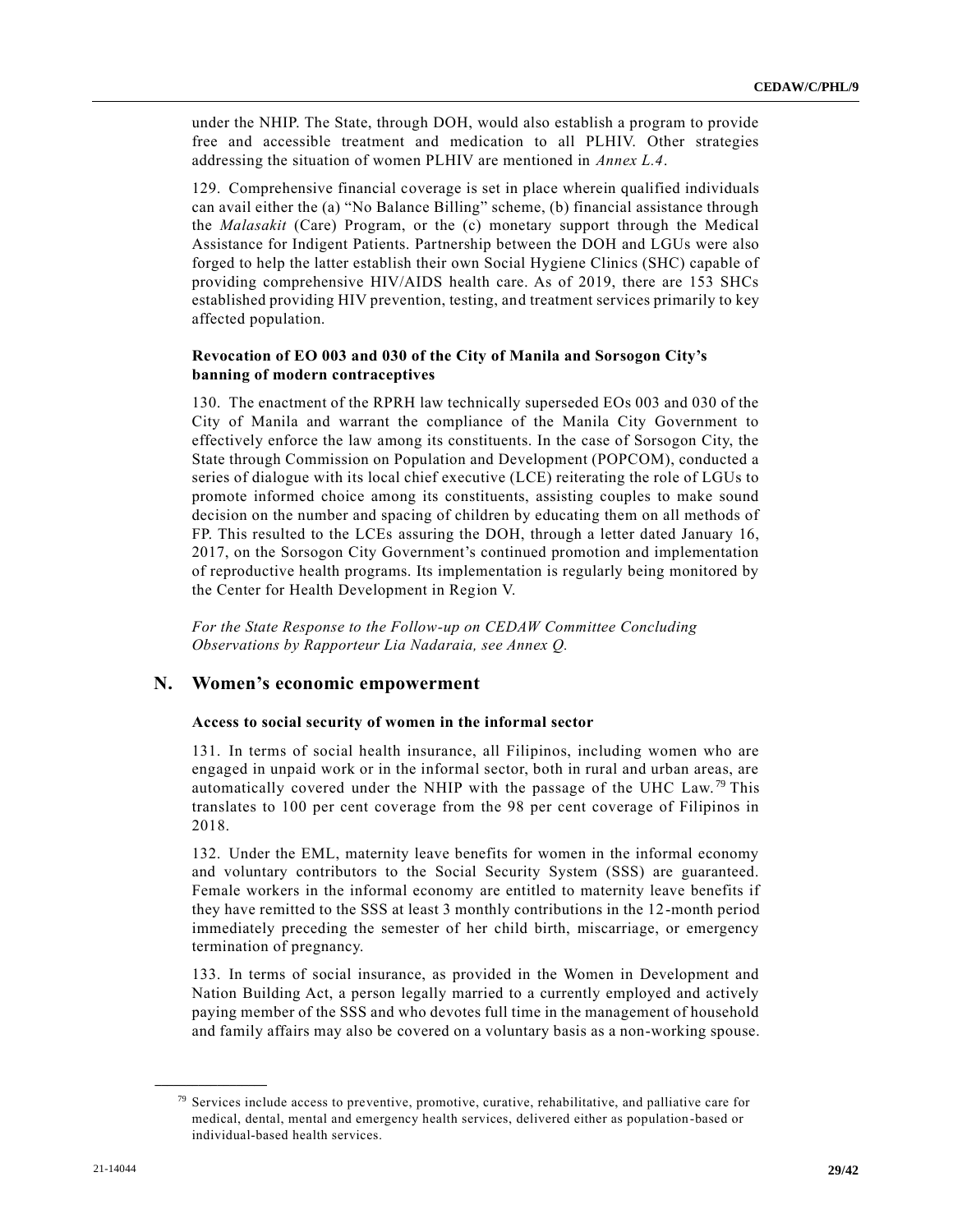under the NHIP. The State, through DOH, would also establish a program to provide free and accessible treatment and medication to all PLHIV. Other strategies addressing the situation of women PLHIV are mentioned in *Annex L.4*.

129. Comprehensive financial coverage is set in place wherein qualified individuals can avail either the (a) "No Balance Billing" scheme, (b) financial assistance through the *Malasakit* (Care) Program, or the (c) monetary support through the Medical Assistance for Indigent Patients. Partnership between the DOH and LGUs were also forged to help the latter establish their own Social Hygiene Clinics (SHC) capable of providing comprehensive HIV/AIDS health care. As of 2019, there are 153 SHCs established providing HIV prevention, testing, and treatment services primarily to key affected population.

#### Revocation of EO 003 and 030 of the City of Manila and Sorsogon City's banning of modern contraceptives

130. The enactment of the RPRH law technically superseded EOs 003 and 030 of the City of Manila and warrant the compliance of the Manila City Government to effectively enforce the law among its constituents. In the case of Sorsogon City, the State through Commission on Population and Development (POPCOM), conducted a series of dialogue with its local chief executive (LCE) reiterating the role of LGUs to promote informed choice among its constituents, assisting couples to make sound decision on the number and spacing of children by educating them on all methods of FP. This resulted to the LCEs assuring the DOH, through a letter dated January 16, 2017, on the Sorsogon City Government's continued promotion and implementation of reproductive health programs. Its implementation is regularly being monitored by the Center for Health Development in Region V.

*For the State Response to the Follow-up on CEDAW Committee Concluding Observations by Rapporteur Lia Nadaraia, see Annex Q.*

## N. Women's economic empowerment

#### Access to social security of women in the informal sector

131. In terms of social health insurance, all Filipinos, including women who are engaged in unpaid work or in the informal sector, both in rural and urban areas, are automatically covered under the NHIP with the passage of the UHC Law.[79] This translates to 100 per cent coverage from the 98 per cent coverage of Filipinos in 2018.

132. Under the EML, maternity leave benefits for women in the informal economy and voluntary contributors to the Social Security System (SSS) are guaranteed. Female workers in the informal economy are entitled to maternity leave benefits if they have remitted to the SSS at least 3 monthly contributions in the 12-month period immediately preceding the semester of her child birth, miscarriage, or emergency termination of pregnancy.

133. In terms of social insurance, as provided in the Women in Development and Nation Building Act, a person legally married to a currently employed and actively paying member of the SSS and who devotes full time in the management of household and family affairs may also be covered on a voluntary basis as a non-working spouse.

[79] Services include access to preventive, promotive, curative, rehabilitative, and palliative care for medical, dental, mental and emergency health services, delivered either as population-based or individual-based health services.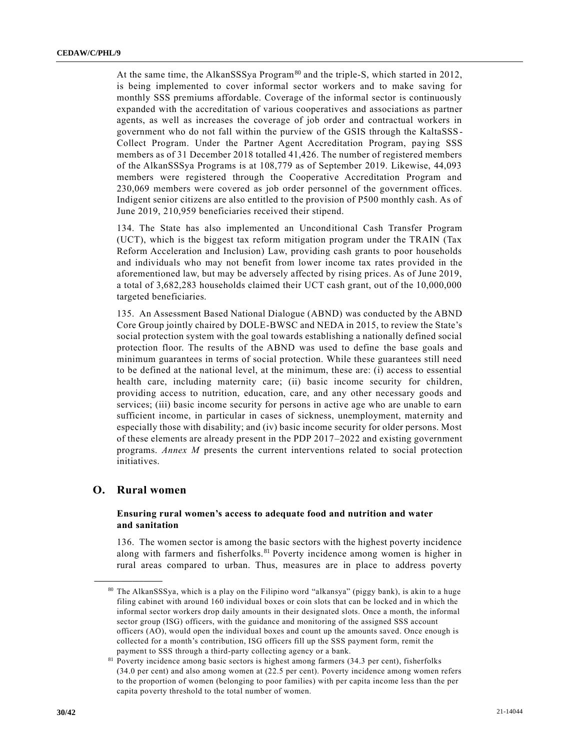At the same time, the AlkanSSSya Program[80] and the triple-S, which started in 2012, is being implemented to cover informal sector workers and to make saving for monthly SSS premiums affordable. Coverage of the informal sector is continuously expanded with the accreditation of various cooperatives and associations as partner agents, as well as increases the coverage of job order and contractual workers in government who do not fall within the purview of the GSIS through the KaltaSSS-Collect Program. Under the Partner Agent Accreditation Program, paying SSS members as of 31 December 2018 totalled 41,426. The number of registered members of the AlkanSSSya Programs is at 108,779 as of September 2019. Likewise, 44,093 members were registered through the Cooperative Accreditation Program and 230,069 members were covered as job order personnel of the government offices. Indigent senior citizens are also entitled to the provision of P500 monthly cash. As of June 2019, 210,959 beneficiaries received their stipend.

134. The State has also implemented an Unconditional Cash Transfer Program (UCT), which is the biggest tax reform mitigation program under the TRAIN (Tax Reform Acceleration and Inclusion) Law, providing cash grants to poor households and individuals who may not benefit from lower income tax rates provided in the aforementioned law, but may be adversely affected by rising prices. As of June 2019, a total of 3,682,283 households claimed their UCT cash grant, out of the 10,000,000 targeted beneficiaries.

135. An Assessment Based National Dialogue (ABND) was conducted by the ABND Core Group jointly chaired by DOLE-BWSC and NEDA in 2015, to review the State's social protection system with the goal towards establishing a nationally defined social protection floor. The results of the ABND was used to define the base goals and minimum guarantees in terms of social protection. While these guarantees still need to be defined at the national level, at the minimum, these are: (i) access to essential health care, including maternity care; (ii) basic income security for children, providing access to nutrition, education, care, and any other necessary goods and services; (iii) basic income security for persons in active age who are unable to earn sufficient income, in particular in cases of sickness, unemployment, maternity and especially those with disability; and (iv) basic income security for older persons. Most of these elements are already present in the PDP 2017–2022 and existing government programs. *Annex M* presents the current interventions related to social protection initiatives.

## O. Rural women

### Ensuring rural women's access to adequate food and nutrition and water and sanitation

136. The women sector is among the basic sectors with the highest poverty incidence along with farmers and fisherfolks.[81] Poverty incidence among women is higher in rural areas compared to urban. Thus, measures are in place to address poverty

---

[80] The AlkanSSSya, which is a play on the Filipino word "alkansya" (piggy bank), is akin to a huge filing cabinet with around 160 individual boxes or coin slots that can be locked and in which the informal sector workers drop daily amounts in their designated slots. Once a month, the informal sector group (ISG) officers, with the guidance and monitoring of the assigned SSS account officers (AO), would open the individual boxes and count up the amounts saved. Once enough is collected for a month's contribution, ISG officers fill up the SSS payment form, remit the payment to SSS through a third-party collecting agency or a bank.

[81] Poverty incidence among basic sectors is highest among farmers (34.3 per cent), fisherfolks (34.0 per cent) and also among women at (22.5 per cent). Poverty incidence among women refers to the proportion of women (belonging to poor families) with per capita income less than the per capita poverty threshold to the total number of women.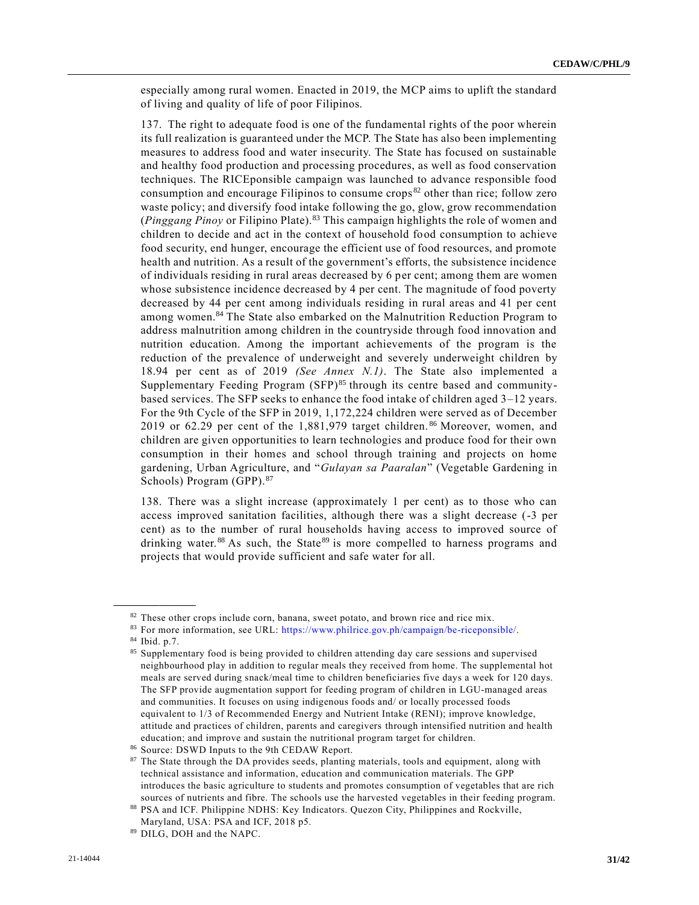especially among rural women. Enacted in 2019, the MCP aims to uplift the standard of living and quality of life of poor Filipinos.

137. The right to adequate food is one of the fundamental rights of the poor wherein its full realization is guaranteed under the MCP. The State has also been implementing measures to address food and water insecurity. The State has focused on sustainable and healthy food production and processing procedures, as well as food conservation techniques. The RICEponsible campaign was launched to advance responsible food consumption and encourage Filipinos to consume crops[82] other than rice; follow zero waste policy; and diversify food intake following the go, glow, grow recommendation (*Pinggang Pinoy* or Filipino Plate).[83] This campaign highlights the role of women and children to decide and act in the context of household food consumption to achieve food security, end hunger, encourage the efficient use of food resources, and promote health and nutrition. As a result of the government's efforts, the subsistence incidence of individuals residing in rural areas decreased by 6 per cent; among them are women whose subsistence incidence decreased by 4 per cent. The magnitude of food poverty decreased by 44 per cent among individuals residing in rural areas and 41 per cent among women.[84] The State also embarked on the Malnutrition Reduction Program to address malnutrition among children in the countryside through food innovation and nutrition education. Among the important achievements of the program is the reduction of the prevalence of underweight and severely underweight children by 18.94 per cent as of 2019 *(See Annex N.1)*. The State also implemented a Supplementary Feeding Program (SFP)[85] through its centre based and community-based services. The SFP seeks to enhance the food intake of children aged 3–12 years. For the 9th Cycle of the SFP in 2019, 1,172,224 children were served as of December 2019 or 62.29 per cent of the 1,881,979 target children.[86] Moreover, women, and children are given opportunities to learn technologies and produce food for their own consumption in their homes and school through training and projects on home gardening, Urban Agriculture, and "*Gulayan sa Paaralan*" (Vegetable Gardening in Schools) Program (GPP).[87]

138. There was a slight increase (approximately 1 per cent) as to those who can access improved sanitation facilities, although there was a slight decrease (-3 per cent) as to the number of rural households having access to improved source of drinking water.[88] As such, the State[89] is more compelled to harness programs and projects that would provide sufficient and safe water for all.

---

[82] These other crops include corn, banana, sweet potato, and brown rice and rice mix.

[83] For more information, see URL: https://www.philrice.gov.ph/campaign/be-riceponsible/.

[84] Ibid. p.7.

[85] Supplementary food is being provided to children attending day care sessions and supervised neighbourhood play in addition to regular meals they received from home. The supplemental hot meals are served during snack/meal time to children beneficiaries five days a week for 120 days. The SFP provide augmentation support for feeding program of children in LGU-managed areas and communities. It focuses on using indigenous foods and/ or locally processed foods equivalent to 1/3 of Recommended Energy and Nutrient Intake (RENI); improve knowledge, attitude and practices of children, parents and caregivers through intensified nutrition and health education; and improve and sustain the nutritional program target for children.

[86] Source: DSWD Inputs to the 9th CEDAW Report.

[87] The State through the DA provides seeds, planting materials, tools and equipment, along with technical assistance and information, education and communication materials. The GPP introduces the basic agriculture to students and promotes consumption of vegetables that are rich sources of nutrients and fibre. The schools use the harvested vegetables in their feeding program.

[88] PSA and ICF. Philippine NDHS: Key Indicators. Quezon City, Philippines and Rockville, Maryland, USA: PSA and ICF, 2018 p5.

[89] DILG, DOH and the NAPC.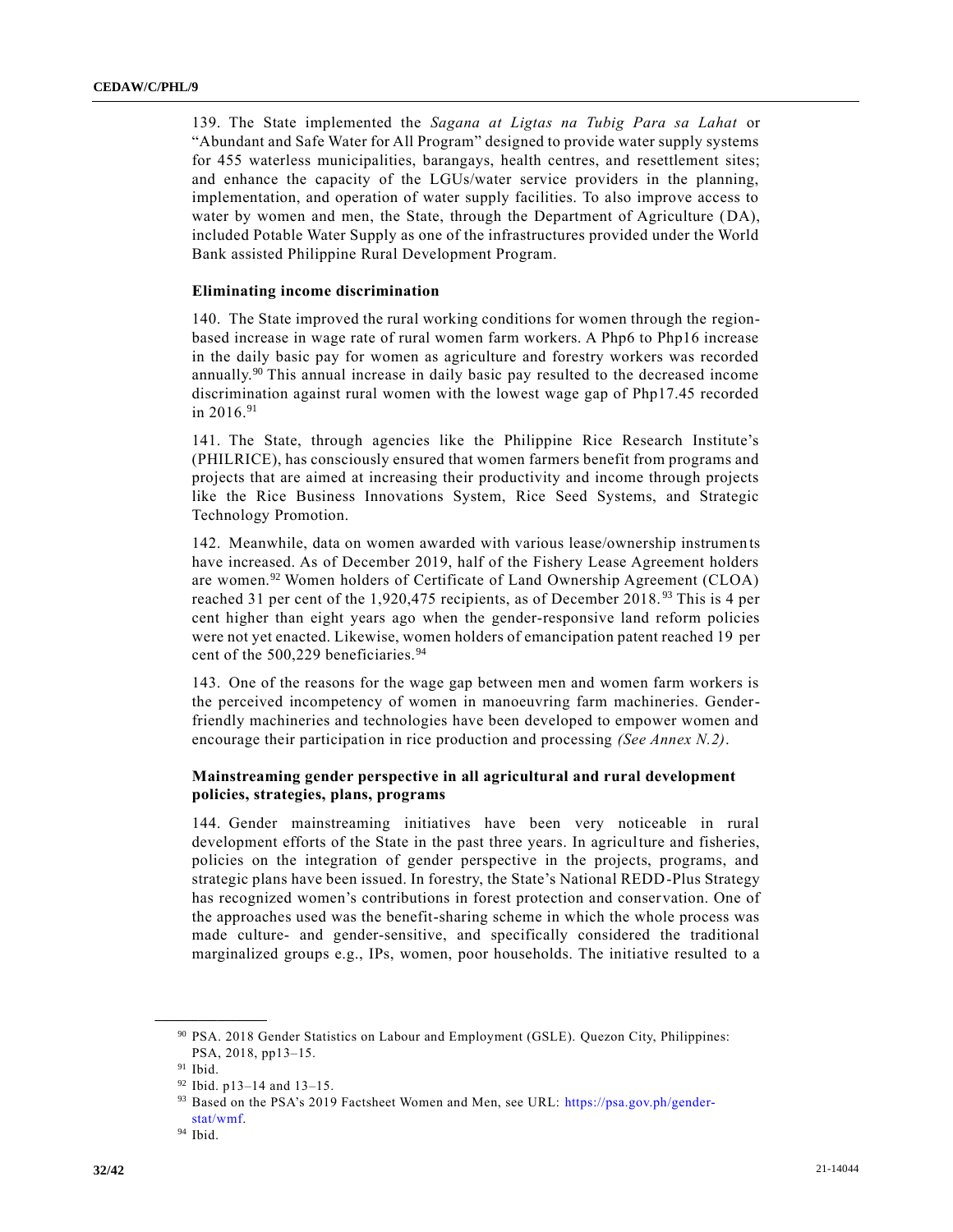139. The State implemented the *Sagana at Ligtas na Tubig Para sa Lahat* or "Abundant and Safe Water for All Program" designed to provide water supply systems for 455 waterless municipalities, barangays, health centres, and resettlement sites; and enhance the capacity of the LGUs/water service providers in the planning, implementation, and operation of water supply facilities. To also improve access to water by women and men, the State, through the Department of Agriculture (DA), included Potable Water Supply as one of the infrastructures provided under the World Bank assisted Philippine Rural Development Program.

### Eliminating income discrimination

140. The State improved the rural working conditions for women through the region-based increase in wage rate of rural women farm workers. A Php6 to Php16 increase in the daily basic pay for women as agriculture and forestry workers was recorded annually.[90] This annual increase in daily basic pay resulted to the decreased income discrimination against rural women with the lowest wage gap of Php17.45 recorded in 2016.[91]

141. The State, through agencies like the Philippine Rice Research Institute's (PHILRICE), has consciously ensured that women farmers benefit from programs and projects that are aimed at increasing their productivity and income through projects like the Rice Business Innovations System, Rice Seed Systems, and Strategic Technology Promotion.

142. Meanwhile, data on women awarded with various lease/ownership instruments have increased. As of December 2019, half of the Fishery Lease Agreement holders are women.[92] Women holders of Certificate of Land Ownership Agreement (CLOA) reached 31 per cent of the 1,920,475 recipients, as of December 2018.[93] This is 4 per cent higher than eight years ago when the gender-responsive land reform policies were not yet enacted. Likewise, women holders of emancipation patent reached 19 per cent of the 500,229 beneficiaries.[94]

143. One of the reasons for the wage gap between men and women farm workers is the perceived incompetency of women in manoeuvring farm machineries. Gender-friendly machineries and technologies have been developed to empower women and encourage their participation in rice production and processing *(See Annex N.2)*.

### Mainstreaming gender perspective in all agricultural and rural development policies, strategies, plans, programs

144. Gender mainstreaming initiatives have been very noticeable in rural development efforts of the State in the past three years. In agriculture and fisheries, policies on the integration of gender perspective in the projects, programs, and strategic plans have been issued. In forestry, the State's National REDD-Plus Strategy has recognized women's contributions in forest protection and conservation. One of the approaches used was the benefit-sharing scheme in which the whole process was made culture- and gender-sensitive, and specifically considered the traditional marginalized groups e.g., IPs, women, poor households. The initiative resulted to a

---

[90] PSA. 2018 Gender Statistics on Labour and Employment (GSLE). Quezon City, Philippines: PSA, 2018, pp13–15.

[91] Ibid.

[92] Ibid. p13–14 and 13–15.

[93] Based on the PSA's 2019 Factsheet Women and Men, see URL: https://psa.gov.ph/gender-stat/wmf.

[94] Ibid.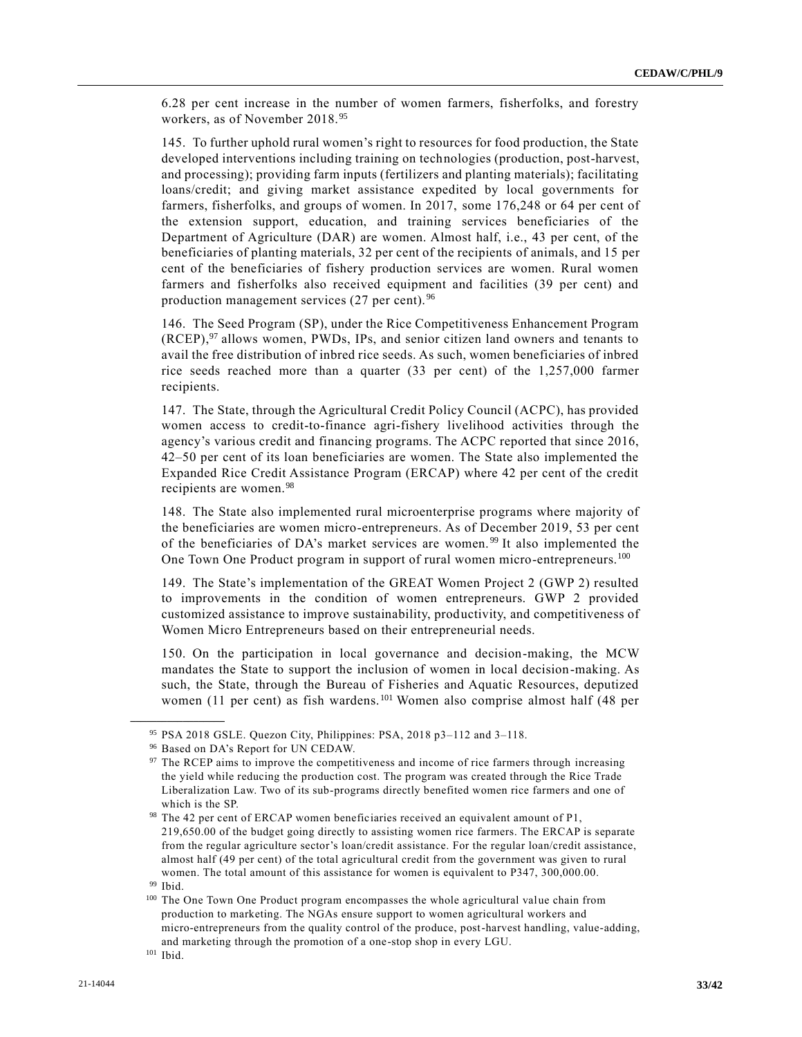6.28 per cent increase in the number of women farmers, fisherfolks, and forestry workers, as of November 2018.[95]

145. To further uphold rural women's right to resources for food production, the State developed interventions including training on technologies (production, post-harvest, and processing); providing farm inputs (fertilizers and planting materials); facilitating loans/credit; and giving market assistance expedited by local governments for farmers, fisherfolks, and groups of women. In 2017, some 176,248 or 64 per cent of the extension support, education, and training services beneficiaries of the Department of Agriculture (DAR) are women. Almost half, i.e., 43 per cent, of the beneficiaries of planting materials, 32 per cent of the recipients of animals, and 15 per cent of the beneficiaries of fishery production services are women. Rural women farmers and fisherfolks also received equipment and facilities (39 per cent) and production management services (27 per cent).[96]

146. The Seed Program (SP), under the Rice Competitiveness Enhancement Program (RCEP),[97] allows women, PWDs, IPs, and senior citizen land owners and tenants to avail the free distribution of inbred rice seeds. As such, women beneficiaries of inbred rice seeds reached more than a quarter (33 per cent) of the 1,257,000 farmer recipients.

147. The State, through the Agricultural Credit Policy Council (ACPC), has provided women access to credit-to-finance agri-fishery livelihood activities through the agency's various credit and financing programs. The ACPC reported that since 2016, 42–50 per cent of its loan beneficiaries are women. The State also implemented the Expanded Rice Credit Assistance Program (ERCAP) where 42 per cent of the credit recipients are women.[98]

148. The State also implemented rural microenterprise programs where majority of the beneficiaries are women micro-entrepreneurs. As of December 2019, 53 per cent of the beneficiaries of DA's market services are women.[99] It also implemented the One Town One Product program in support of rural women micro-entrepreneurs.[100]

149. The State's implementation of the GREAT Women Project 2 (GWP 2) resulted to improvements in the condition of women entrepreneurs. GWP 2 provided customized assistance to improve sustainability, productivity, and competitiveness of Women Micro Entrepreneurs based on their entrepreneurial needs.

150. On the participation in local governance and decision-making, the MCW mandates the State to support the inclusion of women in local decision-making. As such, the State, through the Bureau of Fisheries and Aquatic Resources, deputized women (11 per cent) as fish wardens.[101] Women also comprise almost half (48 per

---

[95] PSA 2018 GSLE. Quezon City, Philippines: PSA, 2018 p3–112 and 3–118.

[96] Based on DA's Report for UN CEDAW.

[97] The RCEP aims to improve the competitiveness and income of rice farmers through increasing the yield while reducing the production cost. The program was created through the Rice Trade Liberalization Law. Two of its sub-programs directly benefited women rice farmers and one of which is the SP.

[98] The 42 per cent of ERCAP women beneficiaries received an equivalent amount of P1, 219,650.00 of the budget going directly to assisting women rice farmers. The ERCAP is separate from the regular agriculture sector's loan/credit assistance. For the regular loan/credit assistance, almost half (49 per cent) of the total agricultural credit from the government was given to rural women. The total amount of this assistance for women is equivalent to P347, 300,000.00.

[99] Ibid.

[100] The One Town One Product program encompasses the whole agricultural value chain from production to marketing. The NGAs ensure support to women agricultural workers and micro-entrepreneurs from the quality control of the produce, post-harvest handling, value-adding, and marketing through the promotion of a one-stop shop in every LGU.

[101] Ibid.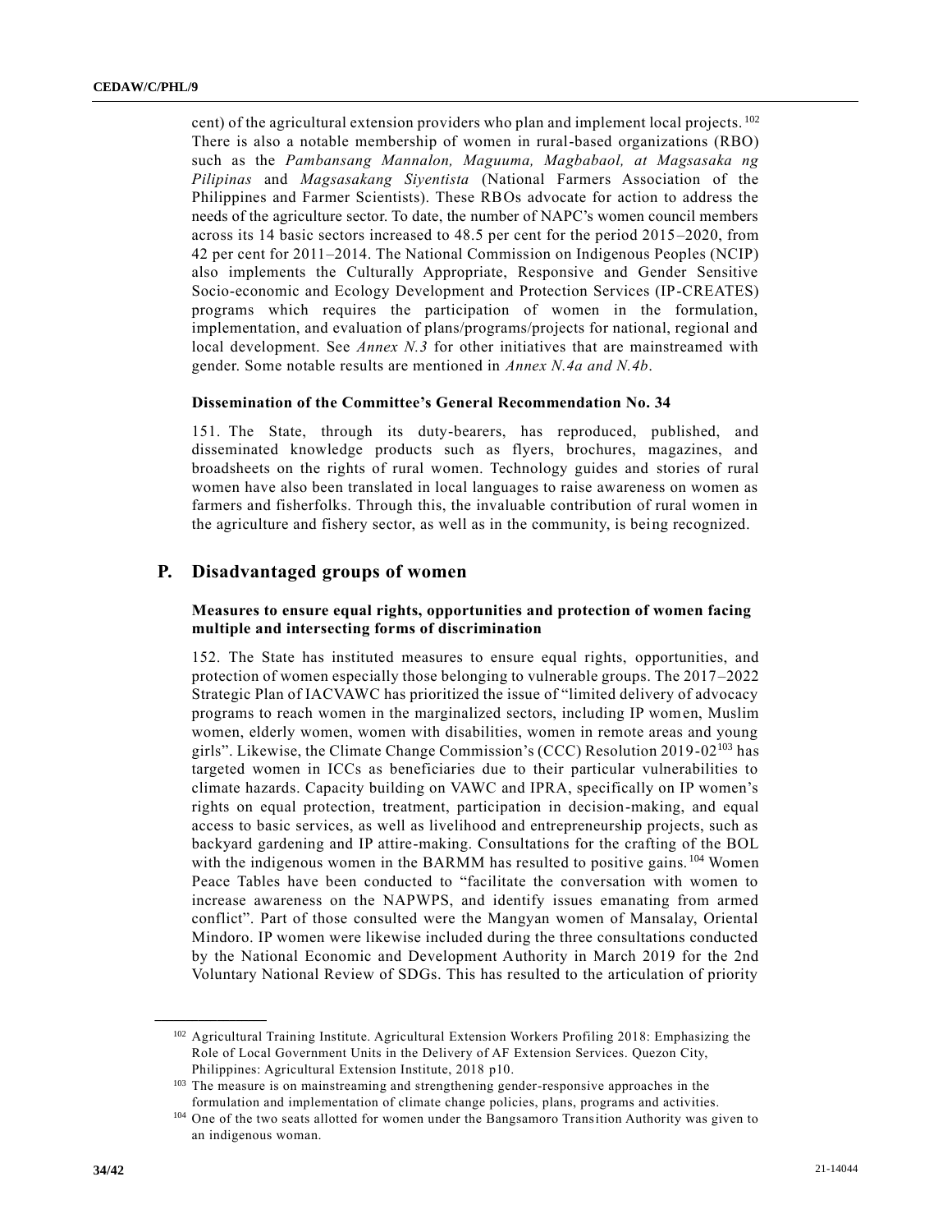cent) of the agricultural extension providers who plan and implement local projects.[102] There is also a notable membership of women in rural-based organizations (RBO) such as the *Pambansang Mannalon, Maguuma, Magbabaol, at Magsasaka ng Pilipinas* and *Magsasakang Siyentista* (National Farmers Association of the Philippines and Farmer Scientists). These RBOs advocate for action to address the needs of the agriculture sector. To date, the number of NAPC's women council members across its 14 basic sectors increased to 48.5 per cent for the period 2015–2020, from 42 per cent for 2011–2014. The National Commission on Indigenous Peoples (NCIP) also implements the Culturally Appropriate, Responsive and Gender Sensitive Socio-economic and Ecology Development and Protection Services (IP-CREATES) programs which requires the participation of women in the formulation, implementation, and evaluation of plans/programs/projects for national, regional and local development. See *Annex N.3* for other initiatives that are mainstreamed with gender. Some notable results are mentioned in *Annex N.4a and N.4b*.

#### Dissemination of the Committee's General Recommendation No. 34

151. The State, through its duty-bearers, has reproduced, published, and disseminated knowledge products such as flyers, brochures, magazines, and broadsheets on the rights of rural women. Technology guides and stories of rural women have also been translated in local languages to raise awareness on women as farmers and fisherfolks. Through this, the invaluable contribution of rural women in the agriculture and fishery sector, as well as in the community, is being recognized.

## P. Disadvantaged groups of women

#### Measures to ensure equal rights, opportunities and protection of women facing multiple and intersecting forms of discrimination

152. The State has instituted measures to ensure equal rights, opportunities, and protection of women especially those belonging to vulnerable groups. The 2017–2022 Strategic Plan of IACVAWC has prioritized the issue of "limited delivery of advocacy programs to reach women in the marginalized sectors, including IP women, Muslim women, elderly women, women with disabilities, women in remote areas and young girls". Likewise, the Climate Change Commission's (CCC) Resolution 2019-02[103] has targeted women in ICCs as beneficiaries due to their particular vulnerabilities to climate hazards. Capacity building on VAWC and IPRA, specifically on IP women's rights on equal protection, treatment, participation in decision-making, and equal access to basic services, as well as livelihood and entrepreneurship projects, such as backyard gardening and IP attire-making. Consultations for the crafting of the BOL with the indigenous women in the BARMM has resulted to positive gains.[104] Women Peace Tables have been conducted to "facilitate the conversation with women to increase awareness on the NAPWPS, and identify issues emanating from armed conflict". Part of those consulted were the Mangyan women of Mansalay, Oriental Mindoro. IP women were likewise included during the three consultations conducted by the National Economic and Development Authority in March 2019 for the 2nd Voluntary National Review of SDGs. This has resulted to the articulation of priority

---

[102] Agricultural Training Institute. Agricultural Extension Workers Profiling 2018: Emphasizing the Role of Local Government Units in the Delivery of AF Extension Services. Quezon City, Philippines: Agricultural Extension Institute, 2018 p10.

[103] The measure is on mainstreaming and strengthening gender-responsive approaches in the formulation and implementation of climate change policies, plans, programs and activities.

[104] One of the two seats allotted for women under the Bangsamoro Transition Authority was given to an indigenous woman.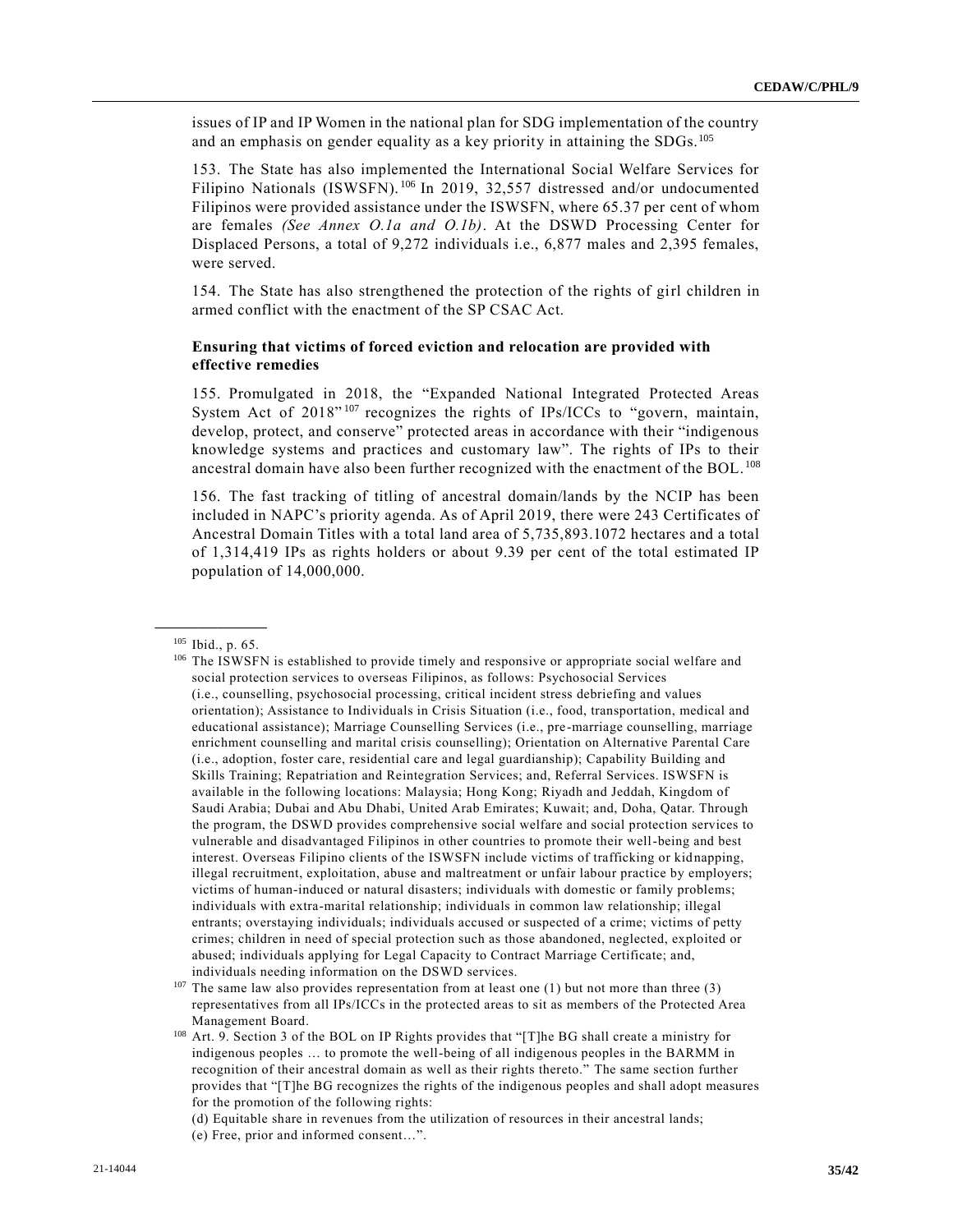issues of IP and IP Women in the national plan for SDG implementation of the country and an emphasis on gender equality as a key priority in attaining the SDGs.[105]

153. The State has also implemented the International Social Welfare Services for Filipino Nationals (ISWSFN).[106] In 2019, 32,557 distressed and/or undocumented Filipinos were provided assistance under the ISWSFN, where 65.37 per cent of whom are females *(See Annex O.1a and O.1b)*. At the DSWD Processing Center for Displaced Persons, a total of 9,272 individuals i.e., 6,877 males and 2,395 females, were served.

154. The State has also strengthened the protection of the rights of girl children in armed conflict with the enactment of the SP CSAC Act.

**Ensuring that victims of forced eviction and relocation are provided with effective remedies**

155. Promulgated in 2018, the "Expanded National Integrated Protected Areas System Act of 2018"[107] recognizes the rights of IPs/ICCs to "govern, maintain, develop, protect, and conserve" protected areas in accordance with their "indigenous knowledge systems and practices and customary law". The rights of IPs to their ancestral domain have also been further recognized with the enactment of the BOL.[108]

156. The fast tracking of titling of ancestral domain/lands by the NCIP has been included in NAPC's priority agenda. As of April 2019, there were 243 Certificates of Ancestral Domain Titles with a total land area of 5,735,893.1072 hectares and a total of 1,314,419 IPs as rights holders or about 9.39 per cent of the total estimated IP population of 14,000,000.

---

[105] Ibid., p. 65.

[106] The ISWSFN is established to provide timely and responsive or appropriate social welfare and social protection services to overseas Filipinos, as follows: Psychosocial Services (i.e., counselling, psychosocial processing, critical incident stress debriefing and values orientation); Assistance to Individuals in Crisis Situation (i.e., food, transportation, medical and educational assistance); Marriage Counselling Services (i.e., pre-marriage counselling, marriage enrichment counselling and marital crisis counselling); Orientation on Alternative Parental Care (i.e., adoption, foster care, residential care and legal guardianship); Capability Building and Skills Training; Repatriation and Reintegration Services; and, Referral Services. ISWSFN is available in the following locations: Malaysia; Hong Kong; Riyadh and Jeddah, Kingdom of Saudi Arabia; Dubai and Abu Dhabi, United Arab Emirates; Kuwait; and, Doha, Qatar. Through the program, the DSWD provides comprehensive social welfare and social protection services to vulnerable and disadvantaged Filipinos in other countries to promote their well-being and best interest. Overseas Filipino clients of the ISWSFN include victims of trafficking or kidnapping, illegal recruitment, exploitation, abuse and maltreatment or unfair labour practice by employers; victims of human-induced or natural disasters; individuals with domestic or family problems; individuals with extra-marital relationship; individuals in common law relationship; illegal entrants; overstaying individuals; individuals accused or suspected of a crime; victims of petty crimes; children in need of special protection such as those abandoned, neglected, exploited or abused; individuals applying for Legal Capacity to Contract Marriage Certificate; and, individuals needing information on the DSWD services.

[107] The same law also provides representation from at least one (1) but not more than three (3) representatives from all IPs/ICCs in the protected areas to sit as members of the Protected Area Management Board.

[108] Art. 9. Section 3 of the BOL on IP Rights provides that "[T]he BG shall create a ministry for indigenous peoples … to promote the well-being of all indigenous peoples in the BARMM in recognition of their ancestral domain as well as their rights thereto." The same section further provides that "[T]he BG recognizes the rights of the indigenous peoples and shall adopt measures for the promotion of the following rights:

(d) Equitable share in revenues from the utilization of resources in their ancestral lands;

(e) Free, prior and informed consent…".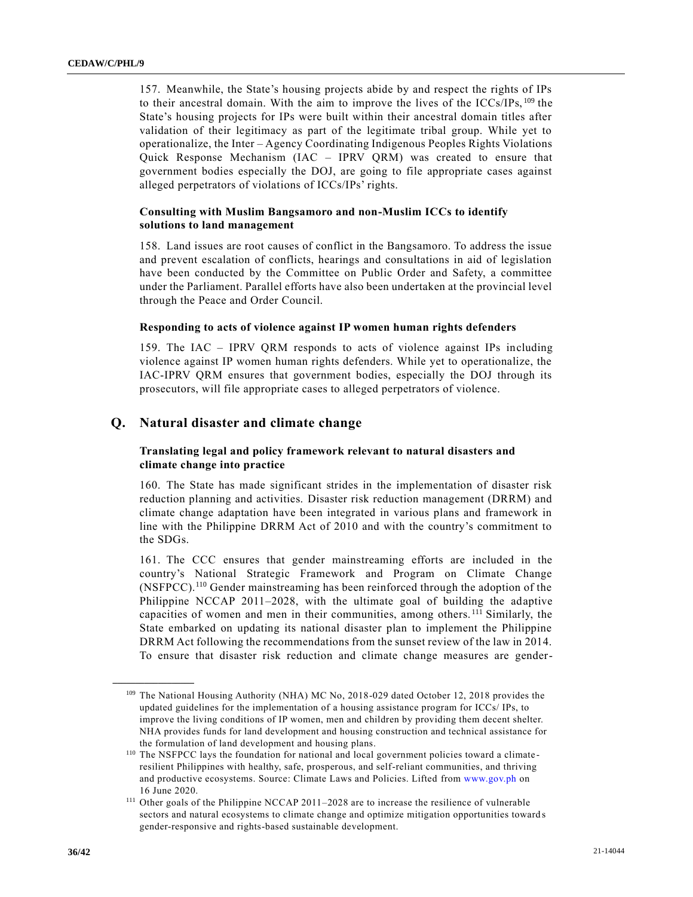157. Meanwhile, the State's housing projects abide by and respect the rights of IPs to their ancestral domain. With the aim to improve the lives of the ICCs/IPs,[109] the State's housing projects for IPs were built within their ancestral domain titles after validation of their legitimacy as part of the legitimate tribal group. While yet to operationalize, the Inter – Agency Coordinating Indigenous Peoples Rights Violations Quick Response Mechanism (IAC – IPRV QRM) was created to ensure that government bodies especially the DOJ, are going to file appropriate cases against alleged perpetrators of violations of ICCs/IPs' rights.

#### Consulting with Muslim Bangsamoro and non-Muslim ICCs to identify solutions to land management

158. Land issues are root causes of conflict in the Bangsamoro. To address the issue and prevent escalation of conflicts, hearings and consultations in aid of legislation have been conducted by the Committee on Public Order and Safety, a committee under the Parliament. Parallel efforts have also been undertaken at the provincial level through the Peace and Order Council.

#### Responding to acts of violence against IP women human rights defenders

159. The IAC – IPRV QRM responds to acts of violence against IPs including violence against IP women human rights defenders. While yet to operationalize, the IAC-IPRV QRM ensures that government bodies, especially the DOJ through its prosecutors, will file appropriate cases to alleged perpetrators of violence.

## Q. Natural disaster and climate change

#### Translating legal and policy framework relevant to natural disasters and climate change into practice

160. The State has made significant strides in the implementation of disaster risk reduction planning and activities. Disaster risk reduction management (DRRM) and climate change adaptation have been integrated in various plans and framework in line with the Philippine DRRM Act of 2010 and with the country's commitment to the SDGs.

161. The CCC ensures that gender mainstreaming efforts are included in the country's National Strategic Framework and Program on Climate Change (NSFPCC).[110] Gender mainstreaming has been reinforced through the adoption of the Philippine NCCAP 2011–2028, with the ultimate goal of building the adaptive capacities of women and men in their communities, among others.[111] Similarly, the State embarked on updating its national disaster plan to implement the Philippine DRRM Act following the recommendations from the sunset review of the law in 2014. To ensure that disaster risk reduction and climate change measures are gender-

---

[109] The National Housing Authority (NHA) MC No, 2018-029 dated October 12, 2018 provides the updated guidelines for the implementation of a housing assistance program for ICCs/ IPs, to improve the living conditions of IP women, men and children by providing them decent shelter. NHA provides funds for land development and housing construction and technical assistance for the formulation of land development and housing plans.

[110] The NSFPCC lays the foundation for national and local government policies toward a climate-resilient Philippines with healthy, safe, prosperous, and self-reliant communities, and thriving and productive ecosystems. Source: Climate Laws and Policies. Lifted from www.gov.ph on 16 June 2020.

[111] Other goals of the Philippine NCCAP 2011–2028 are to increase the resilience of vulnerable sectors and natural ecosystems to climate change and optimize mitigation opportunities towards gender-responsive and rights-based sustainable development.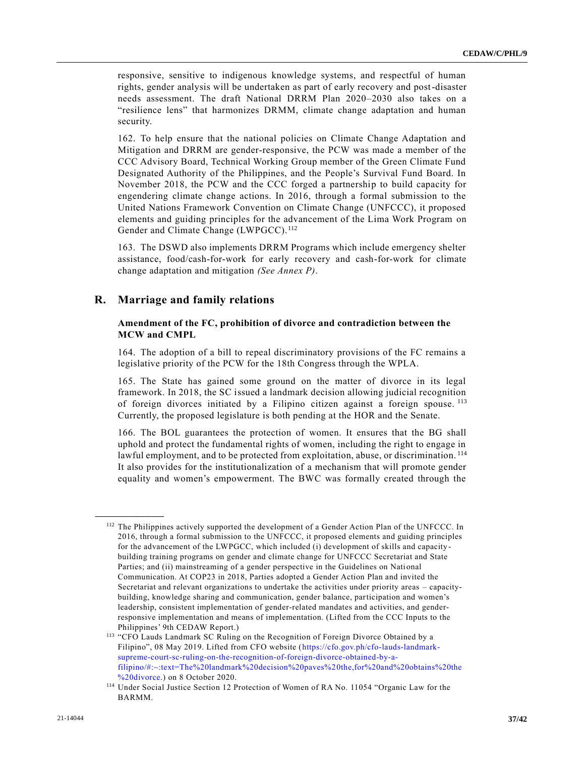responsive, sensitive to indigenous knowledge systems, and respectful of human rights, gender analysis will be undertaken as part of early recovery and post-disaster needs assessment. The draft National DRRM Plan 2020–2030 also takes on a "resilience lens" that harmonizes DRMM, climate change adaptation and human security.

162. To help ensure that the national policies on Climate Change Adaptation and Mitigation and DRRM are gender-responsive, the PCW was made a member of the CCC Advisory Board, Technical Working Group member of the Green Climate Fund Designated Authority of the Philippines, and the People's Survival Fund Board. In November 2018, the PCW and the CCC forged a partnership to build capacity for engendering climate change actions. In 2016, through a formal submission to the United Nations Framework Convention on Climate Change (UNFCCC), it proposed elements and guiding principles for the advancement of the Lima Work Program on Gender and Climate Change (LWPGCC).[112]

163. The DSWD also implements DRRM Programs which include emergency shelter assistance, food/cash-for-work for early recovery and cash-for-work for climate change adaptation and mitigation *(See Annex P)*.

## R. Marriage and family relations

### Amendment of the FC, prohibition of divorce and contradiction between the MCW and CMPL

164. The adoption of a bill to repeal discriminatory provisions of the FC remains a legislative priority of the PCW for the 18th Congress through the WPLA.

165. The State has gained some ground on the matter of divorce in its legal framework. In 2018, the SC issued a landmark decision allowing judicial recognition of foreign divorces initiated by a Filipino citizen against a foreign spouse.[113] Currently, the proposed legislature is both pending at the HOR and the Senate.

166. The BOL guarantees the protection of women. It ensures that the BG shall uphold and protect the fundamental rights of women, including the right to engage in lawful employment, and to be protected from exploitation, abuse, or discrimination.[114] It also provides for the institutionalization of a mechanism that will promote gender equality and women's empowerment. The BWC was formally created through the

---

[112] The Philippines actively supported the development of a Gender Action Plan of the UNFCCC. In 2016, through a formal submission to the UNFCCC, it proposed elements and guiding principles for the advancement of the LWPGCC, which included (i) development of skills and capacity-building training programs on gender and climate change for UNFCCC Secretariat and State Parties; and (ii) mainstreaming of a gender perspective in the Guidelines on National Communication. At COP23 in 2018, Parties adopted a Gender Action Plan and invited the Secretariat and relevant organizations to undertake the activities under priority areas – capacity-building, knowledge sharing and communication, gender balance, participation and women's leadership, consistent implementation of gender-related mandates and activities, and gender-responsive implementation and means of implementation. (Lifted from the CCC Inputs to the Philippines' 9th CEDAW Report.)

[113] "CFO Lauds Landmark SC Ruling on the Recognition of Foreign Divorce Obtained by a Filipino", 08 May 2019. Lifted from CFO website (https://cfo.gov.ph/cfo-lauds-landmark-supreme-court-sc-ruling-on-the-recognition-of-foreign-divorce-obtained-by-a-filipino/#:~:text=The%20landmark%20decision%20paves%20the,for%20and%20obtains%20the%20divorce.) on 8 October 2020.

[114] Under Social Justice Section 12 Protection of Women of RA No. 11054 "Organic Law for the BARMM.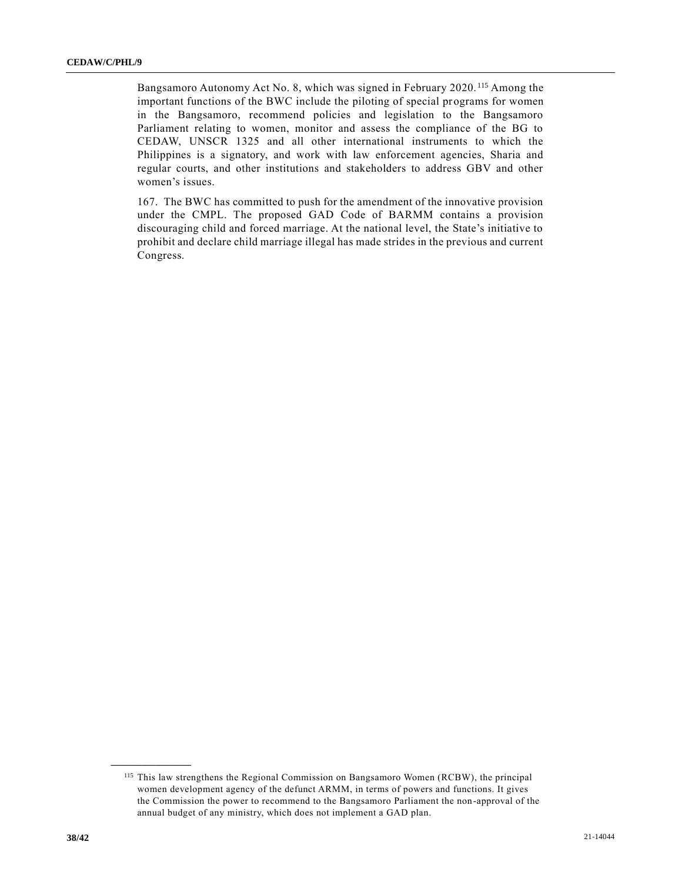Bangsamoro Autonomy Act No. 8, which was signed in February 2020.[115] Among the important functions of the BWC include the piloting of special programs for women in the Bangsamoro, recommend policies and legislation to the Bangsamoro Parliament relating to women, monitor and assess the compliance of the BG to CEDAW, UNSCR 1325 and all other international instruments to which the Philippines is a signatory, and work with law enforcement agencies, Sharia and regular courts, and other institutions and stakeholders to address GBV and other women's issues.

167. The BWC has committed to push for the amendment of the innovative provision under the CMPL. The proposed GAD Code of BARMM contains a provision discouraging child and forced marriage. At the national level, the State's initiative to prohibit and declare child marriage illegal has made strides in the previous and current Congress.

---

[115] This law strengthens the Regional Commission on Bangsamoro Women (RCBW), the principal women development agency of the defunct ARMM, in terms of powers and functions. It gives the Commission the power to recommend to the Bangsamoro Parliament the non-approval of the annual budget of any ministry, which does not implement a GAD plan.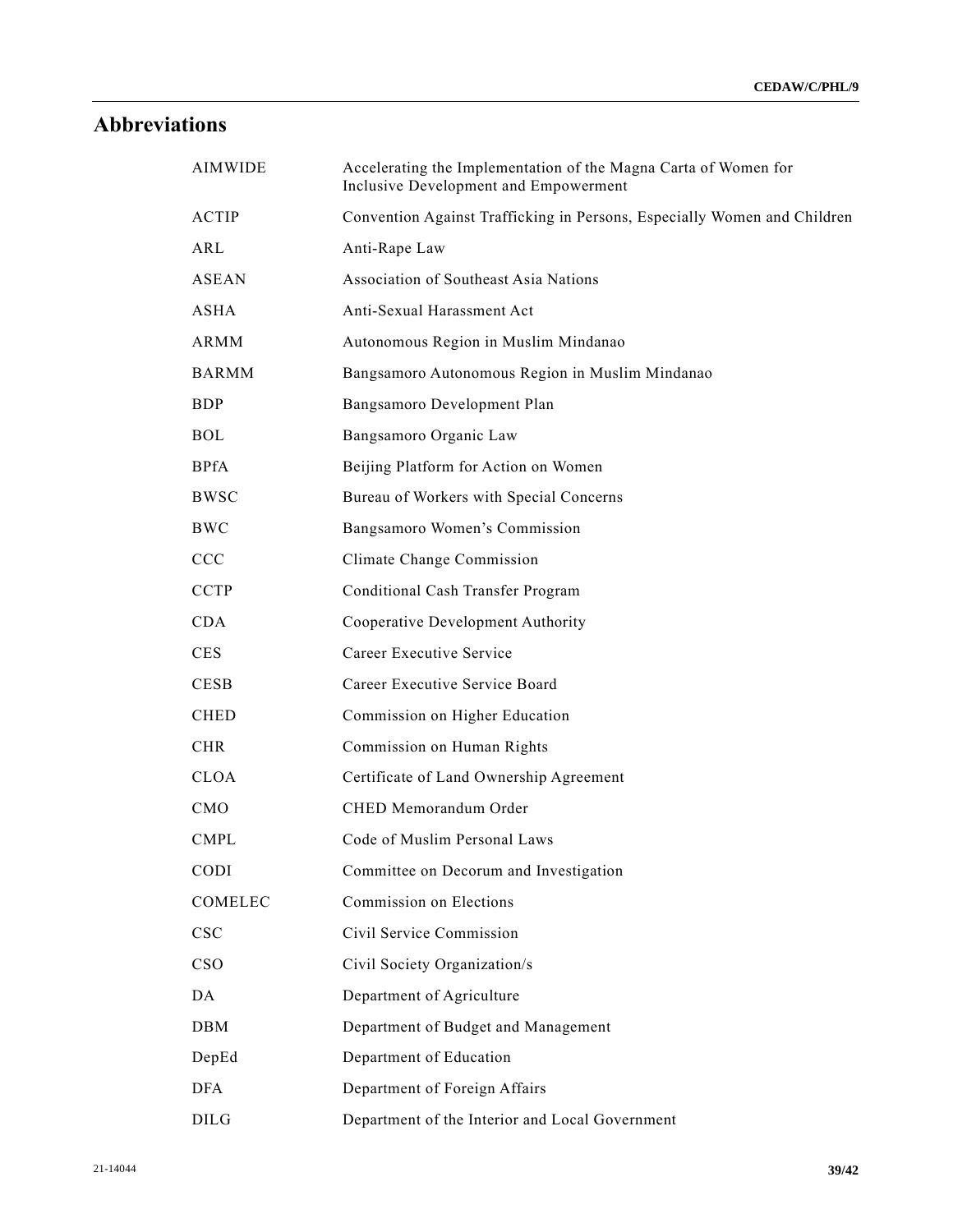## Abbreviations

| | |
|---|---|
| AIMWIDE | Accelerating the Implementation of the Magna Carta of Women for Inclusive Development and Empowerment |
| ACTIP | Convention Against Trafficking in Persons, Especially Women and Children |
| ARL | Anti-Rape Law |
| ASEAN | Association of Southeast Asia Nations |
| ASHA | Anti-Sexual Harassment Act |
| ARMM | Autonomous Region in Muslim Mindanao |
| BARMM | Bangsamoro Autonomous Region in Muslim Mindanao |
| BDP | Bangsamoro Development Plan |
| BOL | Bangsamoro Organic Law |
| BPfA | Beijing Platform for Action on Women |
| BWSC | Bureau of Workers with Special Concerns |
| BWC | Bangsamoro Women's Commission |
| CCC | Climate Change Commission |
| CCTP | Conditional Cash Transfer Program |
| CDA | Cooperative Development Authority |
| CES | Career Executive Service |
| CESB | Career Executive Service Board |
| CHED | Commission on Higher Education |
| CHR | Commission on Human Rights |
| CLOA | Certificate of Land Ownership Agreement |
| CMO | CHED Memorandum Order |
| CMPL | Code of Muslim Personal Laws |
| CODI | Committee on Decorum and Investigation |
| COMELEC | Commission on Elections |
| CSC | Civil Service Commission |
| CSO | Civil Society Organization/s |
| DA | Department of Agriculture |
| DBM | Department of Budget and Management |
| DepEd | Department of Education |
| DFA | Department of Foreign Affairs |
| DILG | Department of the Interior and Local Government |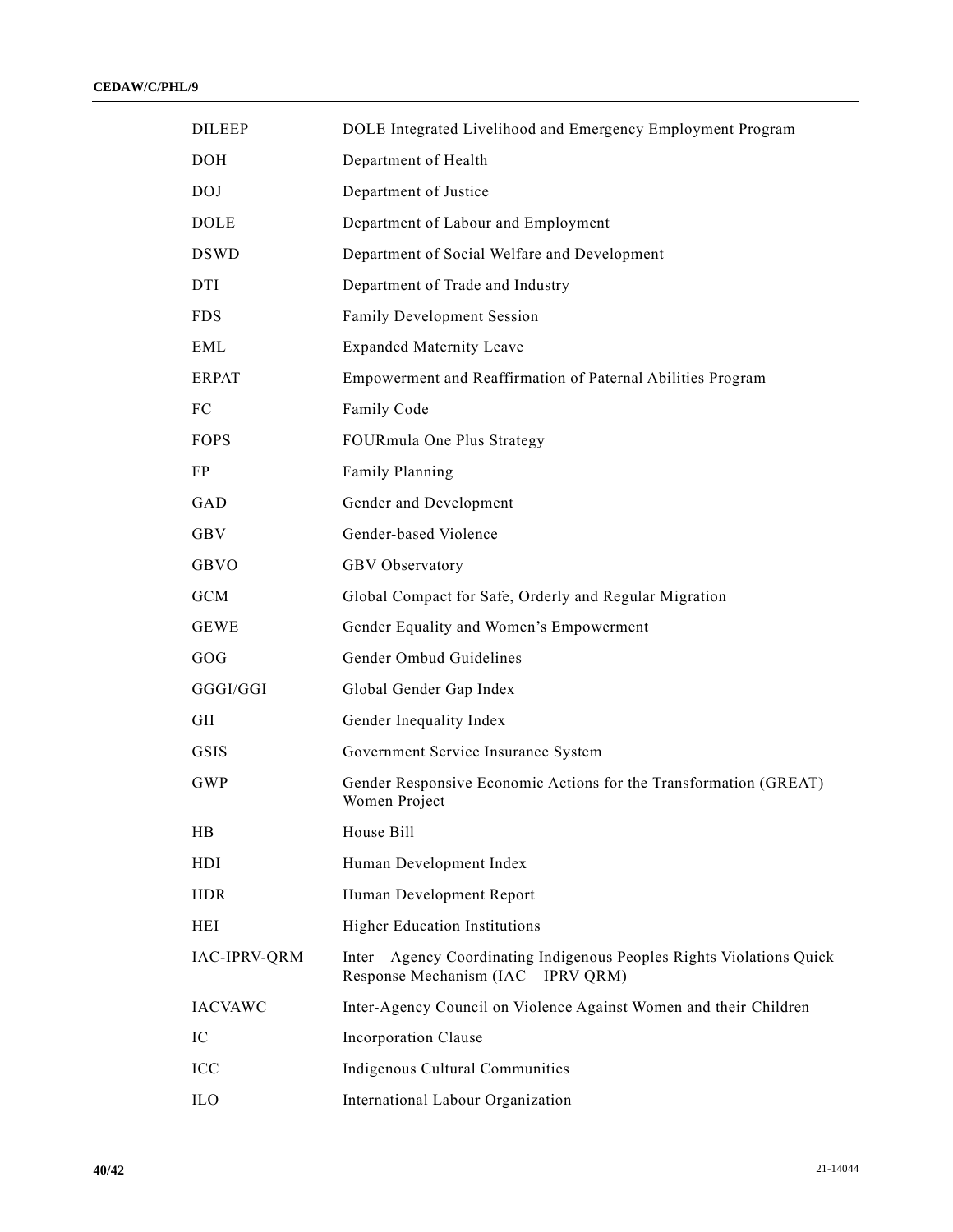| | |
|---|---|
| DILEEP | DOLE Integrated Livelihood and Emergency Employment Program |
| DOH | Department of Health |
| DOJ | Department of Justice |
| DOLE | Department of Labour and Employment |
| DSWD | Department of Social Welfare and Development |
| DTI | Department of Trade and Industry |
| FDS | Family Development Session |
| EML | Expanded Maternity Leave |
| ERPAT | Empowerment and Reaffirmation of Paternal Abilities Program |
| FC | Family Code |
| FOPS | FOURmula One Plus Strategy |
| FP | Family Planning |
| GAD | Gender and Development |
| GBV | Gender-based Violence |
| GBVO | GBV Observatory |
| GCM | Global Compact for Safe, Orderly and Regular Migration |
| GEWE | Gender Equality and Women's Empowerment |
| GOG | Gender Ombud Guidelines |
| GGGI/GGI | Global Gender Gap Index |
| GII | Gender Inequality Index |
| GSIS | Government Service Insurance System |
| GWP | Gender Responsive Economic Actions for the Transformation (GREAT) Women Project |
| HB | House Bill |
| HDI | Human Development Index |
| HDR | Human Development Report |
| HEI | Higher Education Institutions |
| IAC-IPRV-QRM | Inter – Agency Coordinating Indigenous Peoples Rights Violations Quick Response Mechanism (IAC – IPRV QRM) |
| IACVAWC | Inter-Agency Council on Violence Against Women and their Children |
| IC | Incorporation Clause |
| ICC | Indigenous Cultural Communities |
| ILO | International Labour Organization |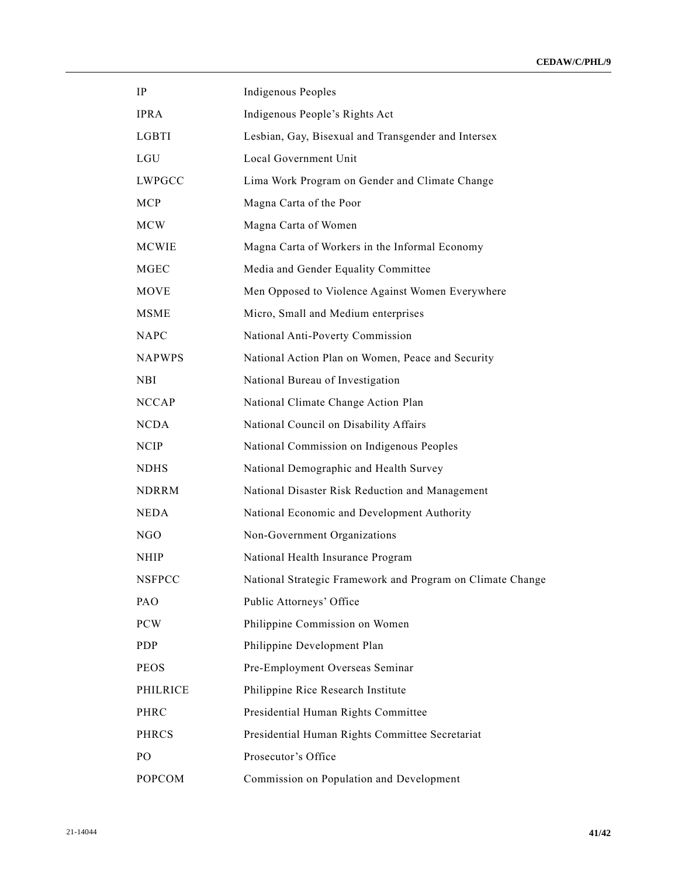| | |
|---|---|
| IP | Indigenous Peoples |
| IPRA | Indigenous People's Rights Act |
| LGBTI | Lesbian, Gay, Bisexual and Transgender and Intersex |
| LGU | Local Government Unit |
| LWPGCC | Lima Work Program on Gender and Climate Change |
| MCP | Magna Carta of the Poor |
| MCW | Magna Carta of Women |
| MCWIE | Magna Carta of Workers in the Informal Economy |
| MGEC | Media and Gender Equality Committee |
| MOVE | Men Opposed to Violence Against Women Everywhere |
| MSME | Micro, Small and Medium enterprises |
| NAPC | National Anti-Poverty Commission |
| NAPWPS | National Action Plan on Women, Peace and Security |
| NBI | National Bureau of Investigation |
| NCCAP | National Climate Change Action Plan |
| NCDA | National Council on Disability Affairs |
| NCIP | National Commission on Indigenous Peoples |
| NDHS | National Demographic and Health Survey |
| NDRRM | National Disaster Risk Reduction and Management |
| NEDA | National Economic and Development Authority |
| NGO | Non-Government Organizations |
| NHIP | National Health Insurance Program |
| NSFPCC | National Strategic Framework and Program on Climate Change |
| PAO | Public Attorneys' Office |
| PCW | Philippine Commission on Women |
| PDP | Philippine Development Plan |
| PEOS | Pre-Employment Overseas Seminar |
| PHILRICE | Philippine Rice Research Institute |
| PHRC | Presidential Human Rights Committee |
| PHRCS | Presidential Human Rights Committee Secretariat |
| PO | Prosecutor's Office |
| POPCOM | Commission on Population and Development |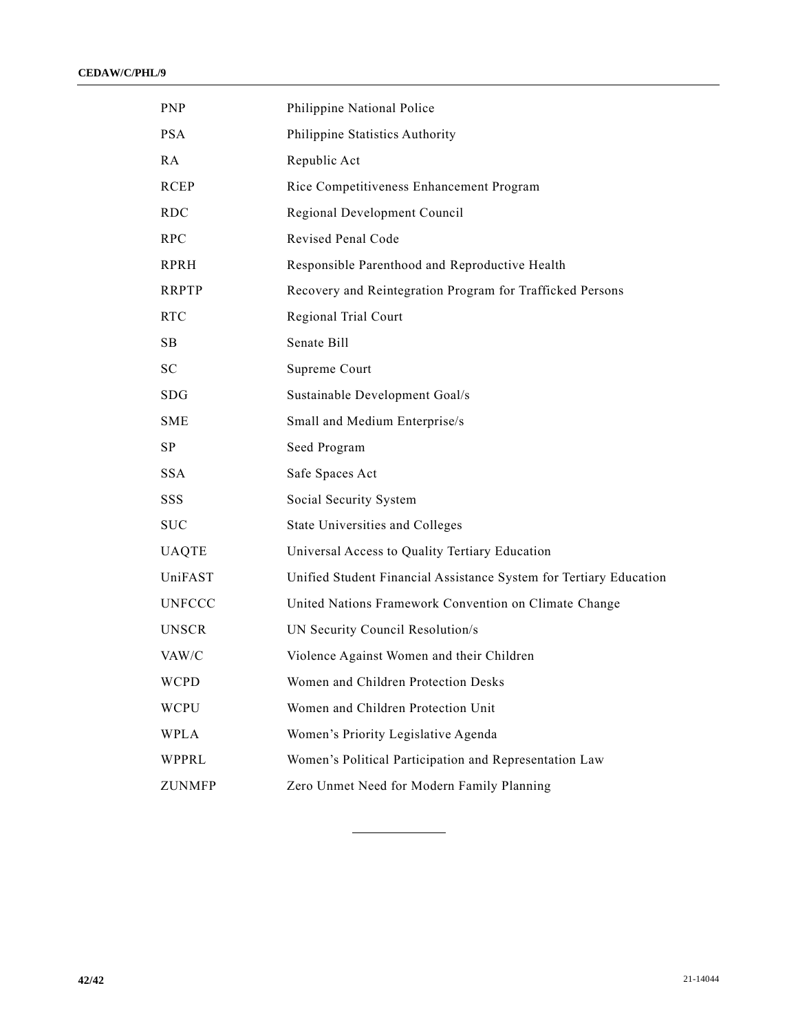| | |
|---|---|
| PNP | Philippine National Police |
| PSA | Philippine Statistics Authority |
| RA | Republic Act |
| RCEP | Rice Competitiveness Enhancement Program |
| RDC | Regional Development Council |
| RPC | Revised Penal Code |
| RPRH | Responsible Parenthood and Reproductive Health |
| RRPTP | Recovery and Reintegration Program for Trafficked Persons |
| RTC | Regional Trial Court |
| SB | Senate Bill |
| SC | Supreme Court |
| SDG | Sustainable Development Goal/s |
| SME | Small and Medium Enterprise/s |
| SP | Seed Program |
| SSA | Safe Spaces Act |
| SSS | Social Security System |
| SUC | State Universities and Colleges |
| UAQTE | Universal Access to Quality Tertiary Education |
| UniFAST | Unified Student Financial Assistance System for Tertiary Education |
| UNFCCC | United Nations Framework Convention on Climate Change |
| UNSCR | UN Security Council Resolution/s |
| VAW/C | Violence Against Women and their Children |
| WCPD | Women and Children Protection Desks |
| WCPU | Women and Children Protection Unit |
| WPLA | Women's Priority Legislative Agenda |
| WPPRL | Women's Political Participation and Representation Law |
| ZUNMFP | Zero Unmet Need for Modern Family Planning |